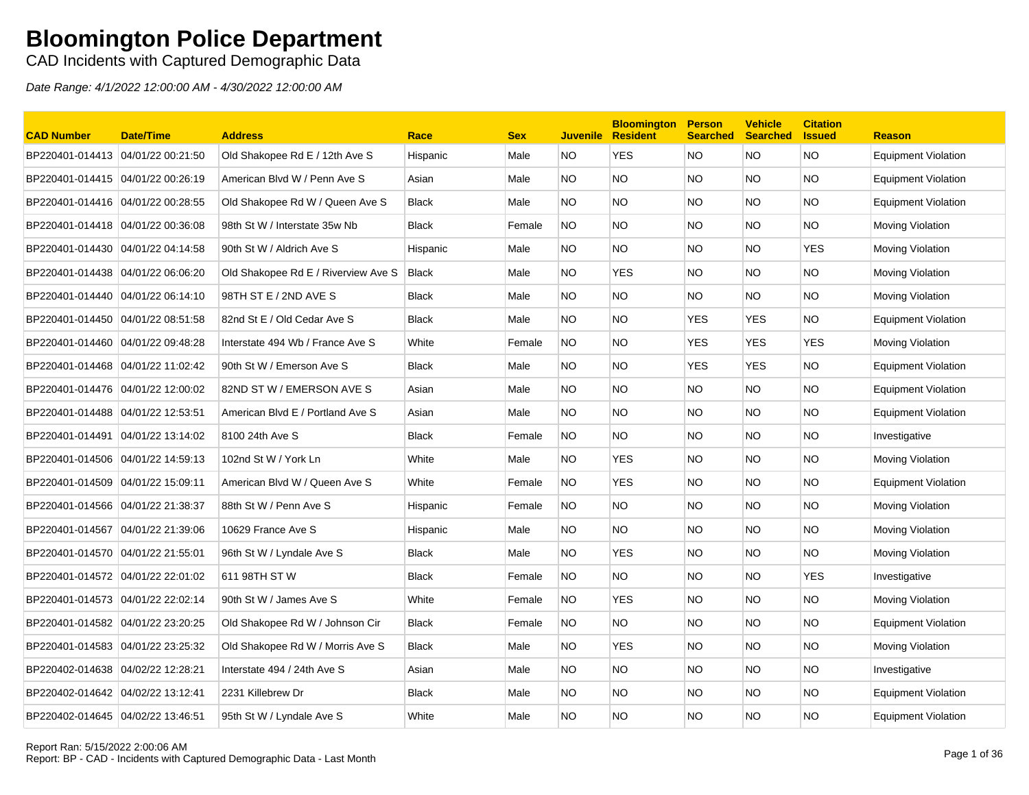# Bloomington Police Department

CAD Incidents with Captured Demographic Data

*Date Range: 4/1/2022 12:00:00 AM - 4/30/2022 12:00:00 AM*

| CAD Number | Date/Time | Address | Race | Sex | Juvenile | Bloomington Resident | Person Searched | Vehicle Searched | Citation Issued | Reason |
|---|---|---|---|---|---|---|---|---|---|---|
| BP220401-014413 | 04/01/22 00:21:50 | Old Shakopee Rd E / 12th Ave S | Hispanic | Male | NO | YES | NO | NO | NO | Equipment Violation |
| BP220401-014415 | 04/01/22 00:26:19 | American Blvd W / Penn Ave S | Asian | Male | NO | NO | NO | NO | NO | Equipment Violation |
| BP220401-014416 | 04/01/22 00:28:55 | Old Shakopee Rd W / Queen Ave S | Black | Male | NO | NO | NO | NO | NO | Equipment Violation |
| BP220401-014418 | 04/01/22 00:36:08 | 98th St W / Interstate 35w Nb | Black | Female | NO | NO | NO | NO | NO | Moving Violation |
| BP220401-014430 | 04/01/22 04:14:58 | 90th St W / Aldrich Ave S | Hispanic | Male | NO | NO | NO | NO | YES | Moving Violation |
| BP220401-014438 | 04/01/22 06:06:20 | Old Shakopee Rd E / Riverview Ave S | Black | Male | NO | YES | NO | NO | NO | Moving Violation |
| BP220401-014440 | 04/01/22 06:14:10 | 98TH ST E / 2ND AVE S | Black | Male | NO | NO | NO | NO | NO | Moving Violation |
| BP220401-014450 | 04/01/22 08:51:58 | 82nd St E / Old Cedar Ave S | Black | Male | NO | NO | YES | YES | NO | Equipment Violation |
| BP220401-014460 | 04/01/22 09:48:28 | Interstate 494 Wb / France Ave S | White | Female | NO | NO | YES | YES | YES | Moving Violation |
| BP220401-014468 | 04/01/22 11:02:42 | 90th St W / Emerson Ave S | Black | Male | NO | NO | YES | YES | NO | Equipment Violation |
| BP220401-014476 | 04/01/22 12:00:02 | 82ND ST W / EMERSON AVE S | Asian | Male | NO | NO | NO | NO | NO | Equipment Violation |
| BP220401-014488 | 04/01/22 12:53:51 | American Blvd E / Portland Ave S | Asian | Male | NO | NO | NO | NO | NO | Equipment Violation |
| BP220401-014491 | 04/01/22 13:14:02 | 8100 24th Ave S | Black | Female | NO | NO | NO | NO | NO | Investigative |
| BP220401-014506 | 04/01/22 14:59:13 | 102nd St W / York Ln | White | Male | NO | YES | NO | NO | NO | Moving Violation |
| BP220401-014509 | 04/01/22 15:09:11 | American Blvd W / Queen Ave S | White | Female | NO | YES | NO | NO | NO | Equipment Violation |
| BP220401-014566 | 04/01/22 21:38:37 | 88th St W / Penn Ave S | Hispanic | Female | NO | NO | NO | NO | NO | Moving Violation |
| BP220401-014567 | 04/01/22 21:39:06 | 10629 France Ave S | Hispanic | Male | NO | NO | NO | NO | NO | Moving Violation |
| BP220401-014570 | 04/01/22 21:55:01 | 96th St W / Lyndale Ave S | Black | Male | NO | YES | NO | NO | NO | Moving Violation |
| BP220401-014572 | 04/01/22 22:01:02 | 611 98TH ST W | Black | Female | NO | NO | NO | NO | YES | Investigative |
| BP220401-014573 | 04/01/22 22:02:14 | 90th St W / James Ave S | White | Female | NO | YES | NO | NO | NO | Moving Violation |
| BP220401-014582 | 04/01/22 23:20:25 | Old Shakopee Rd W / Johnson Cir | Black | Female | NO | NO | NO | NO | NO | Equipment Violation |
| BP220401-014583 | 04/01/22 23:25:32 | Old Shakopee Rd W / Morris Ave S | Black | Male | NO | YES | NO | NO | NO | Moving Violation |
| BP220402-014638 | 04/02/22 12:28:21 | Interstate 494 / 24th Ave S | Asian | Male | NO | NO | NO | NO | NO | Investigative |
| BP220402-014642 | 04/02/22 13:12:41 | 2231 Killebrew Dr | Black | Male | NO | NO | NO | NO | NO | Equipment Violation |
| BP220402-014645 | 04/02/22 13:46:51 | 95th St W / Lyndale Ave S | White | Male | NO | NO | NO | NO | NO | Equipment Violation |

Report Ran: 5/15/2022 2:00:06 AM
Report: BP - CAD - Incidents with Captured Demographic Data - Last Month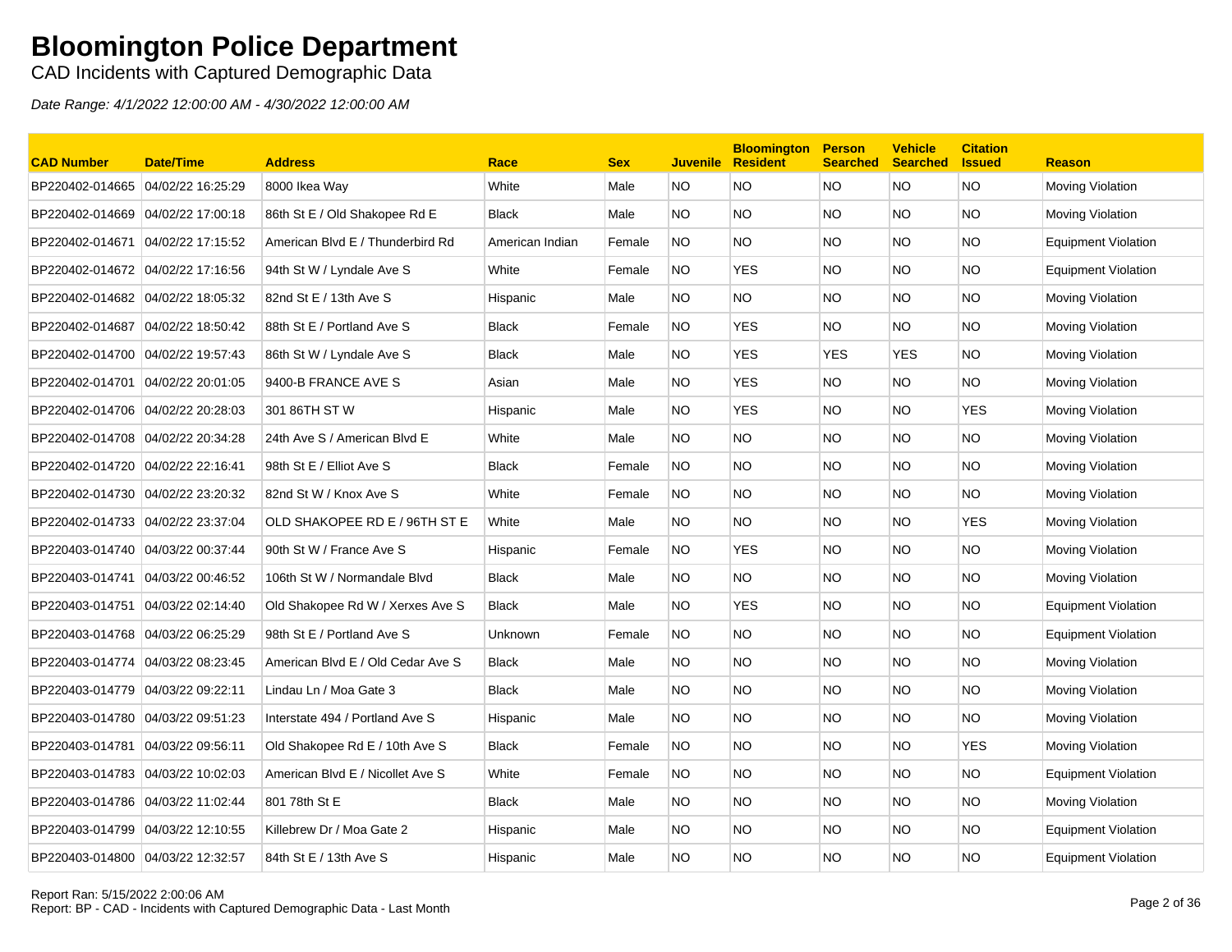# Bloomington Police Department

CAD Incidents with Captured Demographic Data

*Date Range: 4/1/2022 12:00:00 AM - 4/30/2022 12:00:00 AM*

| CAD Number | Date/Time | Address | Race | Sex | Juvenile | Bloomington Resident | Person Searched | Vehicle Searched | Citation Issued | Reason |
|---|---|---|---|---|---|---|---|---|---|---|
| BP220402-014665 | 04/02/22 16:25:29 | 8000 Ikea Way | White | Male | NO | NO | NO | NO | NO | Moving Violation |
| BP220402-014669 | 04/02/22 17:00:18 | 86th St E / Old Shakopee Rd E | Black | Male | NO | NO | NO | NO | NO | Moving Violation |
| BP220402-014671 | 04/02/22 17:15:52 | American Blvd E / Thunderbird Rd | American Indian | Female | NO | NO | NO | NO | NO | Equipment Violation |
| BP220402-014672 | 04/02/22 17:16:56 | 94th St W / Lyndale Ave S | White | Female | NO | YES | NO | NO | NO | Equipment Violation |
| BP220402-014682 | 04/02/22 18:05:32 | 82nd St E / 13th Ave S | Hispanic | Male | NO | NO | NO | NO | NO | Moving Violation |
| BP220402-014687 | 04/02/22 18:50:42 | 88th St E / Portland Ave S | Black | Female | NO | YES | NO | NO | NO | Moving Violation |
| BP220402-014700 | 04/02/22 19:57:43 | 86th St W / Lyndale Ave S | Black | Male | NO | YES | YES | YES | NO | Moving Violation |
| BP220402-014701 | 04/02/22 20:01:05 | 9400-B FRANCE AVE S | Asian | Male | NO | YES | NO | NO | NO | Moving Violation |
| BP220402-014706 | 04/02/22 20:28:03 | 301 86TH ST W | Hispanic | Male | NO | YES | NO | NO | YES | Moving Violation |
| BP220402-014708 | 04/02/22 20:34:28 | 24th Ave S / American Blvd E | White | Male | NO | NO | NO | NO | NO | Moving Violation |
| BP220402-014720 | 04/02/22 22:16:41 | 98th St E / Elliot Ave S | Black | Female | NO | NO | NO | NO | NO | Moving Violation |
| BP220402-014730 | 04/02/22 23:20:32 | 82nd St W / Knox Ave S | White | Female | NO | NO | NO | NO | NO | Moving Violation |
| BP220402-014733 | 04/02/22 23:37:04 | OLD SHAKOPEE RD E / 96TH ST E | White | Male | NO | NO | NO | NO | YES | Moving Violation |
| BP220403-014740 | 04/03/22 00:37:44 | 90th St W / France Ave S | Hispanic | Female | NO | YES | NO | NO | NO | Moving Violation |
| BP220403-014741 | 04/03/22 00:46:52 | 106th St W / Normandale Blvd | Black | Male | NO | NO | NO | NO | NO | Moving Violation |
| BP220403-014751 | 04/03/22 02:14:40 | Old Shakopee Rd W / Xerxes Ave S | Black | Male | NO | YES | NO | NO | NO | Equipment Violation |
| BP220403-014768 | 04/03/22 06:25:29 | 98th St E / Portland Ave S | Unknown | Female | NO | NO | NO | NO | NO | Equipment Violation |
| BP220403-014774 | 04/03/22 08:23:45 | American Blvd E / Old Cedar Ave S | Black | Male | NO | NO | NO | NO | NO | Moving Violation |
| BP220403-014779 | 04/03/22 09:22:11 | Lindau Ln / Moa Gate 3 | Black | Male | NO | NO | NO | NO | NO | Moving Violation |
| BP220403-014780 | 04/03/22 09:51:23 | Interstate 494 / Portland Ave S | Hispanic | Male | NO | NO | NO | NO | NO | Moving Violation |
| BP220403-014781 | 04/03/22 09:56:11 | Old Shakopee Rd E / 10th Ave S | Black | Female | NO | NO | NO | NO | YES | Moving Violation |
| BP220403-014783 | 04/03/22 10:02:03 | American Blvd E / Nicollet Ave S | White | Female | NO | NO | NO | NO | NO | Equipment Violation |
| BP220403-014786 | 04/03/22 11:02:44 | 801 78th St E | Black | Male | NO | NO | NO | NO | NO | Moving Violation |
| BP220403-014799 | 04/03/22 12:10:55 | Killebrew Dr / Moa Gate 2 | Hispanic | Male | NO | NO | NO | NO | NO | Equipment Violation |
| BP220403-014800 | 04/03/22 12:32:57 | 84th St E / 13th Ave S | Hispanic | Male | NO | NO | NO | NO | NO | Equipment Violation |

Report Ran: 5/15/2022 2:00:06 AM
Report: BP - CAD - Incidents with Captured Demographic Data - Last Month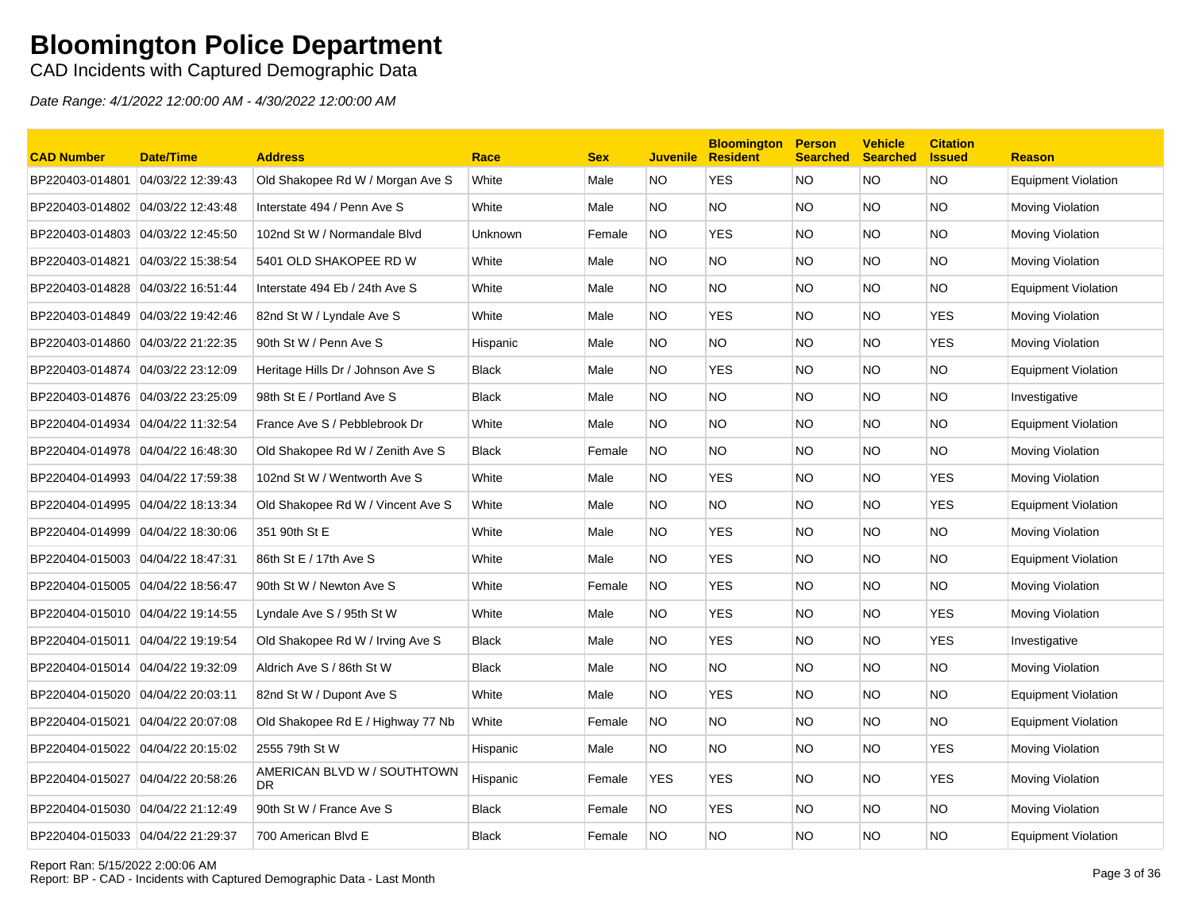# Bloomington Police Department

CAD Incidents with Captured Demographic Data

*Date Range: 4/1/2022 12:00:00 AM - 4/30/2022 12:00:00 AM*

| CAD Number | Date/Time | Address | Race | Sex | Juvenile | Bloomington Resident | Person Searched | Vehicle Searched | Citation Issued | Reason |
|---|---|---|---|---|---|---|---|---|---|---|
| BP220403-014801 | 04/03/22 12:39:43 | Old Shakopee Rd W / Morgan Ave S | White | Male | NO | YES | NO | NO | NO | Equipment Violation |
| BP220403-014802 | 04/03/22 12:43:48 | Interstate 494 / Penn Ave S | White | Male | NO | NO | NO | NO | NO | Moving Violation |
| BP220403-014803 | 04/03/22 12:45:50 | 102nd St W / Normandale Blvd | Unknown | Female | NO | YES | NO | NO | NO | Moving Violation |
| BP220403-014821 | 04/03/22 15:38:54 | 5401 OLD SHAKOPEE RD W | White | Male | NO | NO | NO | NO | NO | Moving Violation |
| BP220403-014828 | 04/03/22 16:51:44 | Interstate 494 Eb / 24th Ave S | White | Male | NO | NO | NO | NO | NO | Equipment Violation |
| BP220403-014849 | 04/03/22 19:42:46 | 82nd St W / Lyndale Ave S | White | Male | NO | YES | NO | NO | YES | Moving Violation |
| BP220403-014860 | 04/03/22 21:22:35 | 90th St W / Penn Ave S | Hispanic | Male | NO | NO | NO | NO | YES | Moving Violation |
| BP220403-014874 | 04/03/22 23:12:09 | Heritage Hills Dr / Johnson Ave S | Black | Male | NO | YES | NO | NO | NO | Equipment Violation |
| BP220403-014876 | 04/03/22 23:25:09 | 98th St E / Portland Ave S | Black | Male | NO | NO | NO | NO | NO | Investigative |
| BP220404-014934 | 04/04/22 11:32:54 | France Ave S / Pebblebrook Dr | White | Male | NO | NO | NO | NO | NO | Equipment Violation |
| BP220404-014978 | 04/04/22 16:48:30 | Old Shakopee Rd W / Zenith Ave S | Black | Female | NO | NO | NO | NO | NO | Moving Violation |
| BP220404-014993 | 04/04/22 17:59:38 | 102nd St W / Wentworth Ave S | White | Male | NO | YES | NO | NO | YES | Moving Violation |
| BP220404-014995 | 04/04/22 18:13:34 | Old Shakopee Rd W / Vincent Ave S | White | Male | NO | NO | NO | NO | YES | Equipment Violation |
| BP220404-014999 | 04/04/22 18:30:06 | 351 90th St E | White | Male | NO | YES | NO | NO | NO | Moving Violation |
| BP220404-015003 | 04/04/22 18:47:31 | 86th St E / 17th Ave S | White | Male | NO | YES | NO | NO | NO | Equipment Violation |
| BP220404-015005 | 04/04/22 18:56:47 | 90th St W / Newton Ave S | White | Female | NO | YES | NO | NO | NO | Moving Violation |
| BP220404-015010 | 04/04/22 19:14:55 | Lyndale Ave S / 95th St W | White | Male | NO | YES | NO | NO | YES | Moving Violation |
| BP220404-015011 | 04/04/22 19:19:54 | Old Shakopee Rd W / Irving Ave S | Black | Male | NO | YES | NO | NO | YES | Investigative |
| BP220404-015014 | 04/04/22 19:32:09 | Aldrich Ave S / 86th St W | Black | Male | NO | NO | NO | NO | NO | Moving Violation |
| BP220404-015020 | 04/04/22 20:03:11 | 82nd St W / Dupont Ave S | White | Male | NO | YES | NO | NO | NO | Equipment Violation |
| BP220404-015021 | 04/04/22 20:07:08 | Old Shakopee Rd E / Highway 77 Nb | White | Female | NO | NO | NO | NO | NO | Equipment Violation |
| BP220404-015022 | 04/04/22 20:15:02 | 2555 79th St W | Hispanic | Male | NO | NO | NO | NO | YES | Moving Violation |
| BP220404-015027 | 04/04/22 20:58:26 | AMERICAN BLVD W / SOUTHTOWN DR | Hispanic | Female | YES | YES | NO | NO | YES | Moving Violation |
| BP220404-015030 | 04/04/22 21:12:49 | 90th St W / France Ave S | Black | Female | NO | YES | NO | NO | NO | Moving Violation |
| BP220404-015033 | 04/04/22 21:29:37 | 700 American Blvd E | Black | Female | NO | NO | NO | NO | NO | Equipment Violation |

Report Ran: 5/15/2022 2:00:06 AM
Report: BP - CAD - Incidents with Captured Demographic Data - Last Month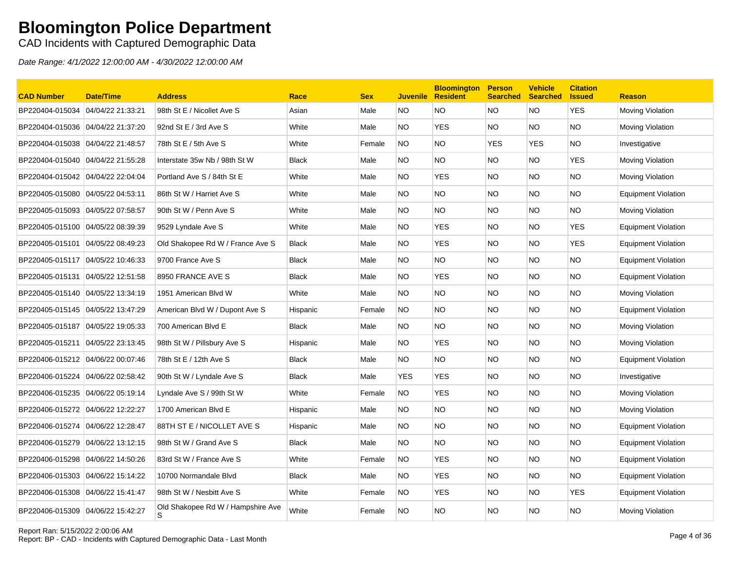# Bloomington Police Department

CAD Incidents with Captured Demographic Data

*Date Range: 4/1/2022 12:00:00 AM - 4/30/2022 12:00:00 AM*

| CAD Number | Date/Time | Address | Race | Sex | Juvenile | Bloomington Resident | Person Searched | Vehicle Searched | Citation Issued | Reason |
|---|---|---|---|---|---|---|---|---|---|---|
| BP220404-015034 | 04/04/22 21:33:21 | 98th St E / Nicollet Ave S | Asian | Male | NO | NO | NO | NO | YES | Moving Violation |
| BP220404-015036 | 04/04/22 21:37:20 | 92nd St E / 3rd Ave S | White | Male | NO | YES | NO | NO | NO | Moving Violation |
| BP220404-015038 | 04/04/22 21:48:57 | 78th St E / 5th Ave S | White | Female | NO | NO | YES | YES | NO | Investigative |
| BP220404-015040 | 04/04/22 21:55:28 | Interstate 35w Nb / 98th St W | Black | Male | NO | NO | NO | NO | YES | Moving Violation |
| BP220404-015042 | 04/04/22 22:04:04 | Portland Ave S / 84th St E | White | Male | NO | YES | NO | NO | NO | Moving Violation |
| BP220405-015080 | 04/05/22 04:53:11 | 86th St W / Harriet Ave S | White | Male | NO | NO | NO | NO | NO | Equipment Violation |
| BP220405-015093 | 04/05/22 07:58:57 | 90th St W / Penn Ave S | White | Male | NO | NO | NO | NO | NO | Moving Violation |
| BP220405-015100 | 04/05/22 08:39:39 | 9529 Lyndale Ave S | White | Male | NO | YES | NO | NO | YES | Equipment Violation |
| BP220405-015101 | 04/05/22 08:49:23 | Old Shakopee Rd W / France Ave S | Black | Male | NO | YES | NO | NO | YES | Equipment Violation |
| BP220405-015117 | 04/05/22 10:46:33 | 9700 France Ave S | Black | Male | NO | NO | NO | NO | NO | Equipment Violation |
| BP220405-015131 | 04/05/22 12:51:58 | 8950 FRANCE AVE S | Black | Male | NO | YES | NO | NO | NO | Equipment Violation |
| BP220405-015140 | 04/05/22 13:34:19 | 1951 American Blvd W | White | Male | NO | NO | NO | NO | NO | Moving Violation |
| BP220405-015145 | 04/05/22 13:47:29 | American Blvd W / Dupont Ave S | Hispanic | Female | NO | NO | NO | NO | NO | Equipment Violation |
| BP220405-015187 | 04/05/22 19:05:33 | 700 American Blvd E | Black | Male | NO | NO | NO | NO | NO | Moving Violation |
| BP220405-015211 | 04/05/22 23:13:45 | 98th St W / Pillsbury Ave S | Hispanic | Male | NO | YES | NO | NO | NO | Moving Violation |
| BP220406-015212 | 04/06/22 00:07:46 | 78th St E / 12th Ave S | Black | Male | NO | NO | NO | NO | NO | Equipment Violation |
| BP220406-015224 | 04/06/22 02:58:42 | 90th St W / Lyndale Ave S | Black | Male | YES | YES | NO | NO | NO | Investigative |
| BP220406-015235 | 04/06/22 05:19:14 | Lyndale Ave S / 99th St W | White | Female | NO | YES | NO | NO | NO | Moving Violation |
| BP220406-015272 | 04/06/22 12:22:27 | 1700 American Blvd E | Hispanic | Male | NO | NO | NO | NO | NO | Moving Violation |
| BP220406-015274 | 04/06/22 12:28:47 | 88TH ST E / NICOLLET AVE S | Hispanic | Male | NO | NO | NO | NO | NO | Equipment Violation |
| BP220406-015279 | 04/06/22 13:12:15 | 98th St W / Grand Ave S | Black | Male | NO | NO | NO | NO | NO | Equipment Violation |
| BP220406-015298 | 04/06/22 14:50:26 | 83rd St W / France Ave S | White | Female | NO | YES | NO | NO | NO | Equipment Violation |
| BP220406-015303 | 04/06/22 15:14:22 | 10700 Normandale Blvd | Black | Male | NO | YES | NO | NO | NO | Equipment Violation |
| BP220406-015308 | 04/06/22 15:41:47 | 98th St W / Nesbitt Ave S | White | Female | NO | YES | NO | NO | YES | Equipment Violation |
| BP220406-015309 | 04/06/22 15:42:27 | Old Shakopee Rd W / Hampshire Ave S | White | Female | NO | NO | NO | NO | NO | Moving Violation |

Report Ran: 5/15/2022 2:00:06 AM
Report: BP - CAD - Incidents with Captured Demographic Data - Last Month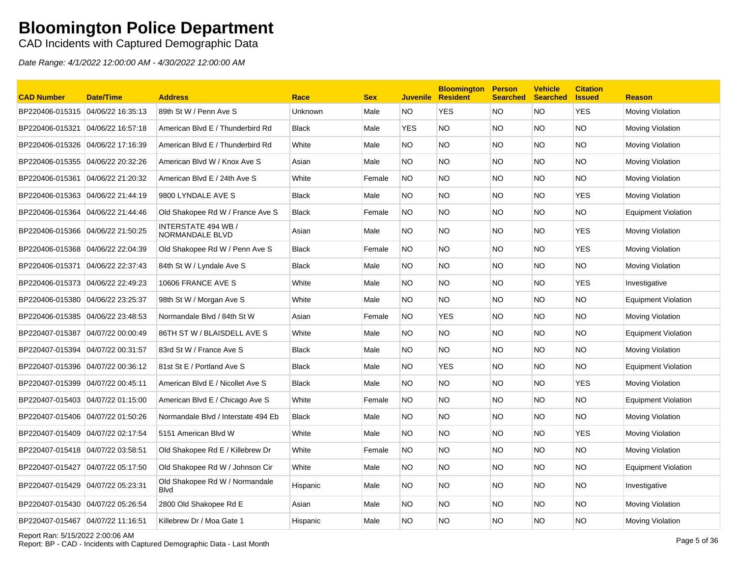# Bloomington Police Department

CAD Incidents with Captured Demographic Data

*Date Range: 4/1/2022 12:00:00 AM - 4/30/2022 12:00:00 AM*

| CAD Number | Date/Time | Address | Race | Sex | Juvenile | Bloomington Resident | Person Searched | Vehicle Searched | Citation Issued | Reason |
|---|---|---|---|---|---|---|---|---|---|---|
| BP220406-015315 | 04/06/22 16:35:13 | 89th St W / Penn Ave S | Unknown | Male | NO | YES | NO | NO | YES | Moving Violation |
| BP220406-015321 | 04/06/22 16:57:18 | American Blvd E / Thunderbird Rd | Black | Male | YES | NO | NO | NO | NO | Moving Violation |
| BP220406-015326 | 04/06/22 17:16:39 | American Blvd E / Thunderbird Rd | White | Male | NO | NO | NO | NO | NO | Moving Violation |
| BP220406-015355 | 04/06/22 20:32:26 | American Blvd W / Knox Ave S | Asian | Male | NO | NO | NO | NO | NO | Moving Violation |
| BP220406-015361 | 04/06/22 21:20:32 | American Blvd E / 24th Ave S | White | Female | NO | NO | NO | NO | NO | Moving Violation |
| BP220406-015363 | 04/06/22 21:44:19 | 9800 LYNDALE AVE S | Black | Male | NO | NO | NO | NO | YES | Moving Violation |
| BP220406-015364 | 04/06/22 21:44:46 | Old Shakopee Rd W / France Ave S | Black | Female | NO | NO | NO | NO | NO | Equipment Violation |
| BP220406-015366 | 04/06/22 21:50:25 | INTERSTATE 494 WB / NORMANDALE BLVD | Asian | Male | NO | NO | NO | NO | YES | Moving Violation |
| BP220406-015368 | 04/06/22 22:04:39 | Old Shakopee Rd W / Penn Ave S | Black | Female | NO | NO | NO | NO | YES | Moving Violation |
| BP220406-015371 | 04/06/22 22:37:43 | 84th St W / Lyndale Ave S | Black | Male | NO | NO | NO | NO | NO | Moving Violation |
| BP220406-015373 | 04/06/22 22:49:23 | 10606 FRANCE AVE S | White | Male | NO | NO | NO | NO | YES | Investigative |
| BP220406-015380 | 04/06/22 23:25:37 | 98th St W / Morgan Ave S | White | Male | NO | NO | NO | NO | NO | Equipment Violation |
| BP220406-015385 | 04/06/22 23:48:53 | Normandale Blvd / 84th St W | Asian | Female | NO | YES | NO | NO | NO | Moving Violation |
| BP220407-015387 | 04/07/22 00:00:49 | 86TH ST W / BLAISDELL AVE S | White | Male | NO | NO | NO | NO | NO | Equipment Violation |
| BP220407-015394 | 04/07/22 00:31:57 | 83rd St W / France Ave S | Black | Male | NO | NO | NO | NO | NO | Moving Violation |
| BP220407-015396 | 04/07/22 00:36:12 | 81st St E / Portland Ave S | Black | Male | NO | YES | NO | NO | NO | Equipment Violation |
| BP220407-015399 | 04/07/22 00:45:11 | American Blvd E / Nicollet Ave S | Black | Male | NO | NO | NO | NO | YES | Moving Violation |
| BP220407-015403 | 04/07/22 01:15:00 | American Blvd E / Chicago Ave S | White | Female | NO | NO | NO | NO | NO | Equipment Violation |
| BP220407-015406 | 04/07/22 01:50:26 | Normandale Blvd / Interstate 494 Eb | Black | Male | NO | NO | NO | NO | NO | Moving Violation |
| BP220407-015409 | 04/07/22 02:17:54 | 5151 American Blvd W | White | Male | NO | NO | NO | NO | YES | Moving Violation |
| BP220407-015418 | 04/07/22 03:58:51 | Old Shakopee Rd E / Killebrew Dr | White | Female | NO | NO | NO | NO | NO | Moving Violation |
| BP220407-015427 | 04/07/22 05:17:50 | Old Shakopee Rd W / Johnson Cir | White | Male | NO | NO | NO | NO | NO | Equipment Violation |
| BP220407-015429 | 04/07/22 05:23:31 | Old Shakopee Rd W / Normandale Blvd | Hispanic | Male | NO | NO | NO | NO | NO | Investigative |
| BP220407-015430 | 04/07/22 05:26:54 | 2800 Old Shakopee Rd E | Asian | Male | NO | NO | NO | NO | NO | Moving Violation |
| BP220407-015467 | 04/07/22 11:16:51 | Killebrew Dr / Moa Gate 1 | Hispanic | Male | NO | NO | NO | NO | NO | Moving Violation |

Report Ran: 5/15/2022 2:00:06 AM
Report: BP - CAD - Incidents with Captured Demographic Data - Last Month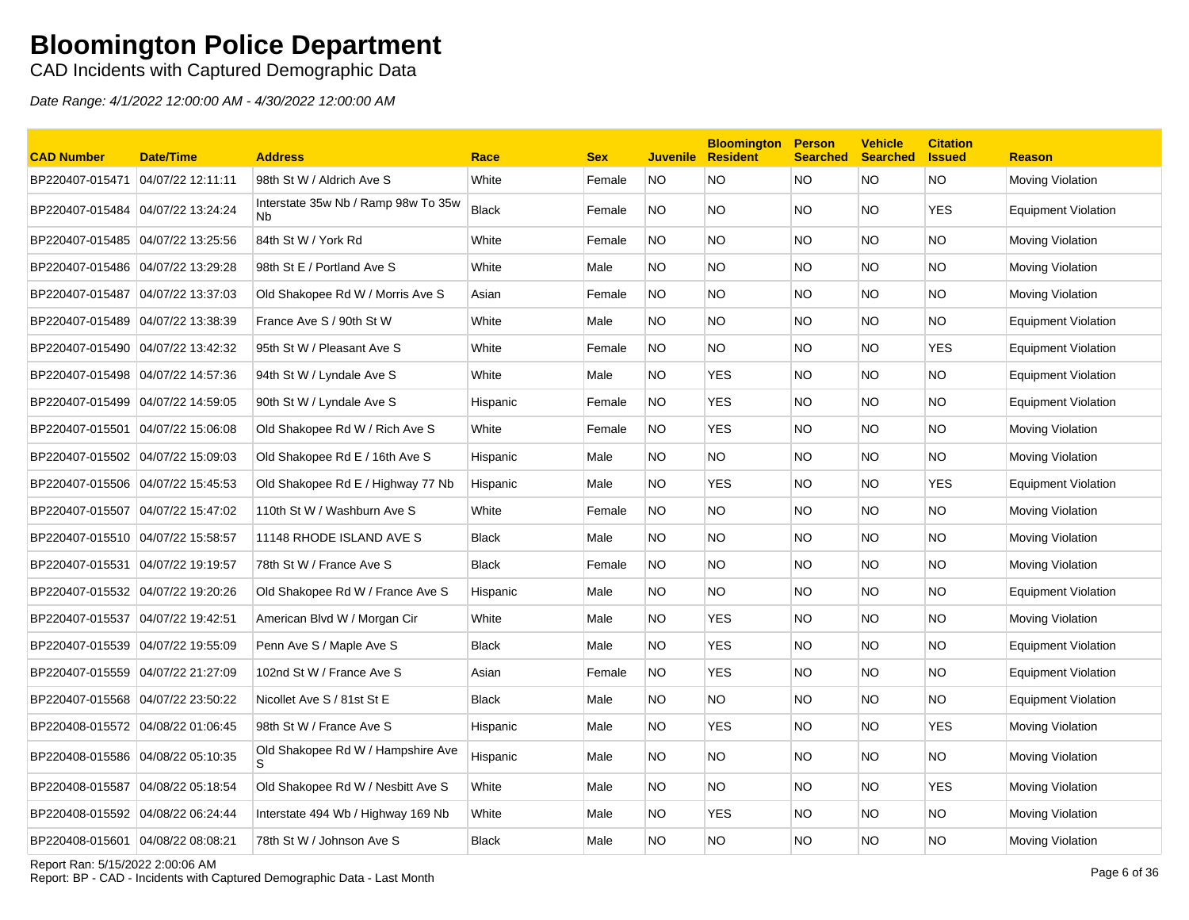# Bloomington Police Department

CAD Incidents with Captured Demographic Data

*Date Range: 4/1/2022 12:00:00 AM - 4/30/2022 12:00:00 AM*

| CAD Number | Date/Time | Address | Race | Sex | Juvenile | Bloomington Resident | Person Searched | Vehicle Searched | Citation Issued | Reason |
|---|---|---|---|---|---|---|---|---|---|---|
| BP220407-015471 | 04/07/22 12:11:11 | 98th St W / Aldrich Ave S | White | Female | NO | NO | NO | NO | NO | Moving Violation |
| BP220407-015484 | 04/07/22 13:24:24 | Interstate 35w Nb / Ramp 98w To 35w Nb | Black | Female | NO | NO | NO | NO | YES | Equipment Violation |
| BP220407-015485 | 04/07/22 13:25:56 | 84th St W / York Rd | White | Female | NO | NO | NO | NO | NO | Moving Violation |
| BP220407-015486 | 04/07/22 13:29:28 | 98th St E / Portland Ave S | White | Male | NO | NO | NO | NO | NO | Moving Violation |
| BP220407-015487 | 04/07/22 13:37:03 | Old Shakopee Rd W / Morris Ave S | Asian | Female | NO | NO | NO | NO | NO | Moving Violation |
| BP220407-015489 | 04/07/22 13:38:39 | France Ave S / 90th St W | White | Male | NO | NO | NO | NO | NO | Equipment Violation |
| BP220407-015490 | 04/07/22 13:42:32 | 95th St W / Pleasant Ave S | White | Female | NO | NO | NO | NO | YES | Equipment Violation |
| BP220407-015498 | 04/07/22 14:57:36 | 94th St W / Lyndale Ave S | White | Male | NO | YES | NO | NO | NO | Equipment Violation |
| BP220407-015499 | 04/07/22 14:59:05 | 90th St W / Lyndale Ave S | Hispanic | Female | NO | YES | NO | NO | NO | Equipment Violation |
| BP220407-015501 | 04/07/22 15:06:08 | Old Shakopee Rd W / Rich Ave S | White | Female | NO | YES | NO | NO | NO | Moving Violation |
| BP220407-015502 | 04/07/22 15:09:03 | Old Shakopee Rd E / 16th Ave S | Hispanic | Male | NO | NO | NO | NO | NO | Moving Violation |
| BP220407-015506 | 04/07/22 15:45:53 | Old Shakopee Rd E / Highway 77 Nb | Hispanic | Male | NO | YES | NO | NO | YES | Equipment Violation |
| BP220407-015507 | 04/07/22 15:47:02 | 110th St W / Washburn Ave S | White | Female | NO | NO | NO | NO | NO | Moving Violation |
| BP220407-015510 | 04/07/22 15:58:57 | 11148 RHODE ISLAND AVE S | Black | Male | NO | NO | NO | NO | NO | Moving Violation |
| BP220407-015531 | 04/07/22 19:19:57 | 78th St W / France Ave S | Black | Female | NO | NO | NO | NO | NO | Moving Violation |
| BP220407-015532 | 04/07/22 19:20:26 | Old Shakopee Rd W / France Ave S | Hispanic | Male | NO | NO | NO | NO | NO | Equipment Violation |
| BP220407-015537 | 04/07/22 19:42:51 | American Blvd W / Morgan Cir | White | Male | NO | YES | NO | NO | NO | Moving Violation |
| BP220407-015539 | 04/07/22 19:55:09 | Penn Ave S / Maple Ave S | Black | Male | NO | YES | NO | NO | NO | Equipment Violation |
| BP220407-015559 | 04/07/22 21:27:09 | 102nd St W / France Ave S | Asian | Female | NO | YES | NO | NO | NO | Equipment Violation |
| BP220407-015568 | 04/07/22 23:50:22 | Nicollet Ave S / 81st St E | Black | Male | NO | NO | NO | NO | NO | Equipment Violation |
| BP220408-015572 | 04/08/22 01:06:45 | 98th St W / France Ave S | Hispanic | Male | NO | YES | NO | NO | YES | Moving Violation |
| BP220408-015586 | 04/08/22 05:10:35 | Old Shakopee Rd W / Hampshire Ave S | Hispanic | Male | NO | NO | NO | NO | NO | Moving Violation |
| BP220408-015587 | 04/08/22 05:18:54 | Old Shakopee Rd W / Nesbitt Ave S | White | Male | NO | NO | NO | NO | YES | Moving Violation |
| BP220408-015592 | 04/08/22 06:24:44 | Interstate 494 Wb / Highway 169 Nb | White | Male | NO | YES | NO | NO | NO | Moving Violation |
| BP220408-015601 | 04/08/22 08:08:21 | 78th St W / Johnson Ave S | Black | Male | NO | NO | NO | NO | NO | Moving Violation |

Report Ran: 5/15/2022 2:00:06 AM
Report: BP - CAD - Incidents with Captured Demographic Data - Last Month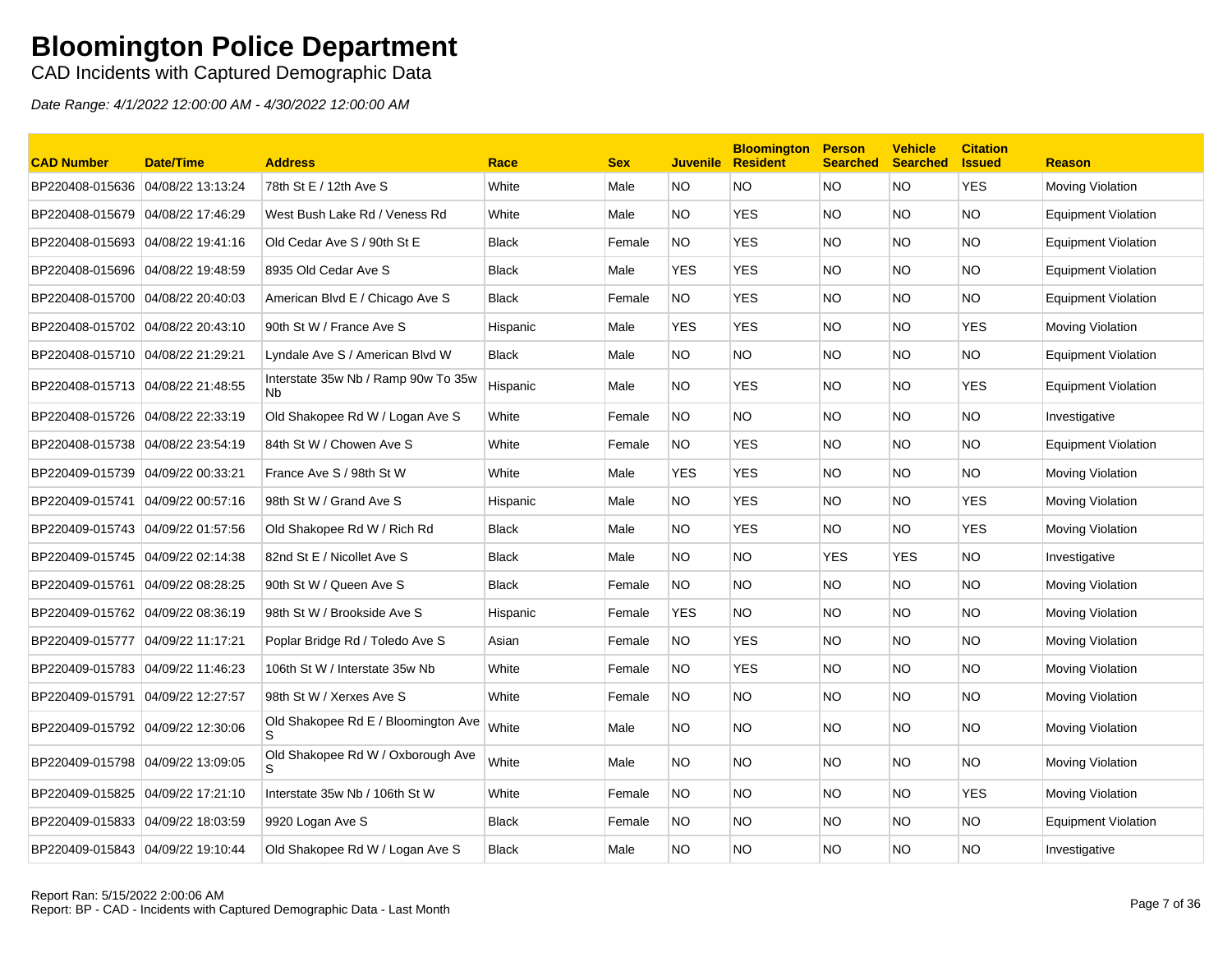# Bloomington Police Department

CAD Incidents with Captured Demographic Data

*Date Range: 4/1/2022 12:00:00 AM - 4/30/2022 12:00:00 AM*

| CAD Number | Date/Time | Address | Race | Sex | Juvenile | Bloomington Resident | Person Searched | Vehicle Searched | Citation Issued | Reason |
|---|---|---|---|---|---|---|---|---|---|---|
| BP220408-015636 | 04/08/22 13:13:24 | 78th St E / 12th Ave S | White | Male | NO | NO | NO | NO | YES | Moving Violation |
| BP220408-015679 | 04/08/22 17:46:29 | West Bush Lake Rd / Veness Rd | White | Male | NO | YES | NO | NO | NO | Equipment Violation |
| BP220408-015693 | 04/08/22 19:41:16 | Old Cedar Ave S / 90th St E | Black | Female | NO | YES | NO | NO | NO | Equipment Violation |
| BP220408-015696 | 04/08/22 19:48:59 | 8935 Old Cedar Ave S | Black | Male | YES | YES | NO | NO | NO | Equipment Violation |
| BP220408-015700 | 04/08/22 20:40:03 | American Blvd E / Chicago Ave S | Black | Female | NO | YES | NO | NO | NO | Equipment Violation |
| BP220408-015702 | 04/08/22 20:43:10 | 90th St W / France Ave S | Hispanic | Male | YES | YES | NO | NO | YES | Moving Violation |
| BP220408-015710 | 04/08/22 21:29:21 | Lyndale Ave S / American Blvd W | Black | Male | NO | NO | NO | NO | NO | Equipment Violation |
| BP220408-015713 | 04/08/22 21:48:55 | Interstate 35w Nb / Ramp 90w To 35w Nb | Hispanic | Male | NO | YES | NO | NO | YES | Equipment Violation |
| BP220408-015726 | 04/08/22 22:33:19 | Old Shakopee Rd W / Logan Ave S | White | Female | NO | NO | NO | NO | NO | Investigative |
| BP220408-015738 | 04/08/22 23:54:19 | 84th St W / Chowen Ave S | White | Female | NO | YES | NO | NO | NO | Equipment Violation |
| BP220409-015739 | 04/09/22 00:33:21 | France Ave S / 98th St W | White | Male | YES | YES | NO | NO | NO | Moving Violation |
| BP220409-015741 | 04/09/22 00:57:16 | 98th St W / Grand Ave S | Hispanic | Male | NO | YES | NO | NO | YES | Moving Violation |
| BP220409-015743 | 04/09/22 01:57:56 | Old Shakopee Rd W / Rich Rd | Black | Male | NO | YES | NO | NO | YES | Moving Violation |
| BP220409-015745 | 04/09/22 02:14:38 | 82nd St E / Nicollet Ave S | Black | Male | NO | NO | YES | YES | NO | Investigative |
| BP220409-015761 | 04/09/22 08:28:25 | 90th St W / Queen Ave S | Black | Female | NO | NO | NO | NO | NO | Moving Violation |
| BP220409-015762 | 04/09/22 08:36:19 | 98th St W / Brookside Ave S | Hispanic | Female | YES | NO | NO | NO | NO | Moving Violation |
| BP220409-015777 | 04/09/22 11:17:21 | Poplar Bridge Rd / Toledo Ave S | Asian | Female | NO | YES | NO | NO | NO | Moving Violation |
| BP220409-015783 | 04/09/22 11:46:23 | 106th St W / Interstate 35w Nb | White | Female | NO | YES | NO | NO | NO | Moving Violation |
| BP220409-015791 | 04/09/22 12:27:57 | 98th St W / Xerxes Ave S | White | Female | NO | NO | NO | NO | NO | Moving Violation |
| BP220409-015792 | 04/09/22 12:30:06 | Old Shakopee Rd E / Bloomington Ave S | White | Male | NO | NO | NO | NO | NO | Moving Violation |
| BP220409-015798 | 04/09/22 13:09:05 | Old Shakopee Rd W / Oxborough Ave S | White | Male | NO | NO | NO | NO | NO | Moving Violation |
| BP220409-015825 | 04/09/22 17:21:10 | Interstate 35w Nb / 106th St W | White | Female | NO | NO | NO | NO | YES | Moving Violation |
| BP220409-015833 | 04/09/22 18:03:59 | 9920 Logan Ave S | Black | Female | NO | NO | NO | NO | NO | Equipment Violation |
| BP220409-015843 | 04/09/22 19:10:44 | Old Shakopee Rd W / Logan Ave S | Black | Male | NO | NO | NO | NO | NO | Investigative |

Report Ran: 5/15/2022 2:00:06 AM
Report: BP - CAD - Incidents with Captured Demographic Data - Last Month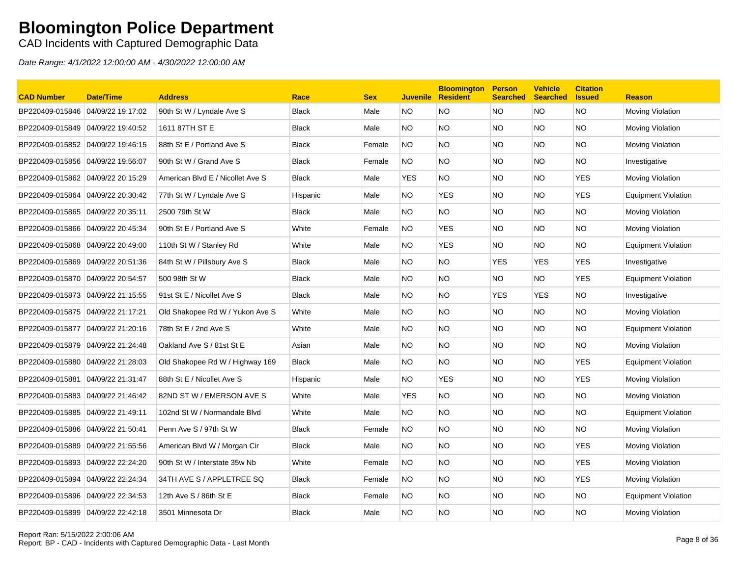# Bloomington Police Department

CAD Incidents with Captured Demographic Data

*Date Range: 4/1/2022 12:00:00 AM - 4/30/2022 12:00:00 AM*

| CAD Number | Date/Time | Address | Race | Sex | Juvenile | Bloomington Resident | Person Searched | Vehicle Searched | Citation Issued | Reason |
|---|---|---|---|---|---|---|---|---|---|---|
| BP220409-015846 | 04/09/22 19:17:02 | 90th St W / Lyndale Ave S | Black | Male | NO | NO | NO | NO | NO | Moving Violation |
| BP220409-015849 | 04/09/22 19:40:52 | 1611 87TH ST E | Black | Male | NO | NO | NO | NO | NO | Moving Violation |
| BP220409-015852 | 04/09/22 19:46:15 | 88th St E / Portland Ave S | Black | Female | NO | NO | NO | NO | NO | Moving Violation |
| BP220409-015856 | 04/09/22 19:56:07 | 90th St W / Grand Ave S | Black | Female | NO | NO | NO | NO | NO | Investigative |
| BP220409-015862 | 04/09/22 20:15:29 | American Blvd E / Nicollet Ave S | Black | Male | YES | NO | NO | NO | YES | Moving Violation |
| BP220409-015864 | 04/09/22 20:30:42 | 77th St W / Lyndale Ave S | Hispanic | Male | NO | YES | NO | NO | YES | Equipment Violation |
| BP220409-015865 | 04/09/22 20:35:11 | 2500 79th St W | Black | Male | NO | NO | NO | NO | NO | Moving Violation |
| BP220409-015866 | 04/09/22 20:45:34 | 90th St E / Portland Ave S | White | Female | NO | YES | NO | NO | NO | Moving Violation |
| BP220409-015868 | 04/09/22 20:49:00 | 110th St W / Stanley Rd | White | Male | NO | YES | NO | NO | NO | Equipment Violation |
| BP220409-015869 | 04/09/22 20:51:36 | 84th St W / Pillsbury Ave S | Black | Male | NO | NO | YES | YES | YES | Investigative |
| BP220409-015870 | 04/09/22 20:54:57 | 500 98th St W | Black | Male | NO | NO | NO | NO | YES | Equipment Violation |
| BP220409-015873 | 04/09/22 21:15:55 | 91st St E / Nicollet Ave S | Black | Male | NO | NO | YES | YES | NO | Investigative |
| BP220409-015875 | 04/09/22 21:17:21 | Old Shakopee Rd W / Yukon Ave S | White | Male | NO | NO | NO | NO | NO | Moving Violation |
| BP220409-015877 | 04/09/22 21:20:16 | 78th St E / 2nd Ave S | White | Male | NO | NO | NO | NO | NO | Equipment Violation |
| BP220409-015879 | 04/09/22 21:24:48 | Oakland Ave S / 81st St E | Asian | Male | NO | NO | NO | NO | NO | Moving Violation |
| BP220409-015880 | 04/09/22 21:28:03 | Old Shakopee Rd W / Highway 169 | Black | Male | NO | NO | NO | NO | YES | Equipment Violation |
| BP220409-015881 | 04/09/22 21:31:47 | 88th St E / Nicollet Ave S | Hispanic | Male | NO | YES | NO | NO | YES | Moving Violation |
| BP220409-015883 | 04/09/22 21:46:42 | 82ND ST W / EMERSON AVE S | White | Male | YES | NO | NO | NO | NO | Moving Violation |
| BP220409-015885 | 04/09/22 21:49:11 | 102nd St W / Normandale Blvd | White | Male | NO | NO | NO | NO | NO | Equipment Violation |
| BP220409-015886 | 04/09/22 21:50:41 | Penn Ave S / 97th St W | Black | Female | NO | NO | NO | NO | NO | Moving Violation |
| BP220409-015889 | 04/09/22 21:55:56 | American Blvd W / Morgan Cir | Black | Male | NO | NO | NO | NO | YES | Moving Violation |
| BP220409-015893 | 04/09/22 22:24:20 | 90th St W / Interstate 35w Nb | White | Female | NO | NO | NO | NO | YES | Moving Violation |
| BP220409-015894 | 04/09/22 22:24:34 | 34TH AVE S / APPLETREE SQ | Black | Female | NO | NO | NO | NO | YES | Moving Violation |
| BP220409-015896 | 04/09/22 22:34:53 | 12th Ave S / 86th St E | Black | Female | NO | NO | NO | NO | NO | Equipment Violation |
| BP220409-015899 | 04/09/22 22:42:18 | 3501 Minnesota Dr | Black | Male | NO | NO | NO | NO | NO | Moving Violation |

Report Ran: 5/15/2022 2:00:06 AM
Report: BP - CAD - Incidents with Captured Demographic Data - Last Month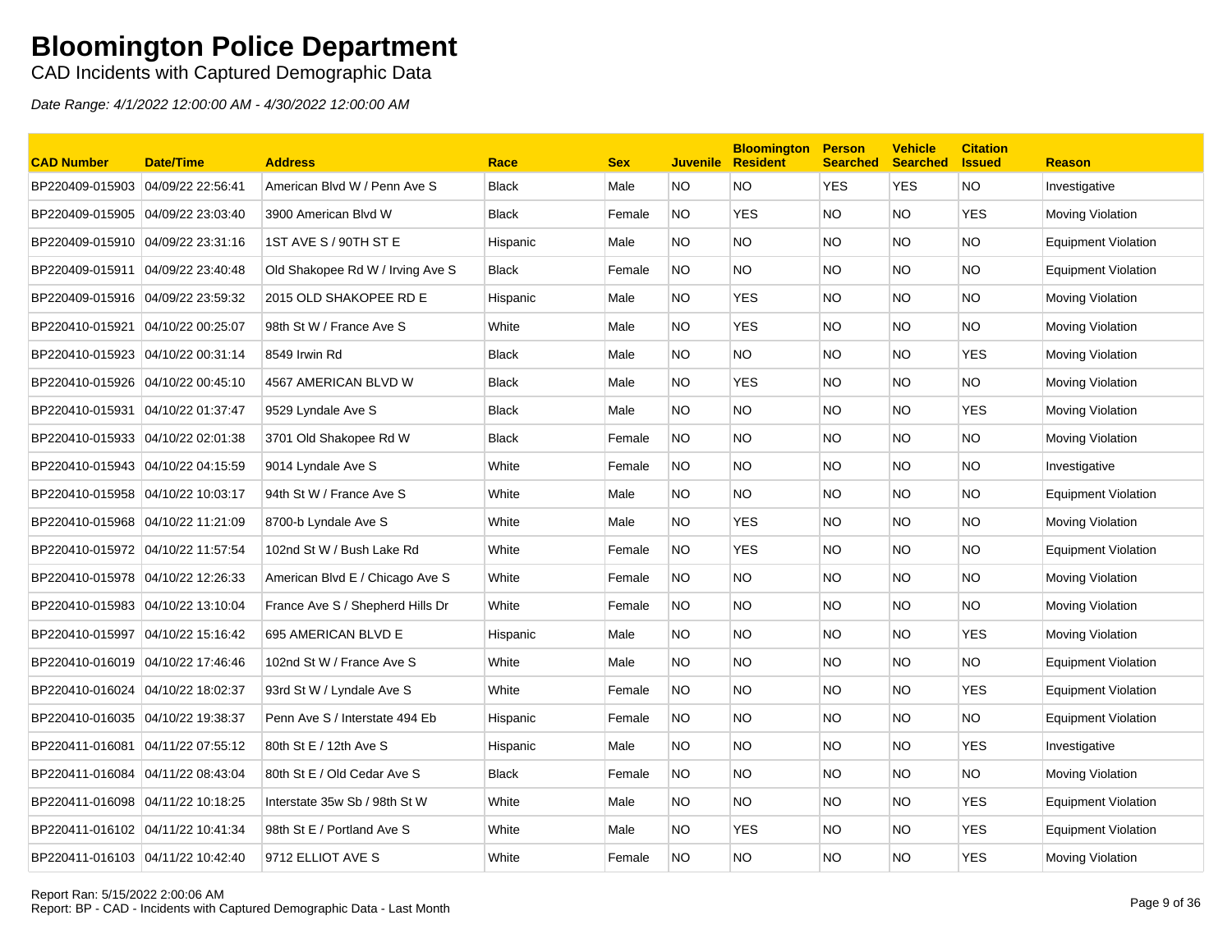# Bloomington Police Department

CAD Incidents with Captured Demographic Data

*Date Range: 4/1/2022 12:00:00 AM - 4/30/2022 12:00:00 AM*

| CAD Number | Date/Time | Address | Race | Sex | Juvenile | Bloomington Resident | Person Searched | Vehicle Searched | Citation Issued | Reason |
|---|---|---|---|---|---|---|---|---|---|---|
| BP220409-015903 | 04/09/22 22:56:41 | American Blvd W / Penn Ave S | Black | Male | NO | NO | YES | YES | NO | Investigative |
| BP220409-015905 | 04/09/22 23:03:40 | 3900 American Blvd W | Black | Female | NO | YES | NO | NO | YES | Moving Violation |
| BP220409-015910 | 04/09/22 23:31:16 | 1ST AVE S / 90TH ST E | Hispanic | Male | NO | NO | NO | NO | NO | Equipment Violation |
| BP220409-015911 | 04/09/22 23:40:48 | Old Shakopee Rd W / Irving Ave S | Black | Female | NO | NO | NO | NO | NO | Equipment Violation |
| BP220409-015916 | 04/09/22 23:59:32 | 2015 OLD SHAKOPEE RD E | Hispanic | Male | NO | YES | NO | NO | NO | Moving Violation |
| BP220410-015921 | 04/10/22 00:25:07 | 98th St W / France Ave S | White | Male | NO | YES | NO | NO | NO | Moving Violation |
| BP220410-015923 | 04/10/22 00:31:14 | 8549 Irwin Rd | Black | Male | NO | NO | NO | NO | YES | Moving Violation |
| BP220410-015926 | 04/10/22 00:45:10 | 4567 AMERICAN BLVD W | Black | Male | NO | YES | NO | NO | NO | Moving Violation |
| BP220410-015931 | 04/10/22 01:37:47 | 9529 Lyndale Ave S | Black | Male | NO | NO | NO | NO | YES | Moving Violation |
| BP220410-015933 | 04/10/22 02:01:38 | 3701 Old Shakopee Rd W | Black | Female | NO | NO | NO | NO | NO | Moving Violation |
| BP220410-015943 | 04/10/22 04:15:59 | 9014 Lyndale Ave S | White | Female | NO | NO | NO | NO | NO | Investigative |
| BP220410-015958 | 04/10/22 10:03:17 | 94th St W / France Ave S | White | Male | NO | NO | NO | NO | NO | Equipment Violation |
| BP220410-015968 | 04/10/22 11:21:09 | 8700-b Lyndale Ave S | White | Male | NO | YES | NO | NO | NO | Moving Violation |
| BP220410-015972 | 04/10/22 11:57:54 | 102nd St W / Bush Lake Rd | White | Female | NO | YES | NO | NO | NO | Equipment Violation |
| BP220410-015978 | 04/10/22 12:26:33 | American Blvd E / Chicago Ave S | White | Female | NO | NO | NO | NO | NO | Moving Violation |
| BP220410-015983 | 04/10/22 13:10:04 | France Ave S / Shepherd Hills Dr | White | Female | NO | NO | NO | NO | NO | Moving Violation |
| BP220410-015997 | 04/10/22 15:16:42 | 695 AMERICAN BLVD E | Hispanic | Male | NO | NO | NO | NO | YES | Moving Violation |
| BP220410-016019 | 04/10/22 17:46:46 | 102nd St W / France Ave S | White | Male | NO | NO | NO | NO | NO | Equipment Violation |
| BP220410-016024 | 04/10/22 18:02:37 | 93rd St W / Lyndale Ave S | White | Female | NO | NO | NO | NO | YES | Equipment Violation |
| BP220410-016035 | 04/10/22 19:38:37 | Penn Ave S / Interstate 494 Eb | Hispanic | Female | NO | NO | NO | NO | NO | Equipment Violation |
| BP220411-016081 | 04/11/22 07:55:12 | 80th St E / 12th Ave S | Hispanic | Male | NO | NO | NO | NO | YES | Investigative |
| BP220411-016084 | 04/11/22 08:43:04 | 80th St E / Old Cedar Ave S | Black | Female | NO | NO | NO | NO | NO | Moving Violation |
| BP220411-016098 | 04/11/22 10:18:25 | Interstate 35w Sb / 98th St W | White | Male | NO | NO | NO | NO | YES | Equipment Violation |
| BP220411-016102 | 04/11/22 10:41:34 | 98th St E / Portland Ave S | White | Male | NO | YES | NO | NO | YES | Equipment Violation |
| BP220411-016103 | 04/11/22 10:42:40 | 9712 ELLIOT AVE S | White | Female | NO | NO | NO | NO | YES | Moving Violation |

Report Ran: 5/15/2022 2:00:06 AM
Report: BP - CAD - Incidents with Captured Demographic Data - Last Month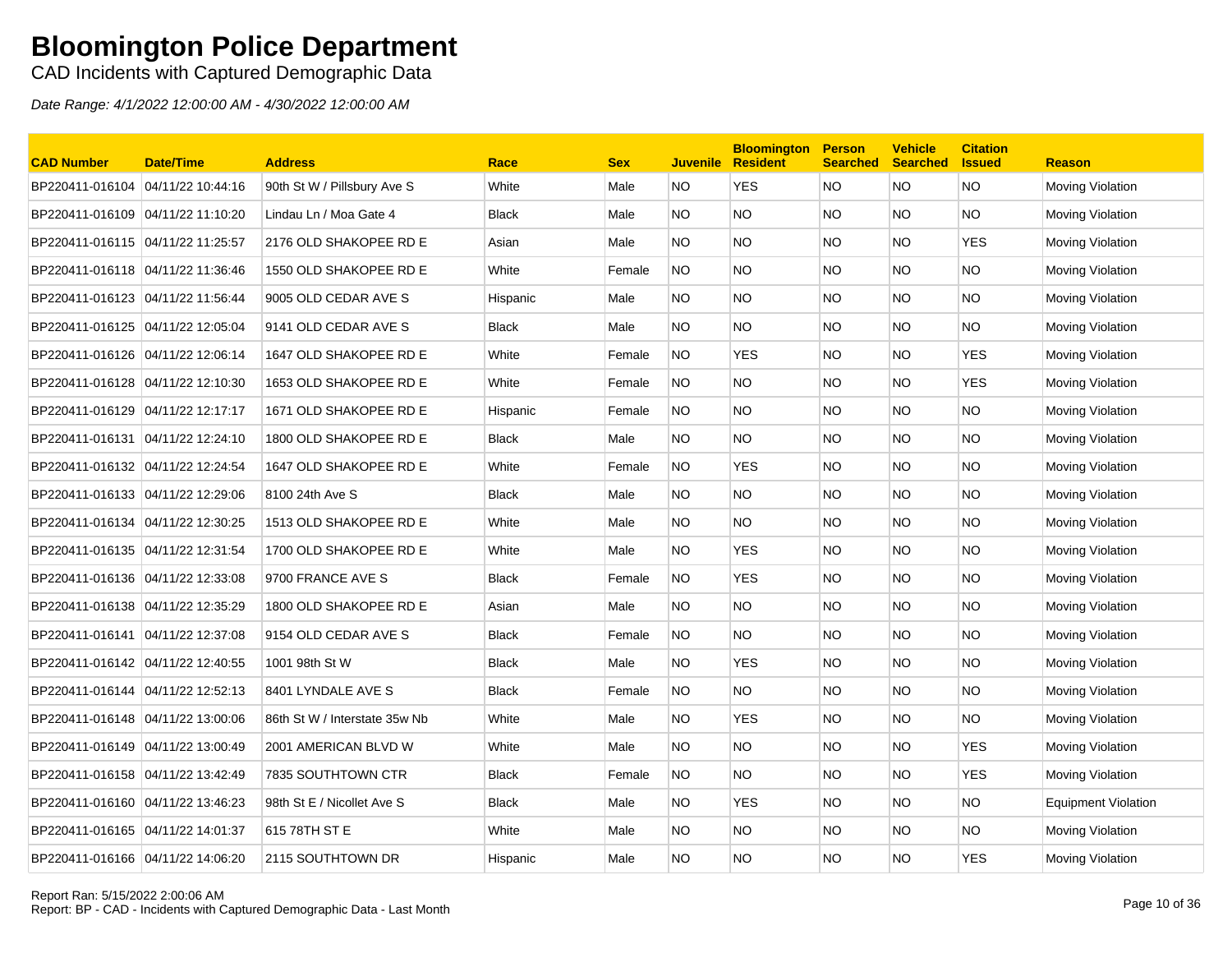# Bloomington Police Department

CAD Incidents with Captured Demographic Data

*Date Range: 4/1/2022 12:00:00 AM - 4/30/2022 12:00:00 AM*

| CAD Number | Date/Time | Address | Race | Sex | Juvenile | Bloomington Resident | Person Searched | Vehicle Searched | Citation Issued | Reason |
|---|---|---|---|---|---|---|---|---|---|---|
| BP220411-016104 | 04/11/22 10:44:16 | 90th St W / Pillsbury Ave S | White | Male | NO | YES | NO | NO | NO | Moving Violation |
| BP220411-016109 | 04/11/22 11:10:20 | Lindau Ln / Moa Gate 4 | Black | Male | NO | NO | NO | NO | NO | Moving Violation |
| BP220411-016115 | 04/11/22 11:25:57 | 2176 OLD SHAKOPEE RD E | Asian | Male | NO | NO | NO | NO | YES | Moving Violation |
| BP220411-016118 | 04/11/22 11:36:46 | 1550 OLD SHAKOPEE RD E | White | Female | NO | NO | NO | NO | NO | Moving Violation |
| BP220411-016123 | 04/11/22 11:56:44 | 9005 OLD CEDAR AVE S | Hispanic | Male | NO | NO | NO | NO | NO | Moving Violation |
| BP220411-016125 | 04/11/22 12:05:04 | 9141 OLD CEDAR AVE S | Black | Male | NO | NO | NO | NO | NO | Moving Violation |
| BP220411-016126 | 04/11/22 12:06:14 | 1647 OLD SHAKOPEE RD E | White | Female | NO | YES | NO | NO | YES | Moving Violation |
| BP220411-016128 | 04/11/22 12:10:30 | 1653 OLD SHAKOPEE RD E | White | Female | NO | NO | NO | NO | YES | Moving Violation |
| BP220411-016129 | 04/11/22 12:17:17 | 1671 OLD SHAKOPEE RD E | Hispanic | Female | NO | NO | NO | NO | NO | Moving Violation |
| BP220411-016131 | 04/11/22 12:24:10 | 1800 OLD SHAKOPEE RD E | Black | Male | NO | NO | NO | NO | NO | Moving Violation |
| BP220411-016132 | 04/11/22 12:24:54 | 1647 OLD SHAKOPEE RD E | White | Female | NO | YES | NO | NO | NO | Moving Violation |
| BP220411-016133 | 04/11/22 12:29:06 | 8100 24th Ave S | Black | Male | NO | NO | NO | NO | NO | Moving Violation |
| BP220411-016134 | 04/11/22 12:30:25 | 1513 OLD SHAKOPEE RD E | White | Male | NO | NO | NO | NO | NO | Moving Violation |
| BP220411-016135 | 04/11/22 12:31:54 | 1700 OLD SHAKOPEE RD E | White | Male | NO | YES | NO | NO | NO | Moving Violation |
| BP220411-016136 | 04/11/22 12:33:08 | 9700 FRANCE AVE S | Black | Female | NO | YES | NO | NO | NO | Moving Violation |
| BP220411-016138 | 04/11/22 12:35:29 | 1800 OLD SHAKOPEE RD E | Asian | Male | NO | NO | NO | NO | NO | Moving Violation |
| BP220411-016141 | 04/11/22 12:37:08 | 9154 OLD CEDAR AVE S | Black | Female | NO | NO | NO | NO | NO | Moving Violation |
| BP220411-016142 | 04/11/22 12:40:55 | 1001 98th St W | Black | Male | NO | YES | NO | NO | NO | Moving Violation |
| BP220411-016144 | 04/11/22 12:52:13 | 8401 LYNDALE AVE S | Black | Female | NO | NO | NO | NO | NO | Moving Violation |
| BP220411-016148 | 04/11/22 13:00:06 | 86th St W / Interstate 35w Nb | White | Male | NO | YES | NO | NO | NO | Moving Violation |
| BP220411-016149 | 04/11/22 13:00:49 | 2001 AMERICAN BLVD W | White | Male | NO | NO | NO | NO | YES | Moving Violation |
| BP220411-016158 | 04/11/22 13:42:49 | 7835 SOUTHTOWN CTR | Black | Female | NO | NO | NO | NO | YES | Moving Violation |
| BP220411-016160 | 04/11/22 13:46:23 | 98th St E / Nicollet Ave S | Black | Male | NO | YES | NO | NO | NO | Equipment Violation |
| BP220411-016165 | 04/11/22 14:01:37 | 615 78TH ST E | White | Male | NO | NO | NO | NO | NO | Moving Violation |
| BP220411-016166 | 04/11/22 14:06:20 | 2115 SOUTHTOWN DR | Hispanic | Male | NO | NO | NO | NO | YES | Moving Violation |

Report Ran: 5/15/2022 2:00:06 AM
Report: BP - CAD - Incidents with Captured Demographic Data - Last Month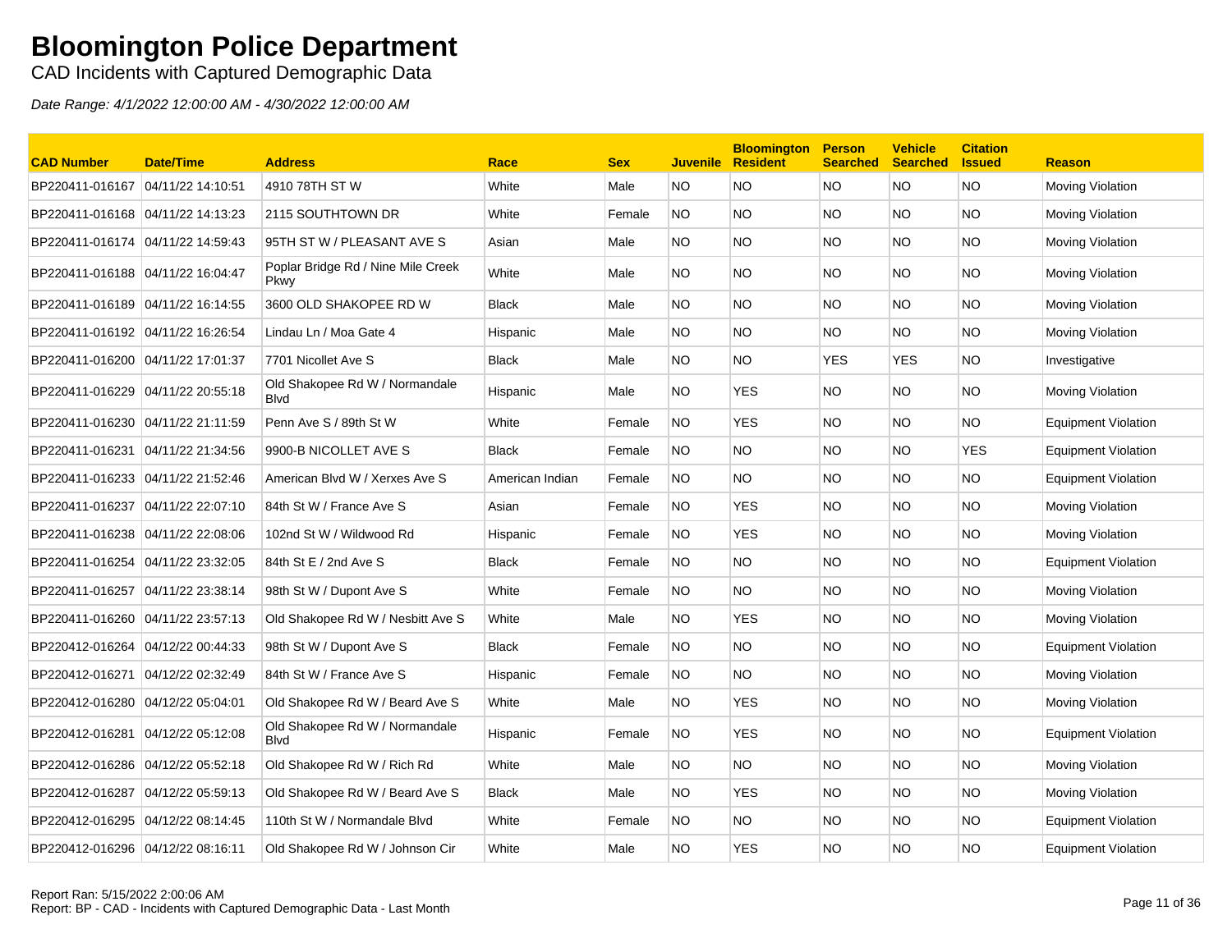# Bloomington Police Department

CAD Incidents with Captured Demographic Data

*Date Range: 4/1/2022 12:00:00 AM - 4/30/2022 12:00:00 AM*

| CAD Number | Date/Time | Address | Race | Sex | Juvenile | Bloomington Resident | Person Searched | Vehicle Searched | Citation Issued | Reason |
|---|---|---|---|---|---|---|---|---|---|---|
| BP220411-016167 | 04/11/22 14:10:51 | 4910 78TH ST W | White | Male | NO | NO | NO | NO | NO | Moving Violation |
| BP220411-016168 | 04/11/22 14:13:23 | 2115 SOUTHTOWN DR | White | Female | NO | NO | NO | NO | NO | Moving Violation |
| BP220411-016174 | 04/11/22 14:59:43 | 95TH ST W / PLEASANT AVE S | Asian | Male | NO | NO | NO | NO | NO | Moving Violation |
| BP220411-016188 | 04/11/22 16:04:47 | Poplar Bridge Rd / Nine Mile Creek Pkwy | White | Male | NO | NO | NO | NO | NO | Moving Violation |
| BP220411-016189 | 04/11/22 16:14:55 | 3600 OLD SHAKOPEE RD W | Black | Male | NO | NO | NO | NO | NO | Moving Violation |
| BP220411-016192 | 04/11/22 16:26:54 | Lindau Ln / Moa Gate 4 | Hispanic | Male | NO | NO | NO | NO | NO | Moving Violation |
| BP220411-016200 | 04/11/22 17:01:37 | 7701 Nicollet Ave S | Black | Male | NO | NO | YES | YES | NO | Investigative |
| BP220411-016229 | 04/11/22 20:55:18 | Old Shakopee Rd W / Normandale Blvd | Hispanic | Male | NO | YES | NO | NO | NO | Moving Violation |
| BP220411-016230 | 04/11/22 21:11:59 | Penn Ave S / 89th St W | White | Female | NO | YES | NO | NO | NO | Equipment Violation |
| BP220411-016231 | 04/11/22 21:34:56 | 9900-B NICOLLET AVE S | Black | Female | NO | NO | NO | NO | YES | Equipment Violation |
| BP220411-016233 | 04/11/22 21:52:46 | American Blvd W / Xerxes Ave S | American Indian | Female | NO | NO | NO | NO | NO | Equipment Violation |
| BP220411-016237 | 04/11/22 22:07:10 | 84th St W / France Ave S | Asian | Female | NO | YES | NO | NO | NO | Moving Violation |
| BP220411-016238 | 04/11/22 22:08:06 | 102nd St W / Wildwood Rd | Hispanic | Female | NO | YES | NO | NO | NO | Moving Violation |
| BP220411-016254 | 04/11/22 23:32:05 | 84th St E / 2nd Ave S | Black | Female | NO | NO | NO | NO | NO | Equipment Violation |
| BP220411-016257 | 04/11/22 23:38:14 | 98th St W / Dupont Ave S | White | Female | NO | NO | NO | NO | NO | Moving Violation |
| BP220411-016260 | 04/11/22 23:57:13 | Old Shakopee Rd W / Nesbitt Ave S | White | Male | NO | YES | NO | NO | NO | Moving Violation |
| BP220412-016264 | 04/12/22 00:44:33 | 98th St W / Dupont Ave S | Black | Female | NO | NO | NO | NO | NO | Equipment Violation |
| BP220412-016271 | 04/12/22 02:32:49 | 84th St W / France Ave S | Hispanic | Female | NO | NO | NO | NO | NO | Moving Violation |
| BP220412-016280 | 04/12/22 05:04:01 | Old Shakopee Rd W / Beard Ave S | White | Male | NO | YES | NO | NO | NO | Moving Violation |
| BP220412-016281 | 04/12/22 05:12:08 | Old Shakopee Rd W / Normandale Blvd | Hispanic | Female | NO | YES | NO | NO | NO | Equipment Violation |
| BP220412-016286 | 04/12/22 05:52:18 | Old Shakopee Rd W / Rich Rd | White | Male | NO | NO | NO | NO | NO | Moving Violation |
| BP220412-016287 | 04/12/22 05:59:13 | Old Shakopee Rd W / Beard Ave S | Black | Male | NO | YES | NO | NO | NO | Moving Violation |
| BP220412-016295 | 04/12/22 08:14:45 | 110th St W / Normandale Blvd | White | Female | NO | NO | NO | NO | NO | Equipment Violation |
| BP220412-016296 | 04/12/22 08:16:11 | Old Shakopee Rd W / Johnson Cir | White | Male | NO | YES | NO | NO | NO | Equipment Violation |

Report Ran: 5/15/2022 2:00:06 AM
Report: BP - CAD - Incidents with Captured Demographic Data - Last Month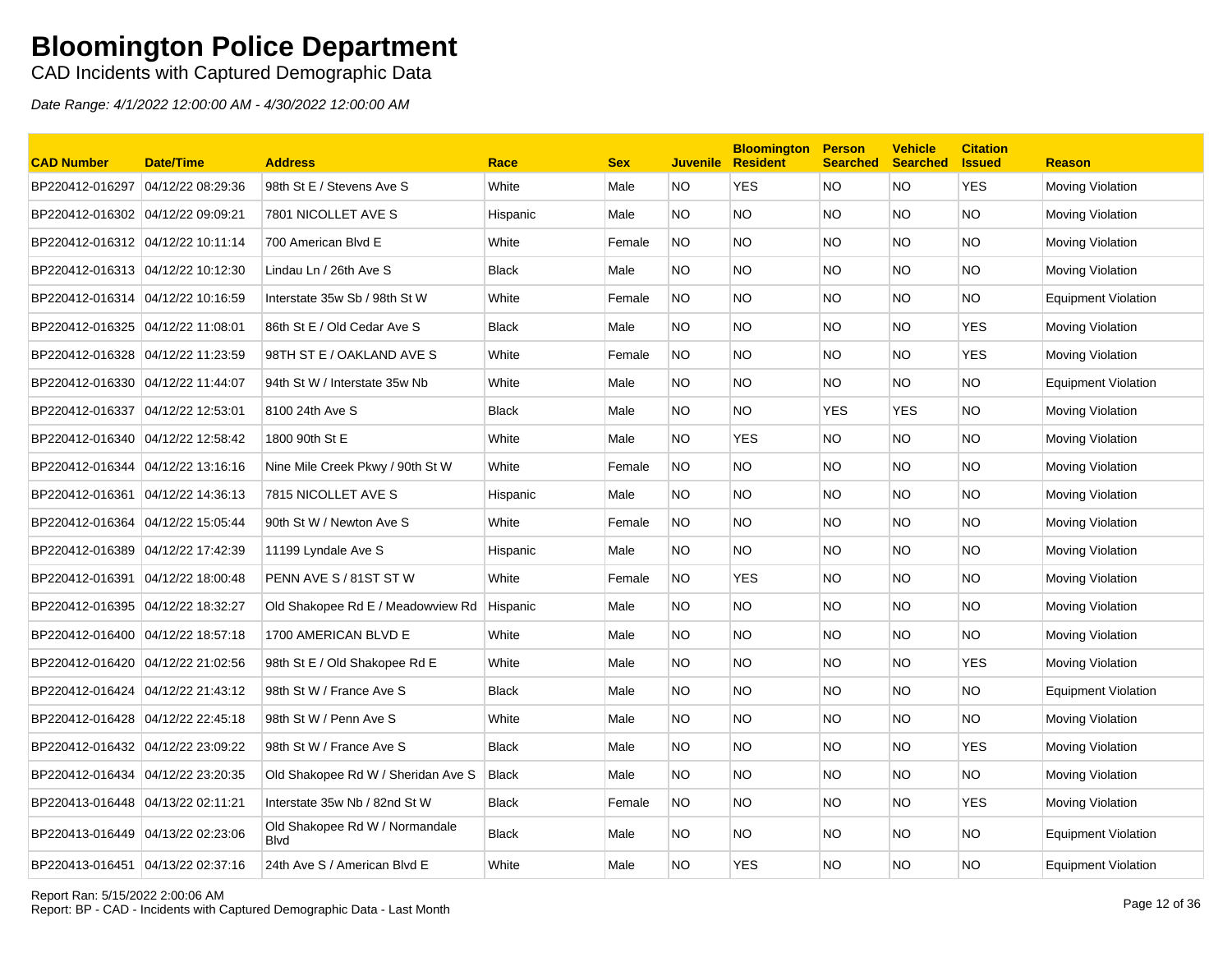# Bloomington Police Department

CAD Incidents with Captured Demographic Data

*Date Range: 4/1/2022 12:00:00 AM - 4/30/2022 12:00:00 AM*

| CAD Number | Date/Time | Address | Race | Sex | Juvenile | Bloomington Resident | Person Searched | Vehicle Searched | Citation Issued | Reason |
|---|---|---|---|---|---|---|---|---|---|---|
| BP220412-016297 | 04/12/22 08:29:36 | 98th St E / Stevens Ave S | White | Male | NO | YES | NO | NO | YES | Moving Violation |
| BP220412-016302 | 04/12/22 09:09:21 | 7801 NICOLLET AVE S | Hispanic | Male | NO | NO | NO | NO | NO | Moving Violation |
| BP220412-016312 | 04/12/22 10:11:14 | 700 American Blvd E | White | Female | NO | NO | NO | NO | NO | Moving Violation |
| BP220412-016313 | 04/12/22 10:12:30 | Lindau Ln / 26th Ave S | Black | Male | NO | NO | NO | NO | NO | Moving Violation |
| BP220412-016314 | 04/12/22 10:16:59 | Interstate 35w Sb / 98th St W | White | Female | NO | NO | NO | NO | NO | Equipment Violation |
| BP220412-016325 | 04/12/22 11:08:01 | 86th St E / Old Cedar Ave S | Black | Male | NO | NO | NO | NO | YES | Moving Violation |
| BP220412-016328 | 04/12/22 11:23:59 | 98TH ST E / OAKLAND AVE S | White | Female | NO | NO | NO | NO | YES | Moving Violation |
| BP220412-016330 | 04/12/22 11:44:07 | 94th St W / Interstate 35w Nb | White | Male | NO | NO | NO | NO | NO | Equipment Violation |
| BP220412-016337 | 04/12/22 12:53:01 | 8100 24th Ave S | Black | Male | NO | NO | YES | YES | NO | Moving Violation |
| BP220412-016340 | 04/12/22 12:58:42 | 1800 90th St E | White | Male | NO | YES | NO | NO | NO | Moving Violation |
| BP220412-016344 | 04/12/22 13:16:16 | Nine Mile Creek Pkwy / 90th St W | White | Female | NO | NO | NO | NO | NO | Moving Violation |
| BP220412-016361 | 04/12/22 14:36:13 | 7815 NICOLLET AVE S | Hispanic | Male | NO | NO | NO | NO | NO | Moving Violation |
| BP220412-016364 | 04/12/22 15:05:44 | 90th St W / Newton Ave S | White | Female | NO | NO | NO | NO | NO | Moving Violation |
| BP220412-016389 | 04/12/22 17:42:39 | 11199 Lyndale Ave S | Hispanic | Male | NO | NO | NO | NO | NO | Moving Violation |
| BP220412-016391 | 04/12/22 18:00:48 | PENN AVE S / 81ST ST W | White | Female | NO | YES | NO | NO | NO | Moving Violation |
| BP220412-016395 | 04/12/22 18:32:27 | Old Shakopee Rd E / Meadowview Rd | Hispanic | Male | NO | NO | NO | NO | NO | Moving Violation |
| BP220412-016400 | 04/12/22 18:57:18 | 1700 AMERICAN BLVD E | White | Male | NO | NO | NO | NO | NO | Moving Violation |
| BP220412-016420 | 04/12/22 21:02:56 | 98th St E / Old Shakopee Rd E | White | Male | NO | NO | NO | NO | YES | Moving Violation |
| BP220412-016424 | 04/12/22 21:43:12 | 98th St W / France Ave S | Black | Male | NO | NO | NO | NO | NO | Equipment Violation |
| BP220412-016428 | 04/12/22 22:45:18 | 98th St W / Penn Ave S | White | Male | NO | NO | NO | NO | NO | Moving Violation |
| BP220412-016432 | 04/12/22 23:09:22 | 98th St W / France Ave S | Black | Male | NO | NO | NO | NO | YES | Moving Violation |
| BP220412-016434 | 04/12/22 23:20:35 | Old Shakopee Rd W / Sheridan Ave S | Black | Male | NO | NO | NO | NO | NO | Moving Violation |
| BP220413-016448 | 04/13/22 02:11:21 | Interstate 35w Nb / 82nd St W | Black | Female | NO | NO | NO | NO | YES | Moving Violation |
| BP220413-016449 | 04/13/22 02:23:06 | Old Shakopee Rd W / Normandale Blvd | Black | Male | NO | NO | NO | NO | NO | Equipment Violation |
| BP220413-016451 | 04/13/22 02:37:16 | 24th Ave S / American Blvd E | White | Male | NO | YES | NO | NO | NO | Equipment Violation |

Report Ran: 5/15/2022 2:00:06 AM
Report: BP - CAD - Incidents with Captured Demographic Data - Last Month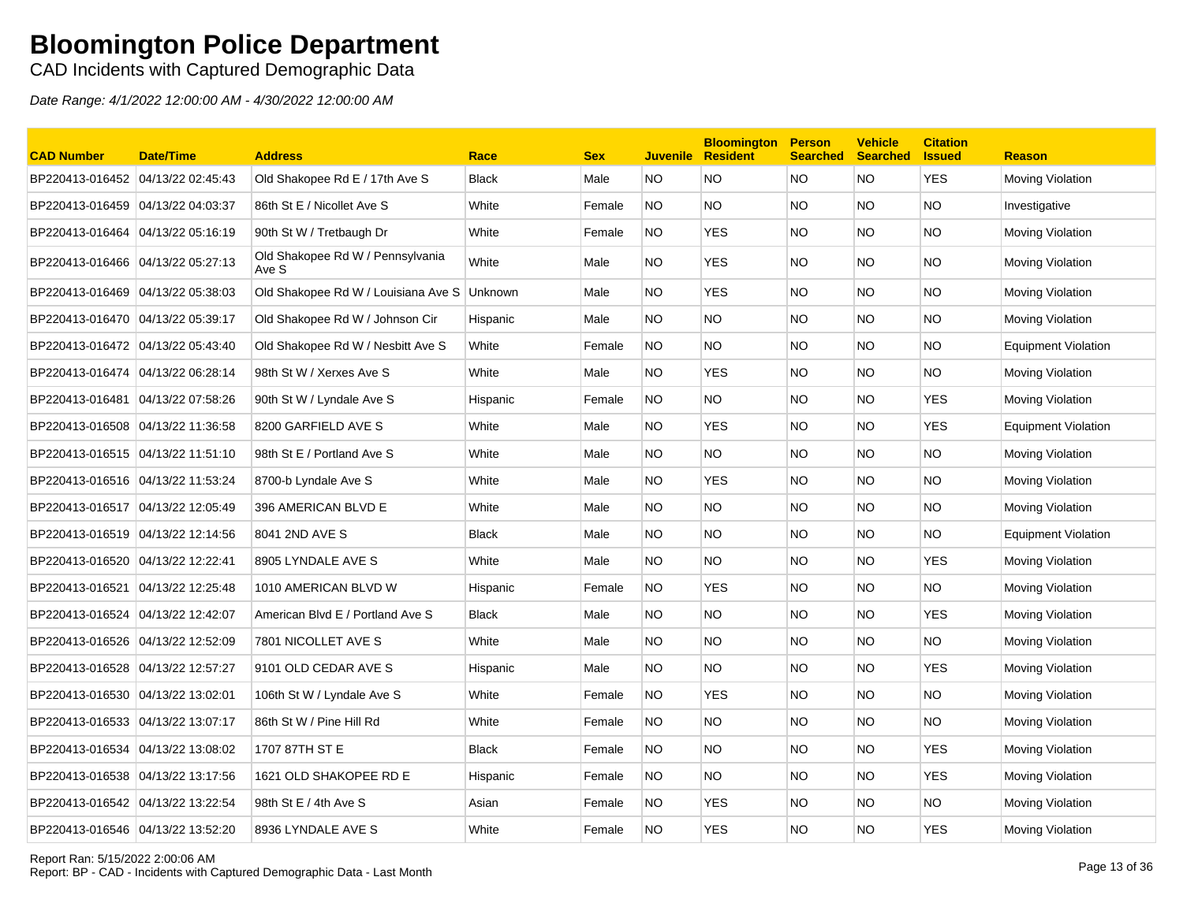# Bloomington Police Department

CAD Incidents with Captured Demographic Data

*Date Range: 4/1/2022 12:00:00 AM - 4/30/2022 12:00:00 AM*

| CAD Number | Date/Time | Address | Race | Sex | Juvenile | Bloomington Resident | Person Searched | Vehicle Searched | Citation Issued | Reason |
|---|---|---|---|---|---|---|---|---|---|---|
| BP220413-016452 | 04/13/22 02:45:43 | Old Shakopee Rd E / 17th Ave S | Black | Male | NO | NO | NO | NO | YES | Moving Violation |
| BP220413-016459 | 04/13/22 04:03:37 | 86th St E / Nicollet Ave S | White | Female | NO | NO | NO | NO | NO | Investigative |
| BP220413-016464 | 04/13/22 05:16:19 | 90th St W / Tretbaugh Dr | White | Female | NO | YES | NO | NO | NO | Moving Violation |
| BP220413-016466 | 04/13/22 05:27:13 | Old Shakopee Rd W / Pennsylvania Ave S | White | Male | NO | YES | NO | NO | NO | Moving Violation |
| BP220413-016469 | 04/13/22 05:38:03 | Old Shakopee Rd W / Louisiana Ave S | Unknown | Male | NO | YES | NO | NO | NO | Moving Violation |
| BP220413-016470 | 04/13/22 05:39:17 | Old Shakopee Rd W / Johnson Cir | Hispanic | Male | NO | NO | NO | NO | NO | Moving Violation |
| BP220413-016472 | 04/13/22 05:43:40 | Old Shakopee Rd W / Nesbitt Ave S | White | Female | NO | NO | NO | NO | NO | Equipment Violation |
| BP220413-016474 | 04/13/22 06:28:14 | 98th St W / Xerxes Ave S | White | Male | NO | YES | NO | NO | NO | Moving Violation |
| BP220413-016481 | 04/13/22 07:58:26 | 90th St W / Lyndale Ave S | Hispanic | Female | NO | NO | NO | NO | YES | Moving Violation |
| BP220413-016508 | 04/13/22 11:36:58 | 8200 GARFIELD AVE S | White | Male | NO | YES | NO | NO | YES | Equipment Violation |
| BP220413-016515 | 04/13/22 11:51:10 | 98th St E / Portland Ave S | White | Male | NO | NO | NO | NO | NO | Moving Violation |
| BP220413-016516 | 04/13/22 11:53:24 | 8700-b Lyndale Ave S | White | Male | NO | YES | NO | NO | NO | Moving Violation |
| BP220413-016517 | 04/13/22 12:05:49 | 396 AMERICAN BLVD E | White | Male | NO | NO | NO | NO | NO | Moving Violation |
| BP220413-016519 | 04/13/22 12:14:56 | 8041 2ND AVE S | Black | Male | NO | NO | NO | NO | NO | Equipment Violation |
| BP220413-016520 | 04/13/22 12:22:41 | 8905 LYNDALE AVE S | White | Male | NO | NO | NO | NO | YES | Moving Violation |
| BP220413-016521 | 04/13/22 12:25:48 | 1010 AMERICAN BLVD W | Hispanic | Female | NO | YES | NO | NO | NO | Moving Violation |
| BP220413-016524 | 04/13/22 12:42:07 | American Blvd E / Portland Ave S | Black | Male | NO | NO | NO | NO | YES | Moving Violation |
| BP220413-016526 | 04/13/22 12:52:09 | 7801 NICOLLET AVE S | White | Male | NO | NO | NO | NO | NO | Moving Violation |
| BP220413-016528 | 04/13/22 12:57:27 | 9101 OLD CEDAR AVE S | Hispanic | Male | NO | NO | NO | NO | YES | Moving Violation |
| BP220413-016530 | 04/13/22 13:02:01 | 106th St W / Lyndale Ave S | White | Female | NO | YES | NO | NO | NO | Moving Violation |
| BP220413-016533 | 04/13/22 13:07:17 | 86th St W / Pine Hill Rd | White | Female | NO | NO | NO | NO | NO | Moving Violation |
| BP220413-016534 | 04/13/22 13:08:02 | 1707 87TH ST E | Black | Female | NO | NO | NO | NO | YES | Moving Violation |
| BP220413-016538 | 04/13/22 13:17:56 | 1621 OLD SHAKOPEE RD E | Hispanic | Female | NO | NO | NO | NO | YES | Moving Violation |
| BP220413-016542 | 04/13/22 13:22:54 | 98th St E / 4th Ave S | Asian | Female | NO | YES | NO | NO | NO | Moving Violation |
| BP220413-016546 | 04/13/22 13:52:20 | 8936 LYNDALE AVE S | White | Female | NO | YES | NO | NO | YES | Moving Violation |

Report Ran: 5/15/2022 2:00:06 AM
Report: BP - CAD - Incidents with Captured Demographic Data - Last Month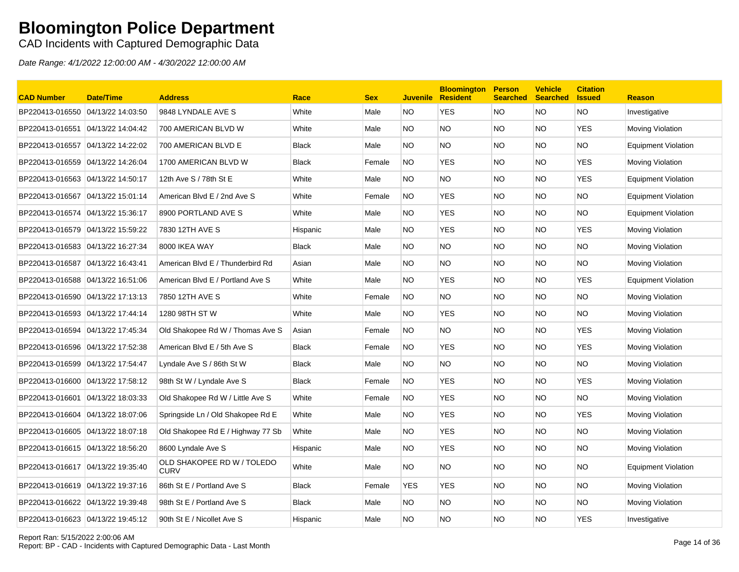# Bloomington Police Department

CAD Incidents with Captured Demographic Data

*Date Range: 4/1/2022 12:00:00 AM - 4/30/2022 12:00:00 AM*

| CAD Number | Date/Time | Address | Race | Sex | Juvenile | Bloomington Resident | Person Searched | Vehicle Searched | Citation Issued | Reason |
|---|---|---|---|---|---|---|---|---|---|---|
| BP220413-016550 | 04/13/22 14:03:50 | 9848 LYNDALE AVE S | White | Male | NO | YES | NO | NO | NO | Investigative |
| BP220413-016551 | 04/13/22 14:04:42 | 700 AMERICAN BLVD W | White | Male | NO | NO | NO | NO | YES | Moving Violation |
| BP220413-016557 | 04/13/22 14:22:02 | 700 AMERICAN BLVD E | Black | Male | NO | NO | NO | NO | NO | Equipment Violation |
| BP220413-016559 | 04/13/22 14:26:04 | 1700 AMERICAN BLVD W | Black | Female | NO | YES | NO | NO | YES | Moving Violation |
| BP220413-016563 | 04/13/22 14:50:17 | 12th Ave S / 78th St E | White | Male | NO | NO | NO | NO | YES | Equipment Violation |
| BP220413-016567 | 04/13/22 15:01:14 | American Blvd E / 2nd Ave S | White | Female | NO | YES | NO | NO | NO | Equipment Violation |
| BP220413-016574 | 04/13/22 15:36:17 | 8900 PORTLAND AVE S | White | Male | NO | YES | NO | NO | NO | Equipment Violation |
| BP220413-016579 | 04/13/22 15:59:22 | 7830 12TH AVE S | Hispanic | Male | NO | YES | NO | NO | YES | Moving Violation |
| BP220413-016583 | 04/13/22 16:27:34 | 8000 IKEA WAY | Black | Male | NO | NO | NO | NO | NO | Moving Violation |
| BP220413-016587 | 04/13/22 16:43:41 | American Blvd E / Thunderbird Rd | Asian | Male | NO | NO | NO | NO | NO | Moving Violation |
| BP220413-016588 | 04/13/22 16:51:06 | American Blvd E / Portland Ave S | White | Male | NO | YES | NO | NO | YES | Equipment Violation |
| BP220413-016590 | 04/13/22 17:13:13 | 7850 12TH AVE S | White | Female | NO | NO | NO | NO | NO | Moving Violation |
| BP220413-016593 | 04/13/22 17:44:14 | 1280 98TH ST W | White | Male | NO | YES | NO | NO | NO | Moving Violation |
| BP220413-016594 | 04/13/22 17:45:34 | Old Shakopee Rd W / Thomas Ave S | Asian | Female | NO | NO | NO | NO | YES | Moving Violation |
| BP220413-016596 | 04/13/22 17:52:38 | American Blvd E / 5th Ave S | Black | Female | NO | YES | NO | NO | YES | Moving Violation |
| BP220413-016599 | 04/13/22 17:54:47 | Lyndale Ave S / 86th St W | Black | Male | NO | NO | NO | NO | NO | Moving Violation |
| BP220413-016600 | 04/13/22 17:58:12 | 98th St W / Lyndale Ave S | Black | Female | NO | YES | NO | NO | YES | Moving Violation |
| BP220413-016601 | 04/13/22 18:03:33 | Old Shakopee Rd W / Little Ave S | White | Female | NO | YES | NO | NO | NO | Moving Violation |
| BP220413-016604 | 04/13/22 18:07:06 | Springside Ln / Old Shakopee Rd E | White | Male | NO | YES | NO | NO | YES | Moving Violation |
| BP220413-016605 | 04/13/22 18:07:18 | Old Shakopee Rd E / Highway 77 Sb | White | Male | NO | YES | NO | NO | NO | Moving Violation |
| BP220413-016615 | 04/13/22 18:56:20 | 8600 Lyndale Ave S | Hispanic | Male | NO | YES | NO | NO | NO | Moving Violation |
| BP220413-016617 | 04/13/22 19:35:40 | OLD SHAKOPEE RD W / TOLEDO CURV | White | Male | NO | NO | NO | NO | NO | Equipment Violation |
| BP220413-016619 | 04/13/22 19:37:16 | 86th St E / Portland Ave S | Black | Female | YES | YES | NO | NO | NO | Moving Violation |
| BP220413-016622 | 04/13/22 19:39:48 | 98th St E / Portland Ave S | Black | Male | NO | NO | NO | NO | NO | Moving Violation |
| BP220413-016623 | 04/13/22 19:45:12 | 90th St E / Nicollet Ave S | Hispanic | Male | NO | NO | NO | NO | YES | Investigative |

Report Ran: 5/15/2022 2:00:06 AM
Report: BP - CAD - Incidents with Captured Demographic Data - Last Month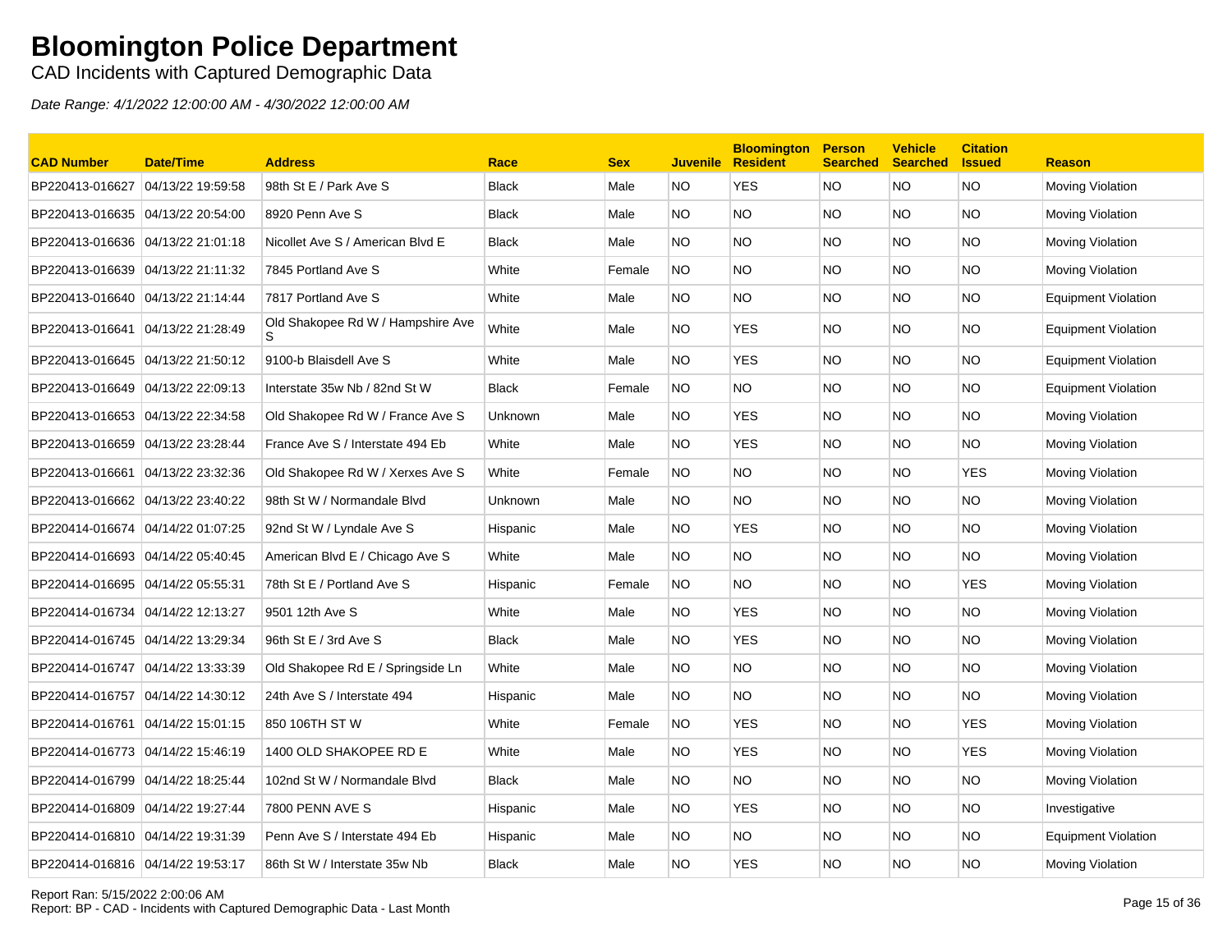# Bloomington Police Department

CAD Incidents with Captured Demographic Data

*Date Range: 4/1/2022 12:00:00 AM - 4/30/2022 12:00:00 AM*

| CAD Number | Date/Time | Address | Race | Sex | Juvenile | Bloomington Resident | Person Searched | Vehicle Searched | Citation Issued | Reason |
|---|---|---|---|---|---|---|---|---|---|---|
| BP220413-016627 | 04/13/22 19:59:58 | 98th St E / Park Ave S | Black | Male | NO | YES | NO | NO | NO | Moving Violation |
| BP220413-016635 | 04/13/22 20:54:00 | 8920 Penn Ave S | Black | Male | NO | NO | NO | NO | NO | Moving Violation |
| BP220413-016636 | 04/13/22 21:01:18 | Nicollet Ave S / American Blvd E | Black | Male | NO | NO | NO | NO | NO | Moving Violation |
| BP220413-016639 | 04/13/22 21:11:32 | 7845 Portland Ave S | White | Female | NO | NO | NO | NO | NO | Moving Violation |
| BP220413-016640 | 04/13/22 21:14:44 | 7817 Portland Ave S | White | Male | NO | NO | NO | NO | NO | Equipment Violation |
| BP220413-016641 | 04/13/22 21:28:49 | Old Shakopee Rd W / Hampshire Ave S | White | Male | NO | YES | NO | NO | NO | Equipment Violation |
| BP220413-016645 | 04/13/22 21:50:12 | 9100-b Blaisdell Ave S | White | Male | NO | YES | NO | NO | NO | Equipment Violation |
| BP220413-016649 | 04/13/22 22:09:13 | Interstate 35w Nb / 82nd St W | Black | Female | NO | NO | NO | NO | NO | Equipment Violation |
| BP220413-016653 | 04/13/22 22:34:58 | Old Shakopee Rd W / France Ave S | Unknown | Male | NO | YES | NO | NO | NO | Moving Violation |
| BP220413-016659 | 04/13/22 23:28:44 | France Ave S / Interstate 494 Eb | White | Male | NO | YES | NO | NO | NO | Moving Violation |
| BP220413-016661 | 04/13/22 23:32:36 | Old Shakopee Rd W / Xerxes Ave S | White | Female | NO | NO | NO | NO | YES | Moving Violation |
| BP220413-016662 | 04/13/22 23:40:22 | 98th St W / Normandale Blvd | Unknown | Male | NO | NO | NO | NO | NO | Moving Violation |
| BP220414-016674 | 04/14/22 01:07:25 | 92nd St W / Lyndale Ave S | Hispanic | Male | NO | YES | NO | NO | NO | Moving Violation |
| BP220414-016693 | 04/14/22 05:40:45 | American Blvd E / Chicago Ave S | White | Male | NO | NO | NO | NO | NO | Moving Violation |
| BP220414-016695 | 04/14/22 05:55:31 | 78th St E / Portland Ave S | Hispanic | Female | NO | NO | NO | NO | YES | Moving Violation |
| BP220414-016734 | 04/14/22 12:13:27 | 9501 12th Ave S | White | Male | NO | YES | NO | NO | NO | Moving Violation |
| BP220414-016745 | 04/14/22 13:29:34 | 96th St E / 3rd Ave S | Black | Male | NO | YES | NO | NO | NO | Moving Violation |
| BP220414-016747 | 04/14/22 13:33:39 | Old Shakopee Rd E / Springside Ln | White | Male | NO | NO | NO | NO | NO | Moving Violation |
| BP220414-016757 | 04/14/22 14:30:12 | 24th Ave S / Interstate 494 | Hispanic | Male | NO | NO | NO | NO | NO | Moving Violation |
| BP220414-016761 | 04/14/22 15:01:15 | 850 106TH ST W | White | Female | NO | YES | NO | NO | YES | Moving Violation |
| BP220414-016773 | 04/14/22 15:46:19 | 1400 OLD SHAKOPEE RD E | White | Male | NO | YES | NO | NO | YES | Moving Violation |
| BP220414-016799 | 04/14/22 18:25:44 | 102nd St W / Normandale Blvd | Black | Male | NO | NO | NO | NO | NO | Moving Violation |
| BP220414-016809 | 04/14/22 19:27:44 | 7800 PENN AVE S | Hispanic | Male | NO | YES | NO | NO | NO | Investigative |
| BP220414-016810 | 04/14/22 19:31:39 | Penn Ave S / Interstate 494 Eb | Hispanic | Male | NO | NO | NO | NO | NO | Equipment Violation |
| BP220414-016816 | 04/14/22 19:53:17 | 86th St W / Interstate 35w Nb | Black | Male | NO | YES | NO | NO | NO | Moving Violation |

Report Ran: 5/15/2022 2:00:06 AM
Report: BP - CAD - Incidents with Captured Demographic Data - Last Month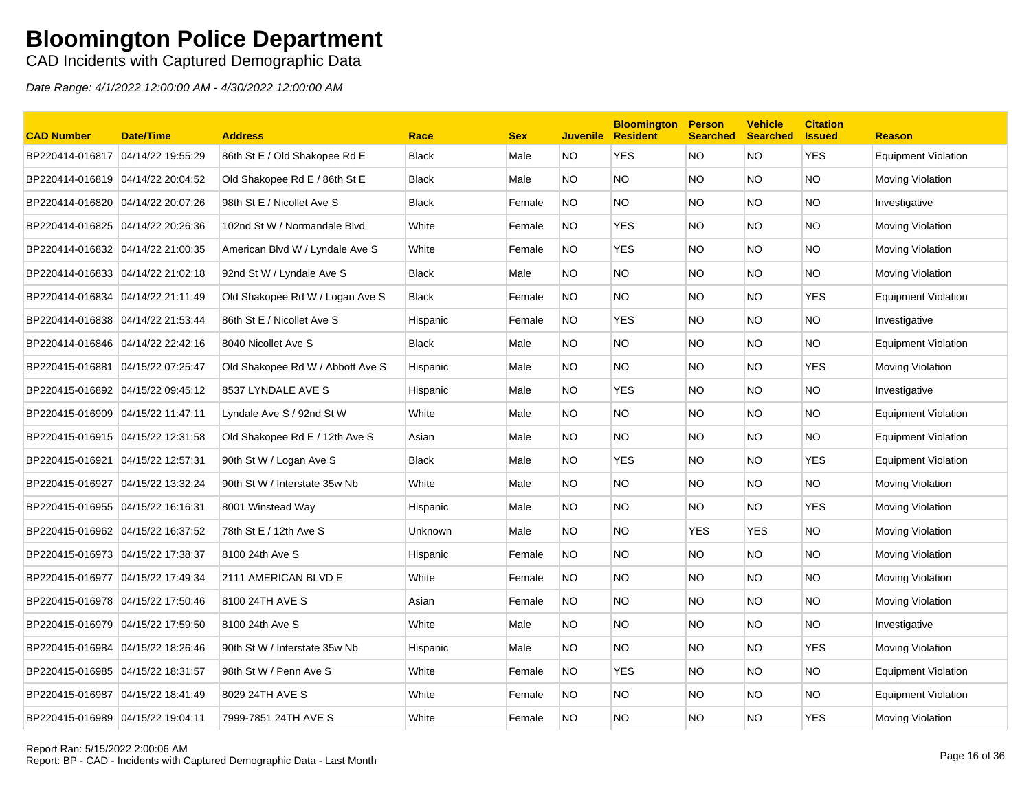# Bloomington Police Department

CAD Incidents with Captured Demographic Data

*Date Range: 4/1/2022 12:00:00 AM - 4/30/2022 12:00:00 AM*

| CAD Number | Date/Time | Address | Race | Sex | Juvenile | Bloomington Resident | Person Searched | Vehicle Searched | Citation Issued | Reason |
|---|---|---|---|---|---|---|---|---|---|---|
| BP220414-016817 | 04/14/22 19:55:29 | 86th St E / Old Shakopee Rd E | Black | Male | NO | YES | NO | NO | YES | Equipment Violation |
| BP220414-016819 | 04/14/22 20:04:52 | Old Shakopee Rd E / 86th St E | Black | Male | NO | NO | NO | NO | NO | Moving Violation |
| BP220414-016820 | 04/14/22 20:07:26 | 98th St E / Nicollet Ave S | Black | Female | NO | NO | NO | NO | NO | Investigative |
| BP220414-016825 | 04/14/22 20:26:36 | 102nd St W / Normandale Blvd | White | Female | NO | YES | NO | NO | NO | Moving Violation |
| BP220414-016832 | 04/14/22 21:00:35 | American Blvd W / Lyndale Ave S | White | Female | NO | YES | NO | NO | NO | Moving Violation |
| BP220414-016833 | 04/14/22 21:02:18 | 92nd St W / Lyndale Ave S | Black | Male | NO | NO | NO | NO | NO | Moving Violation |
| BP220414-016834 | 04/14/22 21:11:49 | Old Shakopee Rd W / Logan Ave S | Black | Female | NO | NO | NO | NO | YES | Equipment Violation |
| BP220414-016838 | 04/14/22 21:53:44 | 86th St E / Nicollet Ave S | Hispanic | Female | NO | YES | NO | NO | NO | Investigative |
| BP220414-016846 | 04/14/22 22:42:16 | 8040 Nicollet Ave S | Black | Male | NO | NO | NO | NO | NO | Equipment Violation |
| BP220415-016881 | 04/15/22 07:25:47 | Old Shakopee Rd W / Abbott Ave S | Hispanic | Male | NO | NO | NO | NO | YES | Moving Violation |
| BP220415-016892 | 04/15/22 09:45:12 | 8537 LYNDALE AVE S | Hispanic | Male | NO | YES | NO | NO | NO | Investigative |
| BP220415-016909 | 04/15/22 11:47:11 | Lyndale Ave S / 92nd St W | White | Male | NO | NO | NO | NO | NO | Equipment Violation |
| BP220415-016915 | 04/15/22 12:31:58 | Old Shakopee Rd E / 12th Ave S | Asian | Male | NO | NO | NO | NO | NO | Equipment Violation |
| BP220415-016921 | 04/15/22 12:57:31 | 90th St W / Logan Ave S | Black | Male | NO | YES | NO | NO | YES | Equipment Violation |
| BP220415-016927 | 04/15/22 13:32:24 | 90th St W / Interstate 35w Nb | White | Male | NO | NO | NO | NO | NO | Moving Violation |
| BP220415-016955 | 04/15/22 16:16:31 | 8001 Winstead Way | Hispanic | Male | NO | NO | NO | NO | YES | Moving Violation |
| BP220415-016962 | 04/15/22 16:37:52 | 78th St E / 12th Ave S | Unknown | Male | NO | NO | YES | YES | NO | Moving Violation |
| BP220415-016973 | 04/15/22 17:38:37 | 8100 24th Ave S | Hispanic | Female | NO | NO | NO | NO | NO | Moving Violation |
| BP220415-016977 | 04/15/22 17:49:34 | 2111 AMERICAN BLVD E | White | Female | NO | NO | NO | NO | NO | Moving Violation |
| BP220415-016978 | 04/15/22 17:50:46 | 8100 24TH AVE S | Asian | Female | NO | NO | NO | NO | NO | Moving Violation |
| BP220415-016979 | 04/15/22 17:59:50 | 8100 24th Ave S | White | Male | NO | NO | NO | NO | NO | Investigative |
| BP220415-016984 | 04/15/22 18:26:46 | 90th St W / Interstate 35w Nb | Hispanic | Male | NO | NO | NO | NO | YES | Moving Violation |
| BP220415-016985 | 04/15/22 18:31:57 | 98th St W / Penn Ave S | White | Female | NO | YES | NO | NO | NO | Equipment Violation |
| BP220415-016987 | 04/15/22 18:41:49 | 8029 24TH AVE S | White | Female | NO | NO | NO | NO | NO | Equipment Violation |
| BP220415-016989 | 04/15/22 19:04:11 | 7999-7851 24TH AVE S | White | Female | NO | NO | NO | NO | YES | Moving Violation |

Report Ran: 5/15/2022 2:00:06 AM
Report: BP - CAD - Incidents with Captured Demographic Data - Last Month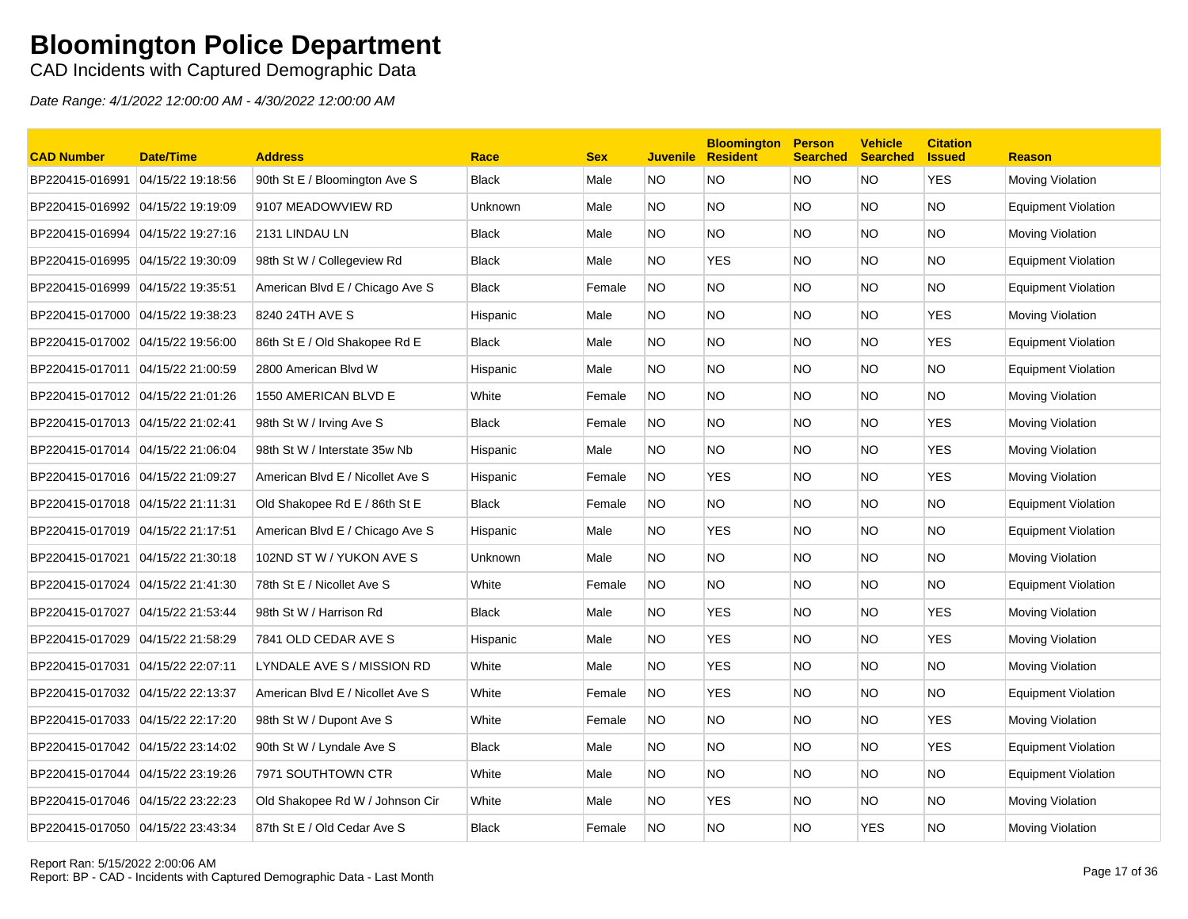# Bloomington Police Department

CAD Incidents with Captured Demographic Data

*Date Range: 4/1/2022 12:00:00 AM - 4/30/2022 12:00:00 AM*

| CAD Number | Date/Time | Address | Race | Sex | Juvenile | Bloomington Resident | Person Searched | Vehicle Searched | Citation Issued | Reason |
|---|---|---|---|---|---|---|---|---|---|---|
| BP220415-016991 | 04/15/22 19:18:56 | 90th St E / Bloomington Ave S | Black | Male | NO | NO | NO | NO | YES | Moving Violation |
| BP220415-016992 | 04/15/22 19:19:09 | 9107 MEADOWVIEW RD | Unknown | Male | NO | NO | NO | NO | NO | Equipment Violation |
| BP220415-016994 | 04/15/22 19:27:16 | 2131 LINDAU LN | Black | Male | NO | NO | NO | NO | NO | Moving Violation |
| BP220415-016995 | 04/15/22 19:30:09 | 98th St W / Collegeview Rd | Black | Male | NO | YES | NO | NO | NO | Equipment Violation |
| BP220415-016999 | 04/15/22 19:35:51 | American Blvd E / Chicago Ave S | Black | Female | NO | NO | NO | NO | NO | Equipment Violation |
| BP220415-017000 | 04/15/22 19:38:23 | 8240 24TH AVE S | Hispanic | Male | NO | NO | NO | NO | YES | Moving Violation |
| BP220415-017002 | 04/15/22 19:56:00 | 86th St E / Old Shakopee Rd E | Black | Male | NO | NO | NO | NO | YES | Equipment Violation |
| BP220415-017011 | 04/15/22 21:00:59 | 2800 American Blvd W | Hispanic | Male | NO | NO | NO | NO | NO | Equipment Violation |
| BP220415-017012 | 04/15/22 21:01:26 | 1550 AMERICAN BLVD E | White | Female | NO | NO | NO | NO | NO | Moving Violation |
| BP220415-017013 | 04/15/22 21:02:41 | 98th St W / Irving Ave S | Black | Female | NO | NO | NO | NO | YES | Moving Violation |
| BP220415-017014 | 04/15/22 21:06:04 | 98th St W / Interstate 35w Nb | Hispanic | Male | NO | NO | NO | NO | YES | Moving Violation |
| BP220415-017016 | 04/15/22 21:09:27 | American Blvd E / Nicollet Ave S | Hispanic | Female | NO | YES | NO | NO | YES | Moving Violation |
| BP220415-017018 | 04/15/22 21:11:31 | Old Shakopee Rd E / 86th St E | Black | Female | NO | NO | NO | NO | NO | Equipment Violation |
| BP220415-017019 | 04/15/22 21:17:51 | American Blvd E / Chicago Ave S | Hispanic | Male | NO | YES | NO | NO | NO | Equipment Violation |
| BP220415-017021 | 04/15/22 21:30:18 | 102ND ST W / YUKON AVE S | Unknown | Male | NO | NO | NO | NO | NO | Moving Violation |
| BP220415-017024 | 04/15/22 21:41:30 | 78th St E / Nicollet Ave S | White | Female | NO | NO | NO | NO | NO | Equipment Violation |
| BP220415-017027 | 04/15/22 21:53:44 | 98th St W / Harrison Rd | Black | Male | NO | YES | NO | NO | YES | Moving Violation |
| BP220415-017029 | 04/15/22 21:58:29 | 7841 OLD CEDAR AVE S | Hispanic | Male | NO | YES | NO | NO | YES | Moving Violation |
| BP220415-017031 | 04/15/22 22:07:11 | LYNDALE AVE S / MISSION RD | White | Male | NO | YES | NO | NO | NO | Moving Violation |
| BP220415-017032 | 04/15/22 22:13:37 | American Blvd E / Nicollet Ave S | White | Female | NO | YES | NO | NO | NO | Equipment Violation |
| BP220415-017033 | 04/15/22 22:17:20 | 98th St W / Dupont Ave S | White | Female | NO | NO | NO | NO | YES | Moving Violation |
| BP220415-017042 | 04/15/22 23:14:02 | 90th St W / Lyndale Ave S | Black | Male | NO | NO | NO | NO | YES | Equipment Violation |
| BP220415-017044 | 04/15/22 23:19:26 | 7971 SOUTHTOWN CTR | White | Male | NO | NO | NO | NO | NO | Equipment Violation |
| BP220415-017046 | 04/15/22 23:22:23 | Old Shakopee Rd W / Johnson Cir | White | Male | NO | YES | NO | NO | NO | Moving Violation |
| BP220415-017050 | 04/15/22 23:43:34 | 87th St E / Old Cedar Ave S | Black | Female | NO | NO | NO | YES | NO | Moving Violation |

Report Ran: 5/15/2022 2:00:06 AM
Report: BP - CAD - Incidents with Captured Demographic Data - Last Month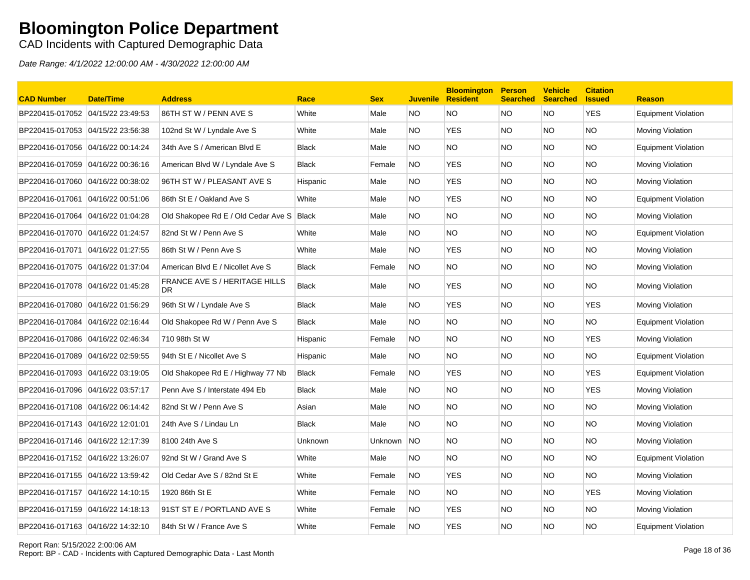# Bloomington Police Department

CAD Incidents with Captured Demographic Data

*Date Range: 4/1/2022 12:00:00 AM - 4/30/2022 12:00:00 AM*

| CAD Number | Date/Time | Address | Race | Sex | Juvenile | Bloomington Resident | Person Searched | Vehicle Searched | Citation Issued | Reason |
|---|---|---|---|---|---|---|---|---|---|---|
| BP220415-017052 | 04/15/22 23:49:53 | 86TH ST W / PENN AVE S | White | Male | NO | NO | NO | NO | YES | Equipment Violation |
| BP220415-017053 | 04/15/22 23:56:38 | 102nd St W / Lyndale Ave S | White | Male | NO | YES | NO | NO | NO | Moving Violation |
| BP220416-017056 | 04/16/22 00:14:24 | 34th Ave S / American Blvd E | Black | Male | NO | NO | NO | NO | NO | Equipment Violation |
| BP220416-017059 | 04/16/22 00:36:16 | American Blvd W / Lyndale Ave S | Black | Female | NO | YES | NO | NO | NO | Moving Violation |
| BP220416-017060 | 04/16/22 00:38:02 | 96TH ST W / PLEASANT AVE S | Hispanic | Male | NO | YES | NO | NO | NO | Moving Violation |
| BP220416-017061 | 04/16/22 00:51:06 | 86th St E / Oakland Ave S | White | Male | NO | YES | NO | NO | NO | Equipment Violation |
| BP220416-017064 | 04/16/22 01:04:28 | Old Shakopee Rd E / Old Cedar Ave S | Black | Male | NO | NO | NO | NO | NO | Moving Violation |
| BP220416-017070 | 04/16/22 01:24:57 | 82nd St W / Penn Ave S | White | Male | NO | NO | NO | NO | NO | Equipment Violation |
| BP220416-017071 | 04/16/22 01:27:55 | 86th St W / Penn Ave S | White | Male | NO | YES | NO | NO | NO | Moving Violation |
| BP220416-017075 | 04/16/22 01:37:04 | American Blvd E / Nicollet Ave S | Black | Female | NO | NO | NO | NO | NO | Moving Violation |
| BP220416-017078 | 04/16/22 01:45:28 | FRANCE AVE S / HERITAGE HILLS DR | Black | Male | NO | YES | NO | NO | NO | Moving Violation |
| BP220416-017080 | 04/16/22 01:56:29 | 96th St W / Lyndale Ave S | Black | Male | NO | YES | NO | NO | YES | Moving Violation |
| BP220416-017084 | 04/16/22 02:16:44 | Old Shakopee Rd W / Penn Ave S | Black | Male | NO | NO | NO | NO | NO | Equipment Violation |
| BP220416-017086 | 04/16/22 02:46:34 | 710 98th St W | Hispanic | Female | NO | NO | NO | NO | YES | Moving Violation |
| BP220416-017089 | 04/16/22 02:59:55 | 94th St E / Nicollet Ave S | Hispanic | Male | NO | NO | NO | NO | NO | Equipment Violation |
| BP220416-017093 | 04/16/22 03:19:05 | Old Shakopee Rd E / Highway 77 Nb | Black | Female | NO | YES | NO | NO | YES | Equipment Violation |
| BP220416-017096 | 04/16/22 03:57:17 | Penn Ave S / Interstate 494 Eb | Black | Male | NO | NO | NO | NO | YES | Moving Violation |
| BP220416-017108 | 04/16/22 06:14:42 | 82nd St W / Penn Ave S | Asian | Male | NO | NO | NO | NO | NO | Moving Violation |
| BP220416-017143 | 04/16/22 12:01:01 | 24th Ave S / Lindau Ln | Black | Male | NO | NO | NO | NO | NO | Moving Violation |
| BP220416-017146 | 04/16/22 12:17:39 | 8100 24th Ave S | Unknown | Unknown | NO | NO | NO | NO | NO | Moving Violation |
| BP220416-017152 | 04/16/22 13:26:07 | 92nd St W / Grand Ave S | White | Male | NO | NO | NO | NO | NO | Equipment Violation |
| BP220416-017155 | 04/16/22 13:59:42 | Old Cedar Ave S / 82nd St E | White | Female | NO | YES | NO | NO | NO | Moving Violation |
| BP220416-017157 | 04/16/22 14:10:15 | 1920 86th St E | White | Female | NO | NO | NO | NO | YES | Moving Violation |
| BP220416-017159 | 04/16/22 14:18:13 | 91ST ST E / PORTLAND AVE S | White | Female | NO | YES | NO | NO | NO | Moving Violation |
| BP220416-017163 | 04/16/22 14:32:10 | 84th St W / France Ave S | White | Female | NO | YES | NO | NO | NO | Equipment Violation |

Report Ran: 5/15/2022 2:00:06 AM
Report: BP - CAD - Incidents with Captured Demographic Data - Last Month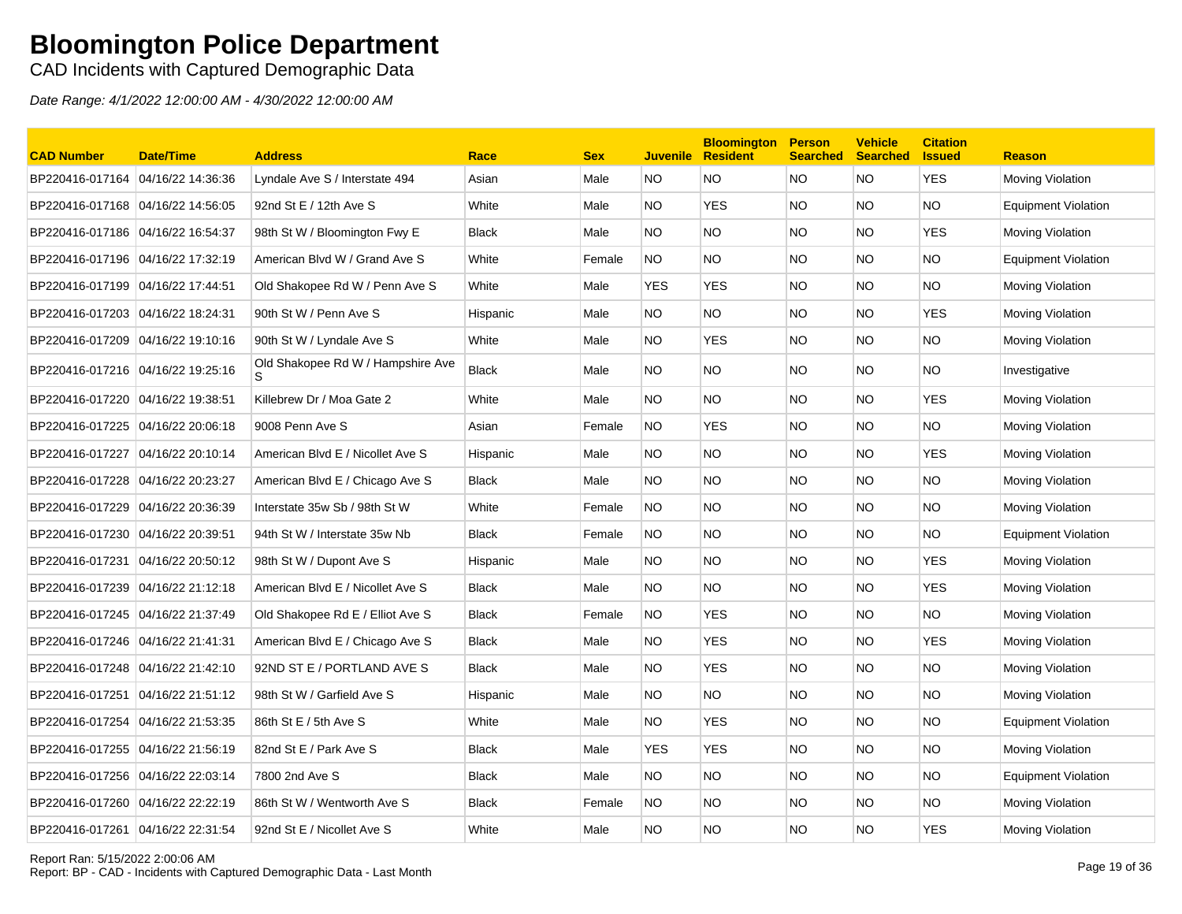# Bloomington Police Department

CAD Incidents with Captured Demographic Data

*Date Range: 4/1/2022 12:00:00 AM - 4/30/2022 12:00:00 AM*

| CAD Number | Date/Time | Address | Race | Sex | Juvenile | Bloomington Resident | Person Searched | Vehicle Searched | Citation Issued | Reason |
|---|---|---|---|---|---|---|---|---|---|---|
| BP220416-017164 | 04/16/22 14:36:36 | Lyndale Ave S / Interstate 494 | Asian | Male | NO | NO | NO | NO | YES | Moving Violation |
| BP220416-017168 | 04/16/22 14:56:05 | 92nd St E / 12th Ave S | White | Male | NO | YES | NO | NO | NO | Equipment Violation |
| BP220416-017186 | 04/16/22 16:54:37 | 98th St W / Bloomington Fwy E | Black | Male | NO | NO | NO | NO | YES | Moving Violation |
| BP220416-017196 | 04/16/22 17:32:19 | American Blvd W / Grand Ave S | White | Female | NO | NO | NO | NO | NO | Equipment Violation |
| BP220416-017199 | 04/16/22 17:44:51 | Old Shakopee Rd W / Penn Ave S | White | Male | YES | YES | NO | NO | NO | Moving Violation |
| BP220416-017203 | 04/16/22 18:24:31 | 90th St W / Penn Ave S | Hispanic | Male | NO | NO | NO | NO | YES | Moving Violation |
| BP220416-017209 | 04/16/22 19:10:16 | 90th St W / Lyndale Ave S | White | Male | NO | YES | NO | NO | NO | Moving Violation |
| BP220416-017216 | 04/16/22 19:25:16 | Old Shakopee Rd W / Hampshire Ave S | Black | Male | NO | NO | NO | NO | NO | Investigative |
| BP220416-017220 | 04/16/22 19:38:51 | Killebrew Dr / Moa Gate 2 | White | Male | NO | NO | NO | NO | YES | Moving Violation |
| BP220416-017225 | 04/16/22 20:06:18 | 9008 Penn Ave S | Asian | Female | NO | YES | NO | NO | NO | Moving Violation |
| BP220416-017227 | 04/16/22 20:10:14 | American Blvd E / Nicollet Ave S | Hispanic | Male | NO | NO | NO | NO | YES | Moving Violation |
| BP220416-017228 | 04/16/22 20:23:27 | American Blvd E / Chicago Ave S | Black | Male | NO | NO | NO | NO | NO | Moving Violation |
| BP220416-017229 | 04/16/22 20:36:39 | Interstate 35w Sb / 98th St W | White | Female | NO | NO | NO | NO | NO | Moving Violation |
| BP220416-017230 | 04/16/22 20:39:51 | 94th St W / Interstate 35w Nb | Black | Female | NO | NO | NO | NO | NO | Equipment Violation |
| BP220416-017231 | 04/16/22 20:50:12 | 98th St W / Dupont Ave S | Hispanic | Male | NO | NO | NO | NO | YES | Moving Violation |
| BP220416-017239 | 04/16/22 21:12:18 | American Blvd E / Nicollet Ave S | Black | Male | NO | NO | NO | NO | YES | Moving Violation |
| BP220416-017245 | 04/16/22 21:37:49 | Old Shakopee Rd E / Elliot Ave S | Black | Female | NO | YES | NO | NO | NO | Moving Violation |
| BP220416-017246 | 04/16/22 21:41:31 | American Blvd E / Chicago Ave S | Black | Male | NO | YES | NO | NO | YES | Moving Violation |
| BP220416-017248 | 04/16/22 21:42:10 | 92ND ST E / PORTLAND AVE S | Black | Male | NO | YES | NO | NO | NO | Moving Violation |
| BP220416-017251 | 04/16/22 21:51:12 | 98th St W / Garfield Ave S | Hispanic | Male | NO | NO | NO | NO | NO | Moving Violation |
| BP220416-017254 | 04/16/22 21:53:35 | 86th St E / 5th Ave S | White | Male | NO | YES | NO | NO | NO | Equipment Violation |
| BP220416-017255 | 04/16/22 21:56:19 | 82nd St E / Park Ave S | Black | Male | YES | YES | NO | NO | NO | Moving Violation |
| BP220416-017256 | 04/16/22 22:03:14 | 7800 2nd Ave S | Black | Male | NO | NO | NO | NO | NO | Equipment Violation |
| BP220416-017260 | 04/16/22 22:22:19 | 86th St W / Wentworth Ave S | Black | Female | NO | NO | NO | NO | NO | Moving Violation |
| BP220416-017261 | 04/16/22 22:31:54 | 92nd St E / Nicollet Ave S | White | Male | NO | NO | NO | NO | YES | Moving Violation |

Report Ran: 5/15/2022 2:00:06 AM
Report: BP - CAD - Incidents with Captured Demographic Data - Last Month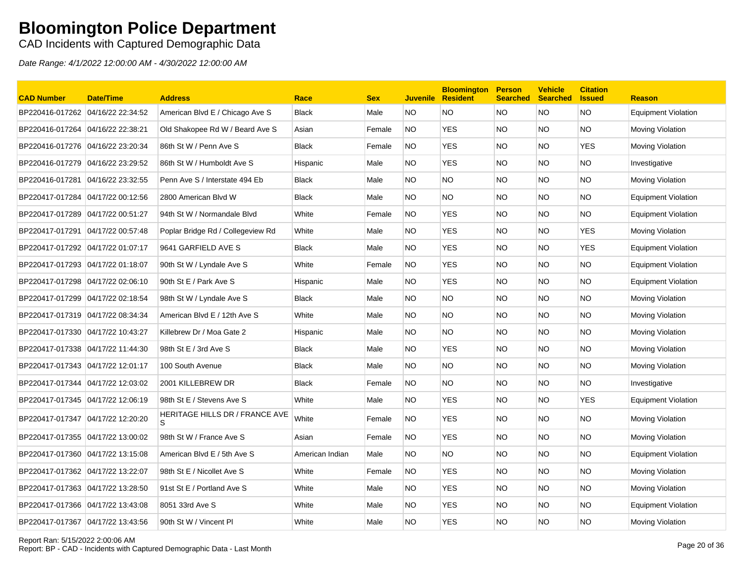# Bloomington Police Department

CAD Incidents with Captured Demographic Data

*Date Range: 4/1/2022 12:00:00 AM - 4/30/2022 12:00:00 AM*

| CAD Number | Date/Time | Address | Race | Sex | Juvenile | Bloomington Resident | Person Searched | Vehicle Searched | Citation Issued | Reason |
|---|---|---|---|---|---|---|---|---|---|---|
| BP220416-017262 | 04/16/22 22:34:52 | American Blvd E / Chicago Ave S | Black | Male | NO | NO | NO | NO | NO | Equipment Violation |
| BP220416-017264 | 04/16/22 22:38:21 | Old Shakopee Rd W / Beard Ave S | Asian | Female | NO | YES | NO | NO | NO | Moving Violation |
| BP220416-017276 | 04/16/22 23:20:34 | 86th St W / Penn Ave S | Black | Female | NO | YES | NO | NO | YES | Moving Violation |
| BP220416-017279 | 04/16/22 23:29:52 | 86th St W / Humboldt Ave S | Hispanic | Male | NO | YES | NO | NO | NO | Investigative |
| BP220416-017281 | 04/16/22 23:32:55 | Penn Ave S / Interstate 494 Eb | Black | Male | NO | NO | NO | NO | NO | Moving Violation |
| BP220417-017284 | 04/17/22 00:12:56 | 2800 American Blvd W | Black | Male | NO | NO | NO | NO | NO | Equipment Violation |
| BP220417-017289 | 04/17/22 00:51:27 | 94th St W / Normandale Blvd | White | Female | NO | YES | NO | NO | NO | Equipment Violation |
| BP220417-017291 | 04/17/22 00:57:48 | Poplar Bridge Rd / Collegeview Rd | White | Male | NO | YES | NO | NO | YES | Moving Violation |
| BP220417-017292 | 04/17/22 01:07:17 | 9641 GARFIELD AVE S | Black | Male | NO | YES | NO | NO | YES | Equipment Violation |
| BP220417-017293 | 04/17/22 01:18:07 | 90th St W / Lyndale Ave S | White | Female | NO | YES | NO | NO | NO | Equipment Violation |
| BP220417-017298 | 04/17/22 02:06:10 | 90th St E / Park Ave S | Hispanic | Male | NO | YES | NO | NO | NO | Equipment Violation |
| BP220417-017299 | 04/17/22 02:18:54 | 98th St W / Lyndale Ave S | Black | Male | NO | NO | NO | NO | NO | Moving Violation |
| BP220417-017319 | 04/17/22 08:34:34 | American Blvd E / 12th Ave S | White | Male | NO | NO | NO | NO | NO | Moving Violation |
| BP220417-017330 | 04/17/22 10:43:27 | Killebrew Dr / Moa Gate 2 | Hispanic | Male | NO | NO | NO | NO | NO | Moving Violation |
| BP220417-017338 | 04/17/22 11:44:30 | 98th St E / 3rd Ave S | Black | Male | NO | YES | NO | NO | NO | Moving Violation |
| BP220417-017343 | 04/17/22 12:01:17 | 100 South Avenue | Black | Male | NO | NO | NO | NO | NO | Moving Violation |
| BP220417-017344 | 04/17/22 12:03:02 | 2001 KILLEBREW DR | Black | Female | NO | NO | NO | NO | NO | Investigative |
| BP220417-017345 | 04/17/22 12:06:19 | 98th St E / Stevens Ave S | White | Male | NO | YES | NO | NO | YES | Equipment Violation |
| BP220417-017347 | 04/17/22 12:20:20 | HERITAGE HILLS DR / FRANCE AVE S | White | Female | NO | YES | NO | NO | NO | Moving Violation |
| BP220417-017355 | 04/17/22 13:00:02 | 98th St W / France Ave S | Asian | Female | NO | YES | NO | NO | NO | Moving Violation |
| BP220417-017360 | 04/17/22 13:15:08 | American Blvd E / 5th Ave S | American Indian | Male | NO | NO | NO | NO | NO | Equipment Violation |
| BP220417-017362 | 04/17/22 13:22:07 | 98th St E / Nicollet Ave S | White | Female | NO | YES | NO | NO | NO | Moving Violation |
| BP220417-017363 | 04/17/22 13:28:50 | 91st St E / Portland Ave S | White | Male | NO | YES | NO | NO | NO | Moving Violation |
| BP220417-017366 | 04/17/22 13:43:08 | 8051 33rd Ave S | White | Male | NO | YES | NO | NO | NO | Equipment Violation |
| BP220417-017367 | 04/17/22 13:43:56 | 90th St W / Vincent Pl | White | Male | NO | YES | NO | NO | NO | Moving Violation |

Report Ran: 5/15/2022 2:00:06 AM
Report: BP - CAD - Incidents with Captured Demographic Data - Last Month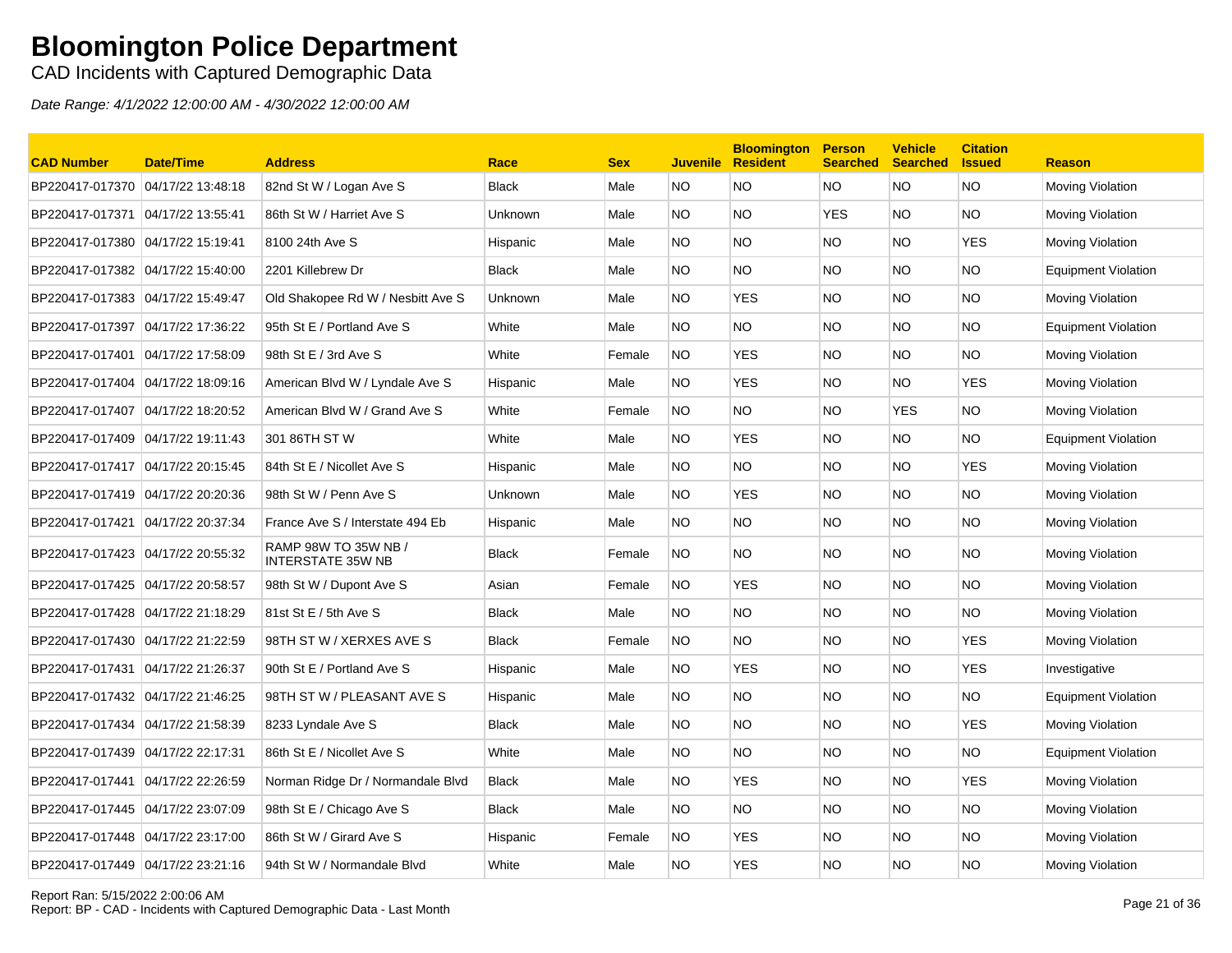# Bloomington Police Department

CAD Incidents with Captured Demographic Data

*Date Range: 4/1/2022 12:00:00 AM - 4/30/2022 12:00:00 AM*

| CAD Number | Date/Time | Address | Race | Sex | Juvenile | Bloomington Resident | Person Searched | Vehicle Searched | Citation Issued | Reason |
|---|---|---|---|---|---|---|---|---|---|---|
| BP220417-017370 | 04/17/22 13:48:18 | 82nd St W / Logan Ave S | Black | Male | NO | NO | NO | NO | NO | Moving Violation |
| BP220417-017371 | 04/17/22 13:55:41 | 86th St W / Harriet Ave S | Unknown | Male | NO | NO | YES | NO | NO | Moving Violation |
| BP220417-017380 | 04/17/22 15:19:41 | 8100 24th Ave S | Hispanic | Male | NO | NO | NO | NO | YES | Moving Violation |
| BP220417-017382 | 04/17/22 15:40:00 | 2201 Killebrew Dr | Black | Male | NO | NO | NO | NO | NO | Equipment Violation |
| BP220417-017383 | 04/17/22 15:49:47 | Old Shakopee Rd W / Nesbitt Ave S | Unknown | Male | NO | YES | NO | NO | NO | Moving Violation |
| BP220417-017397 | 04/17/22 17:36:22 | 95th St E / Portland Ave S | White | Male | NO | NO | NO | NO | NO | Equipment Violation |
| BP220417-017401 | 04/17/22 17:58:09 | 98th St E / 3rd Ave S | White | Female | NO | YES | NO | NO | NO | Moving Violation |
| BP220417-017404 | 04/17/22 18:09:16 | American Blvd W / Lyndale Ave S | Hispanic | Male | NO | YES | NO | NO | YES | Moving Violation |
| BP220417-017407 | 04/17/22 18:20:52 | American Blvd W / Grand Ave S | White | Female | NO | NO | NO | YES | NO | Moving Violation |
| BP220417-017409 | 04/17/22 19:11:43 | 301 86TH ST W | White | Male | NO | YES | NO | NO | NO | Equipment Violation |
| BP220417-017417 | 04/17/22 20:15:45 | 84th St E / Nicollet Ave S | Hispanic | Male | NO | NO | NO | NO | YES | Moving Violation |
| BP220417-017419 | 04/17/22 20:20:36 | 98th St W / Penn Ave S | Unknown | Male | NO | YES | NO | NO | NO | Moving Violation |
| BP220417-017421 | 04/17/22 20:37:34 | France Ave S / Interstate 494 Eb | Hispanic | Male | NO | NO | NO | NO | NO | Moving Violation |
| BP220417-017423 | 04/17/22 20:55:32 | RAMP 98W TO 35W NB / INTERSTATE 35W NB | Black | Female | NO | NO | NO | NO | NO | Moving Violation |
| BP220417-017425 | 04/17/22 20:58:57 | 98th St W / Dupont Ave S | Asian | Female | NO | YES | NO | NO | NO | Moving Violation |
| BP220417-017428 | 04/17/22 21:18:29 | 81st St E / 5th Ave S | Black | Male | NO | NO | NO | NO | NO | Moving Violation |
| BP220417-017430 | 04/17/22 21:22:59 | 98TH ST W / XERXES AVE S | Black | Female | NO | NO | NO | NO | YES | Moving Violation |
| BP220417-017431 | 04/17/22 21:26:37 | 90th St E / Portland Ave S | Hispanic | Male | NO | YES | NO | NO | YES | Investigative |
| BP220417-017432 | 04/17/22 21:46:25 | 98TH ST W / PLEASANT AVE S | Hispanic | Male | NO | NO | NO | NO | NO | Equipment Violation |
| BP220417-017434 | 04/17/22 21:58:39 | 8233 Lyndale Ave S | Black | Male | NO | NO | NO | NO | YES | Moving Violation |
| BP220417-017439 | 04/17/22 22:17:31 | 86th St E / Nicollet Ave S | White | Male | NO | NO | NO | NO | NO | Equipment Violation |
| BP220417-017441 | 04/17/22 22:26:59 | Norman Ridge Dr / Normandale Blvd | Black | Male | NO | YES | NO | NO | YES | Moving Violation |
| BP220417-017445 | 04/17/22 23:07:09 | 98th St E / Chicago Ave S | Black | Male | NO | NO | NO | NO | NO | Moving Violation |
| BP220417-017448 | 04/17/22 23:17:00 | 86th St W / Girard Ave S | Hispanic | Female | NO | YES | NO | NO | NO | Moving Violation |
| BP220417-017449 | 04/17/22 23:21:16 | 94th St W / Normandale Blvd | White | Male | NO | YES | NO | NO | NO | Moving Violation |

Report Ran: 5/15/2022 2:00:06 AM
Report: BP - CAD - Incidents with Captured Demographic Data - Last Month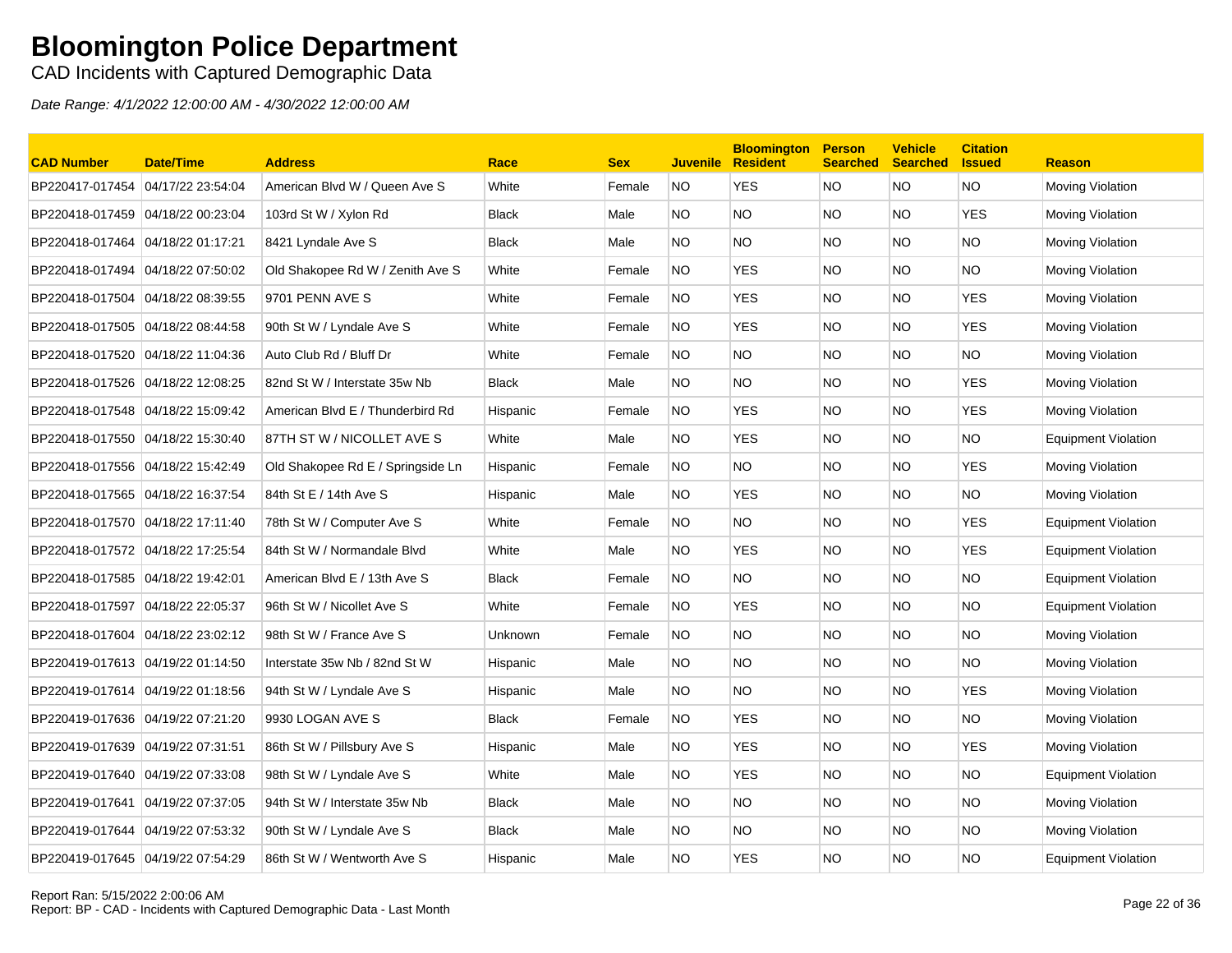# Bloomington Police Department

CAD Incidents with Captured Demographic Data

*Date Range: 4/1/2022 12:00:00 AM - 4/30/2022 12:00:00 AM*

| CAD Number | Date/Time | Address | Race | Sex | Juvenile | Bloomington Resident | Person Searched | Vehicle Searched | Citation Issued | Reason |
|---|---|---|---|---|---|---|---|---|---|---|
| BP220417-017454 | 04/17/22 23:54:04 | American Blvd W / Queen Ave S | White | Female | NO | YES | NO | NO | NO | Moving Violation |
| BP220418-017459 | 04/18/22 00:23:04 | 103rd St W / Xylon Rd | Black | Male | NO | NO | NO | NO | YES | Moving Violation |
| BP220418-017464 | 04/18/22 01:17:21 | 8421 Lyndale Ave S | Black | Male | NO | NO | NO | NO | NO | Moving Violation |
| BP220418-017494 | 04/18/22 07:50:02 | Old Shakopee Rd W / Zenith Ave S | White | Female | NO | YES | NO | NO | NO | Moving Violation |
| BP220418-017504 | 04/18/22 08:39:55 | 9701 PENN AVE S | White | Female | NO | YES | NO | NO | YES | Moving Violation |
| BP220418-017505 | 04/18/22 08:44:58 | 90th St W / Lyndale Ave S | White | Female | NO | YES | NO | NO | YES | Moving Violation |
| BP220418-017520 | 04/18/22 11:04:36 | Auto Club Rd / Bluff Dr | White | Female | NO | NO | NO | NO | NO | Moving Violation |
| BP220418-017526 | 04/18/22 12:08:25 | 82nd St W / Interstate 35w Nb | Black | Male | NO | NO | NO | NO | YES | Moving Violation |
| BP220418-017548 | 04/18/22 15:09:42 | American Blvd E / Thunderbird Rd | Hispanic | Female | NO | YES | NO | NO | YES | Moving Violation |
| BP220418-017550 | 04/18/22 15:30:40 | 87TH ST W / NICOLLET AVE S | White | Male | NO | YES | NO | NO | NO | Equipment Violation |
| BP220418-017556 | 04/18/22 15:42:49 | Old Shakopee Rd E / Springside Ln | Hispanic | Female | NO | NO | NO | NO | YES | Moving Violation |
| BP220418-017565 | 04/18/22 16:37:54 | 84th St E / 14th Ave S | Hispanic | Male | NO | YES | NO | NO | NO | Moving Violation |
| BP220418-017570 | 04/18/22 17:11:40 | 78th St W / Computer Ave S | White | Female | NO | NO | NO | NO | YES | Equipment Violation |
| BP220418-017572 | 04/18/22 17:25:54 | 84th St W / Normandale Blvd | White | Male | NO | YES | NO | NO | YES | Equipment Violation |
| BP220418-017585 | 04/18/22 19:42:01 | American Blvd E / 13th Ave S | Black | Female | NO | NO | NO | NO | NO | Equipment Violation |
| BP220418-017597 | 04/18/22 22:05:37 | 96th St W / Nicollet Ave S | White | Female | NO | YES | NO | NO | NO | Equipment Violation |
| BP220418-017604 | 04/18/22 23:02:12 | 98th St W / France Ave S | Unknown | Female | NO | NO | NO | NO | NO | Moving Violation |
| BP220419-017613 | 04/19/22 01:14:50 | Interstate 35w Nb / 82nd St W | Hispanic | Male | NO | NO | NO | NO | NO | Moving Violation |
| BP220419-017614 | 04/19/22 01:18:56 | 94th St W / Lyndale Ave S | Hispanic | Male | NO | NO | NO | NO | YES | Moving Violation |
| BP220419-017636 | 04/19/22 07:21:20 | 9930 LOGAN AVE S | Black | Female | NO | YES | NO | NO | NO | Moving Violation |
| BP220419-017639 | 04/19/22 07:31:51 | 86th St W / Pillsbury Ave S | Hispanic | Male | NO | YES | NO | NO | YES | Moving Violation |
| BP220419-017640 | 04/19/22 07:33:08 | 98th St W / Lyndale Ave S | White | Male | NO | YES | NO | NO | NO | Equipment Violation |
| BP220419-017641 | 04/19/22 07:37:05 | 94th St W / Interstate 35w Nb | Black | Male | NO | NO | NO | NO | NO | Moving Violation |
| BP220419-017644 | 04/19/22 07:53:32 | 90th St W / Lyndale Ave S | Black | Male | NO | NO | NO | NO | NO | Moving Violation |
| BP220419-017645 | 04/19/22 07:54:29 | 86th St W / Wentworth Ave S | Hispanic | Male | NO | YES | NO | NO | NO | Equipment Violation |

Report Ran: 5/15/2022 2:00:06 AM
Report: BP - CAD - Incidents with Captured Demographic Data - Last Month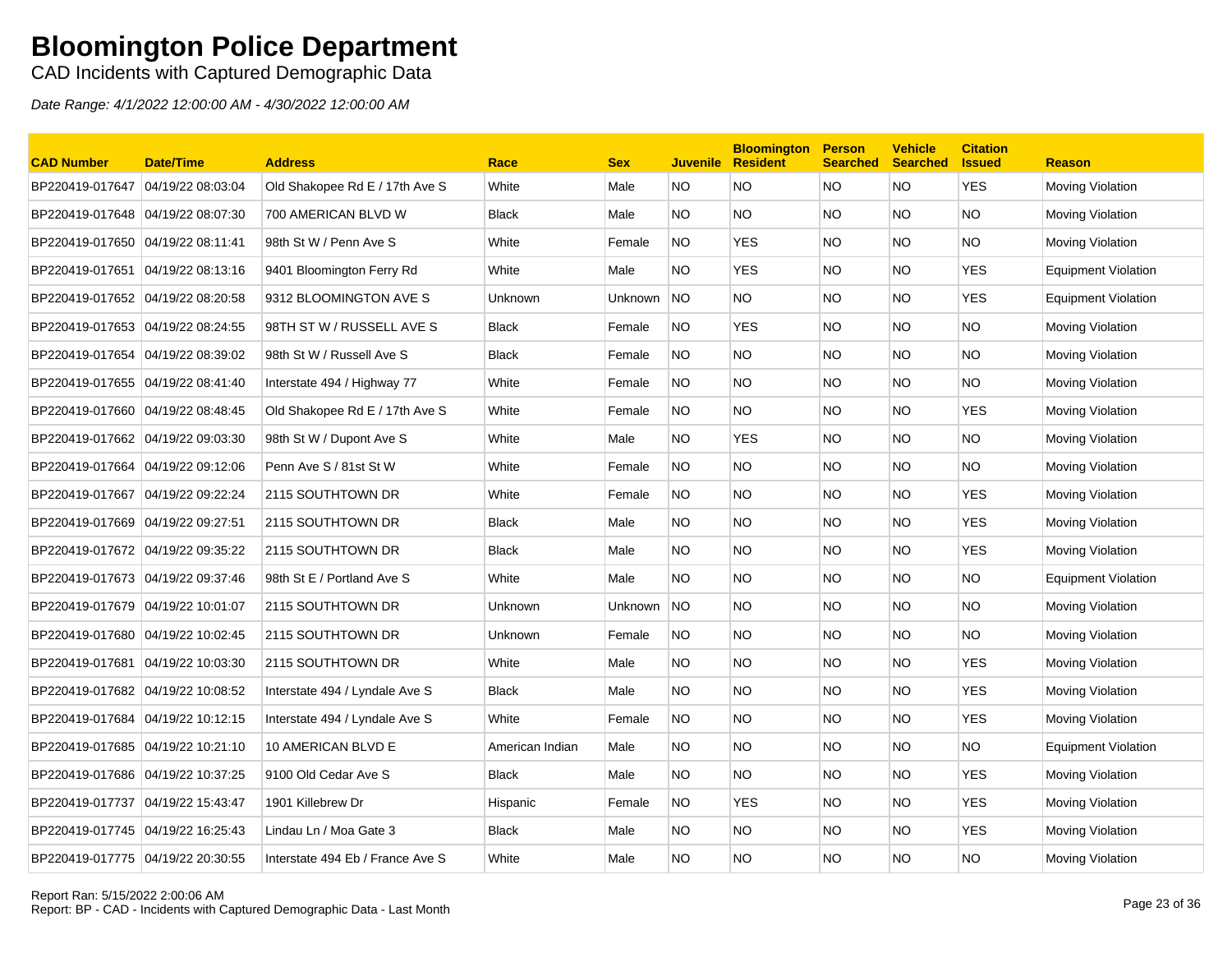# Bloomington Police Department

CAD Incidents with Captured Demographic Data

*Date Range: 4/1/2022 12:00:00 AM - 4/30/2022 12:00:00 AM*

| CAD Number | Date/Time | Address | Race | Sex | Juvenile | Bloomington Resident | Person Searched | Vehicle Searched | Citation Issued | Reason |
|---|---|---|---|---|---|---|---|---|---|---|
| BP220419-017647 | 04/19/22 08:03:04 | Old Shakopee Rd E / 17th Ave S | White | Male | NO | NO | NO | NO | YES | Moving Violation |
| BP220419-017648 | 04/19/22 08:07:30 | 700 AMERICAN BLVD W | Black | Male | NO | NO | NO | NO | NO | Moving Violation |
| BP220419-017650 | 04/19/22 08:11:41 | 98th St W / Penn Ave S | White | Female | NO | YES | NO | NO | NO | Moving Violation |
| BP220419-017651 | 04/19/22 08:13:16 | 9401 Bloomington Ferry Rd | White | Male | NO | YES | NO | NO | YES | Equipment Violation |
| BP220419-017652 | 04/19/22 08:20:58 | 9312 BLOOMINGTON AVE S | Unknown | Unknown | NO | NO | NO | NO | YES | Equipment Violation |
| BP220419-017653 | 04/19/22 08:24:55 | 98TH ST W / RUSSELL AVE S | Black | Female | NO | YES | NO | NO | NO | Moving Violation |
| BP220419-017654 | 04/19/22 08:39:02 | 98th St W / Russell Ave S | Black | Female | NO | NO | NO | NO | NO | Moving Violation |
| BP220419-017655 | 04/19/22 08:41:40 | Interstate 494 / Highway 77 | White | Female | NO | NO | NO | NO | NO | Moving Violation |
| BP220419-017660 | 04/19/22 08:48:45 | Old Shakopee Rd E / 17th Ave S | White | Female | NO | NO | NO | NO | YES | Moving Violation |
| BP220419-017662 | 04/19/22 09:03:30 | 98th St W / Dupont Ave S | White | Male | NO | YES | NO | NO | NO | Moving Violation |
| BP220419-017664 | 04/19/22 09:12:06 | Penn Ave S / 81st St W | White | Female | NO | NO | NO | NO | NO | Moving Violation |
| BP220419-017667 | 04/19/22 09:22:24 | 2115 SOUTHTOWN DR | White | Female | NO | NO | NO | NO | YES | Moving Violation |
| BP220419-017669 | 04/19/22 09:27:51 | 2115 SOUTHTOWN DR | Black | Male | NO | NO | NO | NO | YES | Moving Violation |
| BP220419-017672 | 04/19/22 09:35:22 | 2115 SOUTHTOWN DR | Black | Male | NO | NO | NO | NO | YES | Moving Violation |
| BP220419-017673 | 04/19/22 09:37:46 | 98th St E / Portland Ave S | White | Male | NO | NO | NO | NO | NO | Equipment Violation |
| BP220419-017679 | 04/19/22 10:01:07 | 2115 SOUTHTOWN DR | Unknown | Unknown | NO | NO | NO | NO | NO | Moving Violation |
| BP220419-017680 | 04/19/22 10:02:45 | 2115 SOUTHTOWN DR | Unknown | Female | NO | NO | NO | NO | NO | Moving Violation |
| BP220419-017681 | 04/19/22 10:03:30 | 2115 SOUTHTOWN DR | White | Male | NO | NO | NO | NO | YES | Moving Violation |
| BP220419-017682 | 04/19/22 10:08:52 | Interstate 494 / Lyndale Ave S | Black | Male | NO | NO | NO | NO | YES | Moving Violation |
| BP220419-017684 | 04/19/22 10:12:15 | Interstate 494 / Lyndale Ave S | White | Female | NO | NO | NO | NO | YES | Moving Violation |
| BP220419-017685 | 04/19/22 10:21:10 | 10 AMERICAN BLVD E | American Indian | Male | NO | NO | NO | NO | NO | Equipment Violation |
| BP220419-017686 | 04/19/22 10:37:25 | 9100 Old Cedar Ave S | Black | Male | NO | NO | NO | NO | YES | Moving Violation |
| BP220419-017737 | 04/19/22 15:43:47 | 1901 Killebrew Dr | Hispanic | Female | NO | YES | NO | NO | YES | Moving Violation |
| BP220419-017745 | 04/19/22 16:25:43 | Lindau Ln / Moa Gate 3 | Black | Male | NO | NO | NO | NO | YES | Moving Violation |
| BP220419-017775 | 04/19/22 20:30:55 | Interstate 494 Eb / France Ave S | White | Male | NO | NO | NO | NO | NO | Moving Violation |

Report Ran: 5/15/2022 2:00:06 AM
Report: BP - CAD - Incidents with Captured Demographic Data - Last Month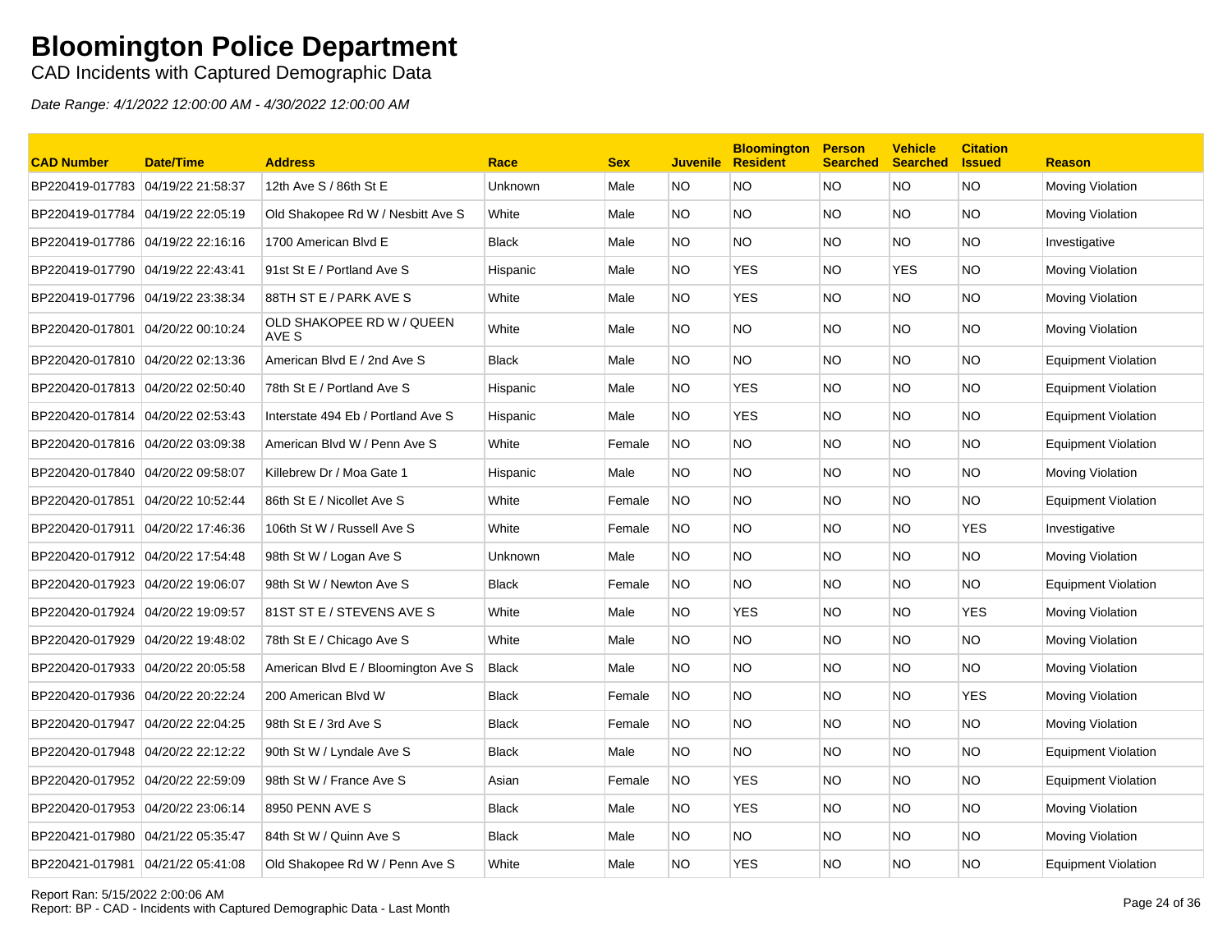# Bloomington Police Department

CAD Incidents with Captured Demographic Data

*Date Range: 4/1/2022 12:00:00 AM - 4/30/2022 12:00:00 AM*

| CAD Number | Date/Time | Address | Race | Sex | Juvenile | Bloomington Resident | Person Searched | Vehicle Searched | Citation Issued | Reason |
|---|---|---|---|---|---|---|---|---|---|---|
| BP220419-017783 | 04/19/22 21:58:37 | 12th Ave S / 86th St E | Unknown | Male | NO | NO | NO | NO | NO | Moving Violation |
| BP220419-017784 | 04/19/22 22:05:19 | Old Shakopee Rd W / Nesbitt Ave S | White | Male | NO | NO | NO | NO | NO | Moving Violation |
| BP220419-017786 | 04/19/22 22:16:16 | 1700 American Blvd E | Black | Male | NO | NO | NO | NO | NO | Investigative |
| BP220419-017790 | 04/19/22 22:43:41 | 91st St E / Portland Ave S | Hispanic | Male | NO | YES | NO | YES | NO | Moving Violation |
| BP220419-017796 | 04/19/22 23:38:34 | 88TH ST E / PARK AVE S | White | Male | NO | YES | NO | NO | NO | Moving Violation |
| BP220420-017801 | 04/20/22 00:10:24 | OLD SHAKOPEE RD W / QUEEN AVE S | White | Male | NO | NO | NO | NO | NO | Moving Violation |
| BP220420-017810 | 04/20/22 02:13:36 | American Blvd E / 2nd Ave S | Black | Male | NO | NO | NO | NO | NO | Equipment Violation |
| BP220420-017813 | 04/20/22 02:50:40 | 78th St E / Portland Ave S | Hispanic | Male | NO | YES | NO | NO | NO | Equipment Violation |
| BP220420-017814 | 04/20/22 02:53:43 | Interstate 494 Eb / Portland Ave S | Hispanic | Male | NO | YES | NO | NO | NO | Equipment Violation |
| BP220420-017816 | 04/20/22 03:09:38 | American Blvd W / Penn Ave S | White | Female | NO | NO | NO | NO | NO | Equipment Violation |
| BP220420-017840 | 04/20/22 09:58:07 | Killebrew Dr / Moa Gate 1 | Hispanic | Male | NO | NO | NO | NO | NO | Moving Violation |
| BP220420-017851 | 04/20/22 10:52:44 | 86th St E / Nicollet Ave S | White | Female | NO | NO | NO | NO | NO | Equipment Violation |
| BP220420-017911 | 04/20/22 17:46:36 | 106th St W / Russell Ave S | White | Female | NO | NO | NO | NO | YES | Investigative |
| BP220420-017912 | 04/20/22 17:54:48 | 98th St W / Logan Ave S | Unknown | Male | NO | NO | NO | NO | NO | Moving Violation |
| BP220420-017923 | 04/20/22 19:06:07 | 98th St W / Newton Ave S | Black | Female | NO | NO | NO | NO | NO | Equipment Violation |
| BP220420-017924 | 04/20/22 19:09:57 | 81ST ST E / STEVENS AVE S | White | Male | NO | YES | NO | NO | YES | Moving Violation |
| BP220420-017929 | 04/20/22 19:48:02 | 78th St E / Chicago Ave S | White | Male | NO | NO | NO | NO | NO | Moving Violation |
| BP220420-017933 | 04/20/22 20:05:58 | American Blvd E / Bloomington Ave S | Black | Male | NO | NO | NO | NO | NO | Moving Violation |
| BP220420-017936 | 04/20/22 20:22:24 | 200 American Blvd W | Black | Female | NO | NO | NO | NO | YES | Moving Violation |
| BP220420-017947 | 04/20/22 22:04:25 | 98th St E / 3rd Ave S | Black | Female | NO | NO | NO | NO | NO | Moving Violation |
| BP220420-017948 | 04/20/22 22:12:22 | 90th St W / Lyndale Ave S | Black | Male | NO | NO | NO | NO | NO | Equipment Violation |
| BP220420-017952 | 04/20/22 22:59:09 | 98th St W / France Ave S | Asian | Female | NO | YES | NO | NO | NO | Equipment Violation |
| BP220420-017953 | 04/20/22 23:06:14 | 8950 PENN AVE S | Black | Male | NO | YES | NO | NO | NO | Moving Violation |
| BP220421-017980 | 04/21/22 05:35:47 | 84th St W / Quinn Ave S | Black | Male | NO | NO | NO | NO | NO | Moving Violation |
| BP220421-017981 | 04/21/22 05:41:08 | Old Shakopee Rd W / Penn Ave S | White | Male | NO | YES | NO | NO | NO | Equipment Violation |

Report Ran: 5/15/2022 2:00:06 AM
Report: BP - CAD - Incidents with Captured Demographic Data - Last Month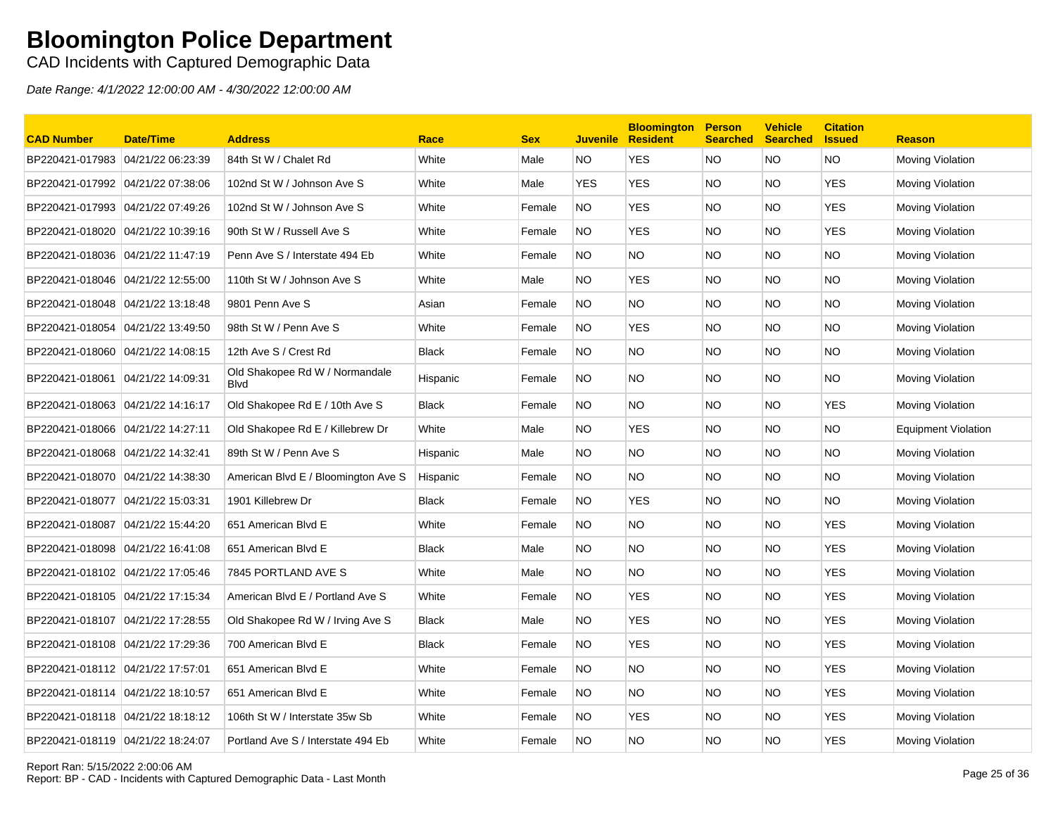# Bloomington Police Department

CAD Incidents with Captured Demographic Data

*Date Range: 4/1/2022 12:00:00 AM - 4/30/2022 12:00:00 AM*

| CAD Number | Date/Time | Address | Race | Sex | Juvenile | Bloomington Resident | Person Searched | Vehicle Searched | Citation Issued | Reason |
|---|---|---|---|---|---|---|---|---|---|---|
| BP220421-017983 | 04/21/22 06:23:39 | 84th St W / Chalet Rd | White | Male | NO | YES | NO | NO | NO | Moving Violation |
| BP220421-017992 | 04/21/22 07:38:06 | 102nd St W / Johnson Ave S | White | Male | YES | YES | NO | NO | YES | Moving Violation |
| BP220421-017993 | 04/21/22 07:49:26 | 102nd St W / Johnson Ave S | White | Female | NO | YES | NO | NO | YES | Moving Violation |
| BP220421-018020 | 04/21/22 10:39:16 | 90th St W / Russell Ave S | White | Female | NO | YES | NO | NO | YES | Moving Violation |
| BP220421-018036 | 04/21/22 11:47:19 | Penn Ave S / Interstate 494 Eb | White | Female | NO | NO | NO | NO | NO | Moving Violation |
| BP220421-018046 | 04/21/22 12:55:00 | 110th St W / Johnson Ave S | White | Male | NO | YES | NO | NO | NO | Moving Violation |
| BP220421-018048 | 04/21/22 13:18:48 | 9801 Penn Ave S | Asian | Female | NO | NO | NO | NO | NO | Moving Violation |
| BP220421-018054 | 04/21/22 13:49:50 | 98th St W / Penn Ave S | White | Female | NO | YES | NO | NO | NO | Moving Violation |
| BP220421-018060 | 04/21/22 14:08:15 | 12th Ave S / Crest Rd | Black | Female | NO | NO | NO | NO | NO | Moving Violation |
| BP220421-018061 | 04/21/22 14:09:31 | Old Shakopee Rd W / Normandale Blvd | Hispanic | Female | NO | NO | NO | NO | NO | Moving Violation |
| BP220421-018063 | 04/21/22 14:16:17 | Old Shakopee Rd E / 10th Ave S | Black | Female | NO | NO | NO | NO | YES | Moving Violation |
| BP220421-018066 | 04/21/22 14:27:11 | Old Shakopee Rd E / Killebrew Dr | White | Male | NO | YES | NO | NO | NO | Equipment Violation |
| BP220421-018068 | 04/21/22 14:32:41 | 89th St W / Penn Ave S | Hispanic | Male | NO | NO | NO | NO | NO | Moving Violation |
| BP220421-018070 | 04/21/22 14:38:30 | American Blvd E / Bloomington Ave S | Hispanic | Female | NO | NO | NO | NO | NO | Moving Violation |
| BP220421-018077 | 04/21/22 15:03:31 | 1901 Killebrew Dr | Black | Female | NO | YES | NO | NO | NO | Moving Violation |
| BP220421-018087 | 04/21/22 15:44:20 | 651 American Blvd E | White | Female | NO | NO | NO | NO | YES | Moving Violation |
| BP220421-018098 | 04/21/22 16:41:08 | 651 American Blvd E | Black | Male | NO | NO | NO | NO | YES | Moving Violation |
| BP220421-018102 | 04/21/22 17:05:46 | 7845 PORTLAND AVE S | White | Male | NO | NO | NO | NO | YES | Moving Violation |
| BP220421-018105 | 04/21/22 17:15:34 | American Blvd E / Portland Ave S | White | Female | NO | YES | NO | NO | YES | Moving Violation |
| BP220421-018107 | 04/21/22 17:28:55 | Old Shakopee Rd W / Irving Ave S | Black | Male | NO | YES | NO | NO | YES | Moving Violation |
| BP220421-018108 | 04/21/22 17:29:36 | 700 American Blvd E | Black | Female | NO | YES | NO | NO | YES | Moving Violation |
| BP220421-018112 | 04/21/22 17:57:01 | 651 American Blvd E | White | Female | NO | NO | NO | NO | YES | Moving Violation |
| BP220421-018114 | 04/21/22 18:10:57 | 651 American Blvd E | White | Female | NO | NO | NO | NO | YES | Moving Violation |
| BP220421-018118 | 04/21/22 18:18:12 | 106th St W / Interstate 35w Sb | White | Female | NO | YES | NO | NO | YES | Moving Violation |
| BP220421-018119 | 04/21/22 18:24:07 | Portland Ave S / Interstate 494 Eb | White | Female | NO | NO | NO | NO | YES | Moving Violation |

Report Ran: 5/15/2022 2:00:06 AM
Report: BP - CAD - Incidents with Captured Demographic Data - Last Month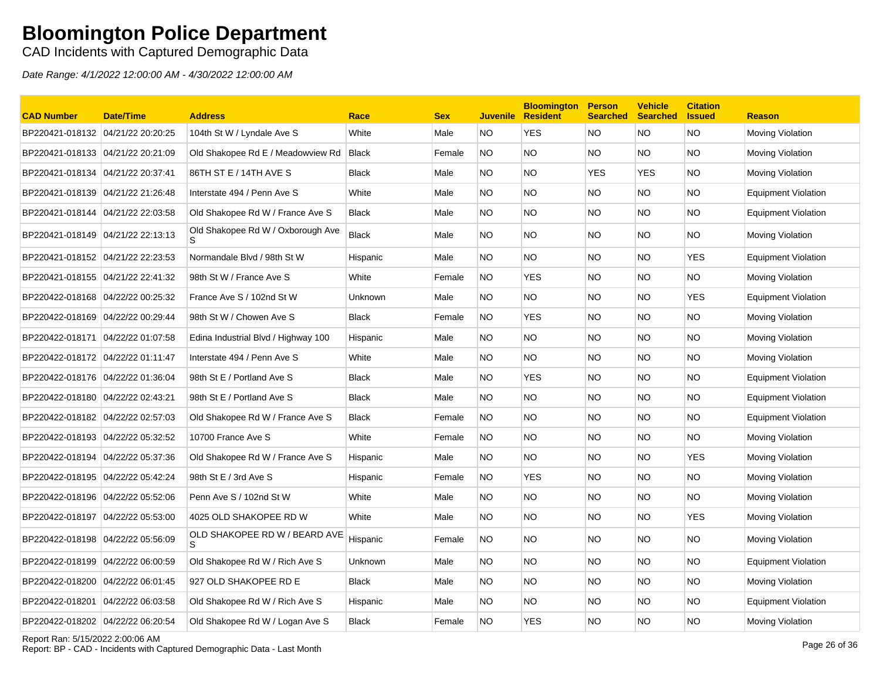# Bloomington Police Department

CAD Incidents with Captured Demographic Data

*Date Range: 4/1/2022 12:00:00 AM - 4/30/2022 12:00:00 AM*

| CAD Number | Date/Time | Address | Race | Sex | Juvenile | Bloomington Resident | Person Searched | Vehicle Searched | Citation Issued | Reason |
|---|---|---|---|---|---|---|---|---|---|---|
| BP220421-018132 | 04/21/22 20:20:25 | 104th St W / Lyndale Ave S | White | Male | NO | YES | NO | NO | NO | Moving Violation |
| BP220421-018133 | 04/21/22 20:21:09 | Old Shakopee Rd E / Meadowview Rd | Black | Female | NO | NO | NO | NO | NO | Moving Violation |
| BP220421-018134 | 04/21/22 20:37:41 | 86TH ST E / 14TH AVE S | Black | Male | NO | NO | YES | YES | NO | Moving Violation |
| BP220421-018139 | 04/21/22 21:26:48 | Interstate 494 / Penn Ave S | White | Male | NO | NO | NO | NO | NO | Equipment Violation |
| BP220421-018144 | 04/21/22 22:03:58 | Old Shakopee Rd W / France Ave S | Black | Male | NO | NO | NO | NO | NO | Equipment Violation |
| BP220421-018149 | 04/21/22 22:13:13 | Old Shakopee Rd W / Oxborough Ave S | Black | Male | NO | NO | NO | NO | NO | Moving Violation |
| BP220421-018152 | 04/21/22 22:23:53 | Normandale Blvd / 98th St W | Hispanic | Male | NO | NO | NO | NO | YES | Equipment Violation |
| BP220421-018155 | 04/21/22 22:41:32 | 98th St W / France Ave S | White | Female | NO | YES | NO | NO | NO | Moving Violation |
| BP220422-018168 | 04/22/22 00:25:32 | France Ave S / 102nd St W | Unknown | Male | NO | NO | NO | NO | YES | Equipment Violation |
| BP220422-018169 | 04/22/22 00:29:44 | 98th St W / Chowen Ave S | Black | Female | NO | YES | NO | NO | NO | Moving Violation |
| BP220422-018171 | 04/22/22 01:07:58 | Edina Industrial Blvd / Highway 100 | Hispanic | Male | NO | NO | NO | NO | NO | Moving Violation |
| BP220422-018172 | 04/22/22 01:11:47 | Interstate 494 / Penn Ave S | White | Male | NO | NO | NO | NO | NO | Moving Violation |
| BP220422-018176 | 04/22/22 01:36:04 | 98th St E / Portland Ave S | Black | Male | NO | YES | NO | NO | NO | Equipment Violation |
| BP220422-018180 | 04/22/22 02:43:21 | 98th St E / Portland Ave S | Black | Male | NO | NO | NO | NO | NO | Equipment Violation |
| BP220422-018182 | 04/22/22 02:57:03 | Old Shakopee Rd W / France Ave S | Black | Female | NO | NO | NO | NO | NO | Equipment Violation |
| BP220422-018193 | 04/22/22 05:32:52 | 10700 France Ave S | White | Female | NO | NO | NO | NO | NO | Moving Violation |
| BP220422-018194 | 04/22/22 05:37:36 | Old Shakopee Rd W / France Ave S | Hispanic | Male | NO | NO | NO | NO | YES | Moving Violation |
| BP220422-018195 | 04/22/22 05:42:24 | 98th St E / 3rd Ave S | Hispanic | Female | NO | YES | NO | NO | NO | Moving Violation |
| BP220422-018196 | 04/22/22 05:52:06 | Penn Ave S / 102nd St W | White | Male | NO | NO | NO | NO | NO | Moving Violation |
| BP220422-018197 | 04/22/22 05:53:00 | 4025 OLD SHAKOPEE RD W | White | Male | NO | NO | NO | NO | YES | Moving Violation |
| BP220422-018198 | 04/22/22 05:56:09 | OLD SHAKOPEE RD W / BEARD AVE S | Hispanic | Female | NO | NO | NO | NO | NO | Moving Violation |
| BP220422-018199 | 04/22/22 06:00:59 | Old Shakopee Rd W / Rich Ave S | Unknown | Male | NO | NO | NO | NO | NO | Equipment Violation |
| BP220422-018200 | 04/22/22 06:01:45 | 927 OLD SHAKOPEE RD E | Black | Male | NO | NO | NO | NO | NO | Moving Violation |
| BP220422-018201 | 04/22/22 06:03:58 | Old Shakopee Rd W / Rich Ave S | Hispanic | Male | NO | NO | NO | NO | NO | Equipment Violation |
| BP220422-018202 | 04/22/22 06:20:54 | Old Shakopee Rd W / Logan Ave S | Black | Female | NO | YES | NO | NO | NO | Moving Violation |

Report Ran: 5/15/2022 2:00:06 AM
Report: BP - CAD - Incidents with Captured Demographic Data - Last Month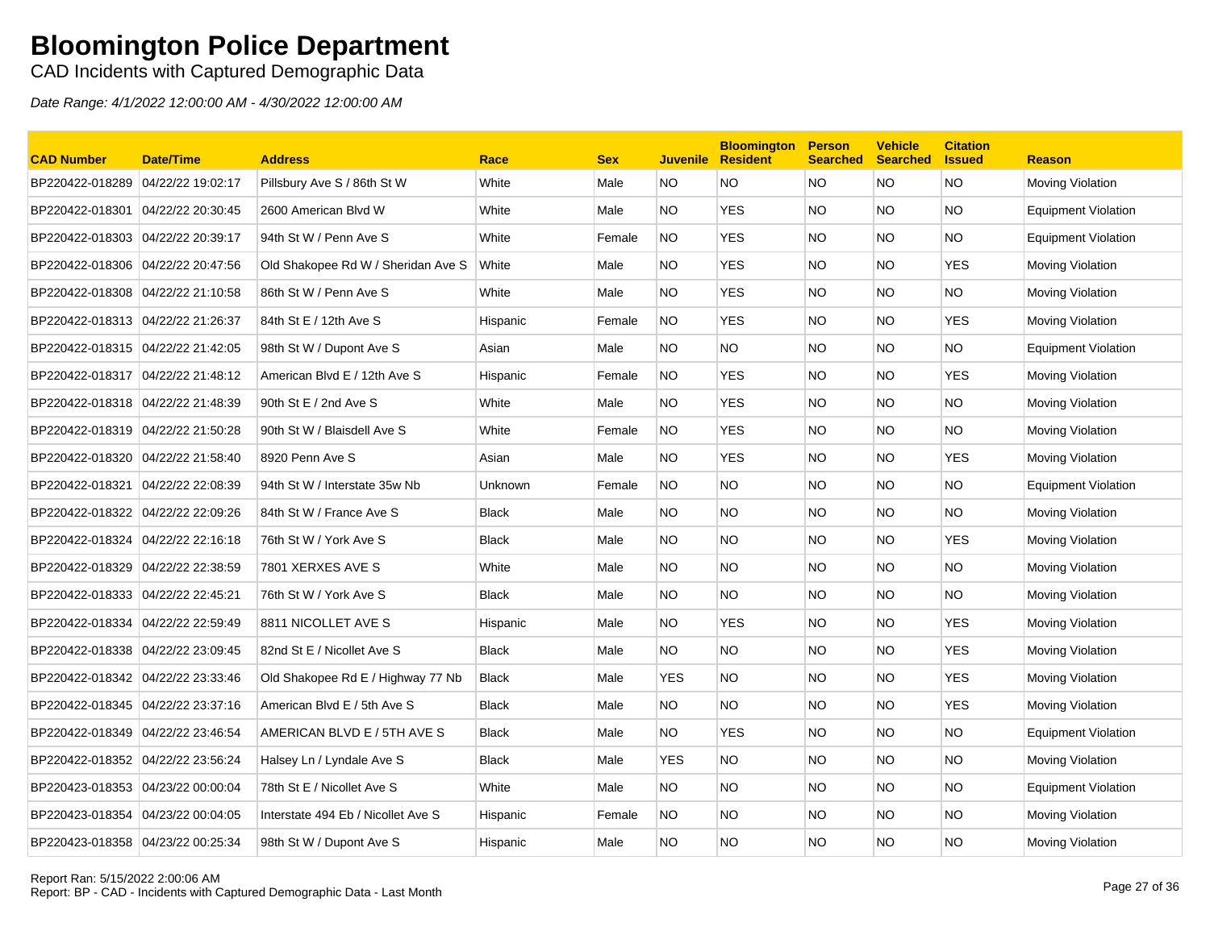# Bloomington Police Department

CAD Incidents with Captured Demographic Data

*Date Range: 4/1/2022 12:00:00 AM - 4/30/2022 12:00:00 AM*

| CAD Number | Date/Time | Address | Race | Sex | Juvenile | Bloomington Resident | Person Searched | Vehicle Searched | Citation Issued | Reason |
|---|---|---|---|---|---|---|---|---|---|---|
| BP220422-018289 | 04/22/22 19:02:17 | Pillsbury Ave S / 86th St W | White | Male | NO | NO | NO | NO | NO | Moving Violation |
| BP220422-018301 | 04/22/22 20:30:45 | 2600 American Blvd W | White | Male | NO | YES | NO | NO | NO | Equipment Violation |
| BP220422-018303 | 04/22/22 20:39:17 | 94th St W / Penn Ave S | White | Female | NO | YES | NO | NO | NO | Equipment Violation |
| BP220422-018306 | 04/22/22 20:47:56 | Old Shakopee Rd W / Sheridan Ave S | White | Male | NO | YES | NO | NO | YES | Moving Violation |
| BP220422-018308 | 04/22/22 21:10:58 | 86th St W / Penn Ave S | White | Male | NO | YES | NO | NO | NO | Moving Violation |
| BP220422-018313 | 04/22/22 21:26:37 | 84th St E / 12th Ave S | Hispanic | Female | NO | YES | NO | NO | YES | Moving Violation |
| BP220422-018315 | 04/22/22 21:42:05 | 98th St W / Dupont Ave S | Asian | Male | NO | NO | NO | NO | NO | Equipment Violation |
| BP220422-018317 | 04/22/22 21:48:12 | American Blvd E / 12th Ave S | Hispanic | Female | NO | YES | NO | NO | YES | Moving Violation |
| BP220422-018318 | 04/22/22 21:48:39 | 90th St E / 2nd Ave S | White | Male | NO | YES | NO | NO | NO | Moving Violation |
| BP220422-018319 | 04/22/22 21:50:28 | 90th St W / Blaisdell Ave S | White | Female | NO | YES | NO | NO | NO | Moving Violation |
| BP220422-018320 | 04/22/22 21:58:40 | 8920 Penn Ave S | Asian | Male | NO | YES | NO | NO | YES | Moving Violation |
| BP220422-018321 | 04/22/22 22:08:39 | 94th St W / Interstate 35w Nb | Unknown | Female | NO | NO | NO | NO | NO | Equipment Violation |
| BP220422-018322 | 04/22/22 22:09:26 | 84th St W / France Ave S | Black | Male | NO | NO | NO | NO | NO | Moving Violation |
| BP220422-018324 | 04/22/22 22:16:18 | 76th St W / York Ave S | Black | Male | NO | NO | NO | NO | YES | Moving Violation |
| BP220422-018329 | 04/22/22 22:38:59 | 7801 XERXES AVE S | White | Male | NO | NO | NO | NO | NO | Moving Violation |
| BP220422-018333 | 04/22/22 22:45:21 | 76th St W / York Ave S | Black | Male | NO | NO | NO | NO | NO | Moving Violation |
| BP220422-018334 | 04/22/22 22:59:49 | 8811 NICOLLET AVE S | Hispanic | Male | NO | YES | NO | NO | YES | Moving Violation |
| BP220422-018338 | 04/22/22 23:09:45 | 82nd St E / Nicollet Ave S | Black | Male | NO | NO | NO | NO | YES | Moving Violation |
| BP220422-018342 | 04/22/22 23:33:46 | Old Shakopee Rd E / Highway 77 Nb | Black | Male | YES | NO | NO | NO | YES | Moving Violation |
| BP220422-018345 | 04/22/22 23:37:16 | American Blvd E / 5th Ave S | Black | Male | NO | NO | NO | NO | YES | Moving Violation |
| BP220422-018349 | 04/22/22 23:46:54 | AMERICAN BLVD E / 5TH AVE S | Black | Male | NO | YES | NO | NO | NO | Equipment Violation |
| BP220422-018352 | 04/22/22 23:56:24 | Halsey Ln / Lyndale Ave S | Black | Male | YES | NO | NO | NO | NO | Moving Violation |
| BP220423-018353 | 04/23/22 00:00:04 | 78th St E / Nicollet Ave S | White | Male | NO | NO | NO | NO | NO | Equipment Violation |
| BP220423-018354 | 04/23/22 00:04:05 | Interstate 494 Eb / Nicollet Ave S | Hispanic | Female | NO | NO | NO | NO | NO | Moving Violation |
| BP220423-018358 | 04/23/22 00:25:34 | 98th St W / Dupont Ave S | Hispanic | Male | NO | NO | NO | NO | NO | Moving Violation |

Report Ran: 5/15/2022 2:00:06 AM
Report: BP - CAD - Incidents with Captured Demographic Data - Last Month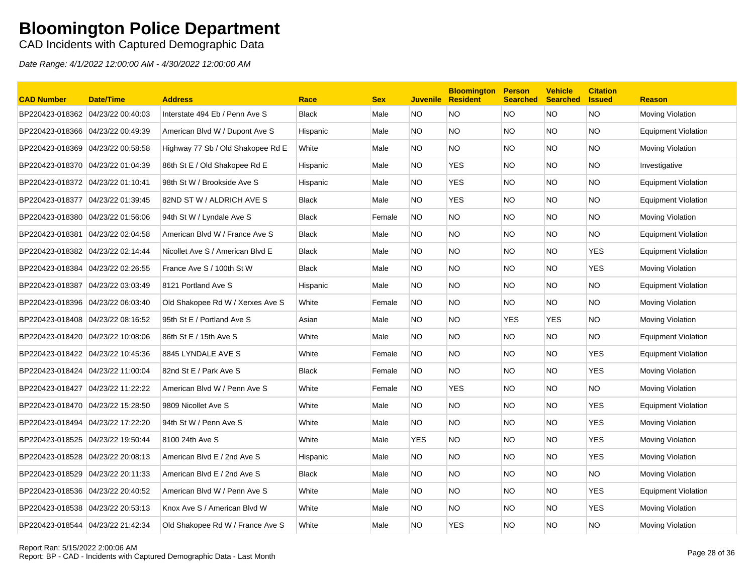# Bloomington Police Department

CAD Incidents with Captured Demographic Data

*Date Range: 4/1/2022 12:00:00 AM - 4/30/2022 12:00:00 AM*

| CAD Number | Date/Time | Address | Race | Sex | Juvenile | Bloomington Resident | Person Searched | Vehicle Searched | Citation Issued | Reason |
|---|---|---|---|---|---|---|---|---|---|---|
| BP220423-018362 | 04/23/22 00:40:03 | Interstate 494 Eb / Penn Ave S | Black | Male | NO | NO | NO | NO | NO | Moving Violation |
| BP220423-018366 | 04/23/22 00:49:39 | American Blvd W / Dupont Ave S | Hispanic | Male | NO | NO | NO | NO | NO | Equipment Violation |
| BP220423-018369 | 04/23/22 00:58:58 | Highway 77 Sb / Old Shakopee Rd E | White | Male | NO | NO | NO | NO | NO | Moving Violation |
| BP220423-018370 | 04/23/22 01:04:39 | 86th St E / Old Shakopee Rd E | Hispanic | Male | NO | YES | NO | NO | NO | Investigative |
| BP220423-018372 | 04/23/22 01:10:41 | 98th St W / Brookside Ave S | Hispanic | Male | NO | YES | NO | NO | NO | Equipment Violation |
| BP220423-018377 | 04/23/22 01:39:45 | 82ND ST W / ALDRICH AVE S | Black | Male | NO | YES | NO | NO | NO | Equipment Violation |
| BP220423-018380 | 04/23/22 01:56:06 | 94th St W / Lyndale Ave S | Black | Female | NO | NO | NO | NO | NO | Moving Violation |
| BP220423-018381 | 04/23/22 02:04:58 | American Blvd W / France Ave S | Black | Male | NO | NO | NO | NO | NO | Equipment Violation |
| BP220423-018382 | 04/23/22 02:14:44 | Nicollet Ave S / American Blvd E | Black | Male | NO | NO | NO | NO | YES | Equipment Violation |
| BP220423-018384 | 04/23/22 02:26:55 | France Ave S / 100th St W | Black | Male | NO | NO | NO | NO | YES | Moving Violation |
| BP220423-018387 | 04/23/22 03:03:49 | 8121 Portland Ave S | Hispanic | Male | NO | NO | NO | NO | NO | Equipment Violation |
| BP220423-018396 | 04/23/22 06:03:40 | Old Shakopee Rd W / Xerxes Ave S | White | Female | NO | NO | NO | NO | NO | Moving Violation |
| BP220423-018408 | 04/23/22 08:16:52 | 95th St E / Portland Ave S | Asian | Male | NO | NO | YES | YES | NO | Moving Violation |
| BP220423-018420 | 04/23/22 10:08:06 | 86th St E / 15th Ave S | White | Male | NO | NO | NO | NO | NO | Equipment Violation |
| BP220423-018422 | 04/23/22 10:45:36 | 8845 LYNDALE AVE S | White | Female | NO | NO | NO | NO | YES | Equipment Violation |
| BP220423-018424 | 04/23/22 11:00:04 | 82nd St E / Park Ave S | Black | Female | NO | NO | NO | NO | YES | Moving Violation |
| BP220423-018427 | 04/23/22 11:22:22 | American Blvd W / Penn Ave S | White | Female | NO | YES | NO | NO | NO | Moving Violation |
| BP220423-018470 | 04/23/22 15:28:50 | 9809 Nicollet Ave S | White | Male | NO | NO | NO | NO | YES | Equipment Violation |
| BP220423-018494 | 04/23/22 17:22:20 | 94th St W / Penn Ave S | White | Male | NO | NO | NO | NO | YES | Moving Violation |
| BP220423-018525 | 04/23/22 19:50:44 | 8100 24th Ave S | White | Male | YES | NO | NO | NO | YES | Moving Violation |
| BP220423-018528 | 04/23/22 20:08:13 | American Blvd E / 2nd Ave S | Hispanic | Male | NO | NO | NO | NO | YES | Moving Violation |
| BP220423-018529 | 04/23/22 20:11:33 | American Blvd E / 2nd Ave S | Black | Male | NO | NO | NO | NO | NO | Moving Violation |
| BP220423-018536 | 04/23/22 20:40:52 | American Blvd W / Penn Ave S | White | Male | NO | NO | NO | NO | YES | Equipment Violation |
| BP220423-018538 | 04/23/22 20:53:13 | Knox Ave S / American Blvd W | White | Male | NO | NO | NO | NO | YES | Moving Violation |
| BP220423-018544 | 04/23/22 21:42:34 | Old Shakopee Rd W / France Ave S | White | Male | NO | YES | NO | NO | NO | Moving Violation |

Report Ran: 5/15/2022 2:00:06 AM
Report: BP - CAD - Incidents with Captured Demographic Data - Last Month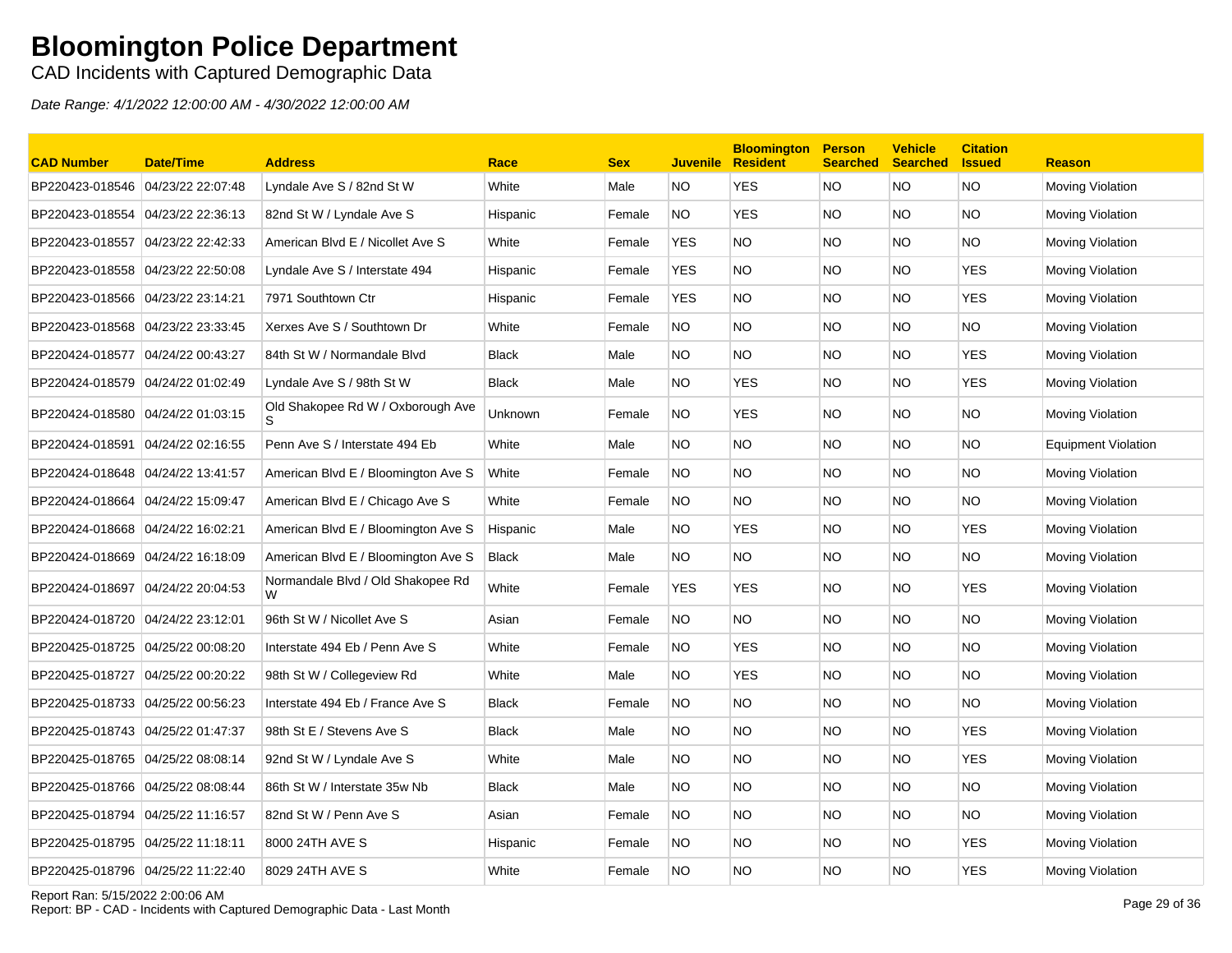# Bloomington Police Department

CAD Incidents with Captured Demographic Data

*Date Range: 4/1/2022 12:00:00 AM - 4/30/2022 12:00:00 AM*

| CAD Number | Date/Time | Address | Race | Sex | Juvenile | Bloomington Resident | Person Searched | Vehicle Searched | Citation Issued | Reason |
|---|---|---|---|---|---|---|---|---|---|---|
| BP220423-018546 | 04/23/22 22:07:48 | Lyndale Ave S / 82nd St W | White | Male | NO | YES | NO | NO | NO | Moving Violation |
| BP220423-018554 | 04/23/22 22:36:13 | 82nd St W / Lyndale Ave S | Hispanic | Female | NO | YES | NO | NO | NO | Moving Violation |
| BP220423-018557 | 04/23/22 22:42:33 | American Blvd E / Nicollet Ave S | White | Female | YES | NO | NO | NO | NO | Moving Violation |
| BP220423-018558 | 04/23/22 22:50:08 | Lyndale Ave S / Interstate 494 | Hispanic | Female | YES | NO | NO | NO | YES | Moving Violation |
| BP220423-018566 | 04/23/22 23:14:21 | 7971 Southtown Ctr | Hispanic | Female | YES | NO | NO | NO | YES | Moving Violation |
| BP220423-018568 | 04/23/22 23:33:45 | Xerxes Ave S / Southtown Dr | White | Female | NO | NO | NO | NO | NO | Moving Violation |
| BP220424-018577 | 04/24/22 00:43:27 | 84th St W / Normandale Blvd | Black | Male | NO | NO | NO | NO | YES | Moving Violation |
| BP220424-018579 | 04/24/22 01:02:49 | Lyndale Ave S / 98th St W | Black | Male | NO | YES | NO | NO | YES | Moving Violation |
| BP220424-018580 | 04/24/22 01:03:15 | Old Shakopee Rd W / Oxborough Ave S | Unknown | Female | NO | YES | NO | NO | NO | Moving Violation |
| BP220424-018591 | 04/24/22 02:16:55 | Penn Ave S / Interstate 494 Eb | White | Male | NO | NO | NO | NO | NO | Equipment Violation |
| BP220424-018648 | 04/24/22 13:41:57 | American Blvd E / Bloomington Ave S | White | Female | NO | NO | NO | NO | NO | Moving Violation |
| BP220424-018664 | 04/24/22 15:09:47 | American Blvd E / Chicago Ave S | White | Female | NO | NO | NO | NO | NO | Moving Violation |
| BP220424-018668 | 04/24/22 16:02:21 | American Blvd E / Bloomington Ave S | Hispanic | Male | NO | YES | NO | NO | YES | Moving Violation |
| BP220424-018669 | 04/24/22 16:18:09 | American Blvd E / Bloomington Ave S | Black | Male | NO | NO | NO | NO | NO | Moving Violation |
| BP220424-018697 | 04/24/22 20:04:53 | Normandale Blvd / Old Shakopee Rd W | White | Female | YES | YES | NO | NO | YES | Moving Violation |
| BP220424-018720 | 04/24/22 23:12:01 | 96th St W / Nicollet Ave S | Asian | Female | NO | NO | NO | NO | NO | Moving Violation |
| BP220425-018725 | 04/25/22 00:08:20 | Interstate 494 Eb / Penn Ave S | White | Female | NO | YES | NO | NO | NO | Moving Violation |
| BP220425-018727 | 04/25/22 00:20:22 | 98th St W / Collegeview Rd | White | Male | NO | YES | NO | NO | NO | Moving Violation |
| BP220425-018733 | 04/25/22 00:56:23 | Interstate 494 Eb / France Ave S | Black | Female | NO | NO | NO | NO | NO | Moving Violation |
| BP220425-018743 | 04/25/22 01:47:37 | 98th St E / Stevens Ave S | Black | Male | NO | NO | NO | NO | YES | Moving Violation |
| BP220425-018765 | 04/25/22 08:08:14 | 92nd St W / Lyndale Ave S | White | Male | NO | NO | NO | NO | YES | Moving Violation |
| BP220425-018766 | 04/25/22 08:08:44 | 86th St W / Interstate 35w Nb | Black | Male | NO | NO | NO | NO | NO | Moving Violation |
| BP220425-018794 | 04/25/22 11:16:57 | 82nd St W / Penn Ave S | Asian | Female | NO | NO | NO | NO | NO | Moving Violation |
| BP220425-018795 | 04/25/22 11:18:11 | 8000 24TH AVE S | Hispanic | Female | NO | NO | NO | NO | YES | Moving Violation |
| BP220425-018796 | 04/25/22 11:22:40 | 8029 24TH AVE S | White | Female | NO | NO | NO | NO | YES | Moving Violation |

Report Ran: 5/15/2022 2:00:06 AM
Report: BP - CAD - Incidents with Captured Demographic Data - Last Month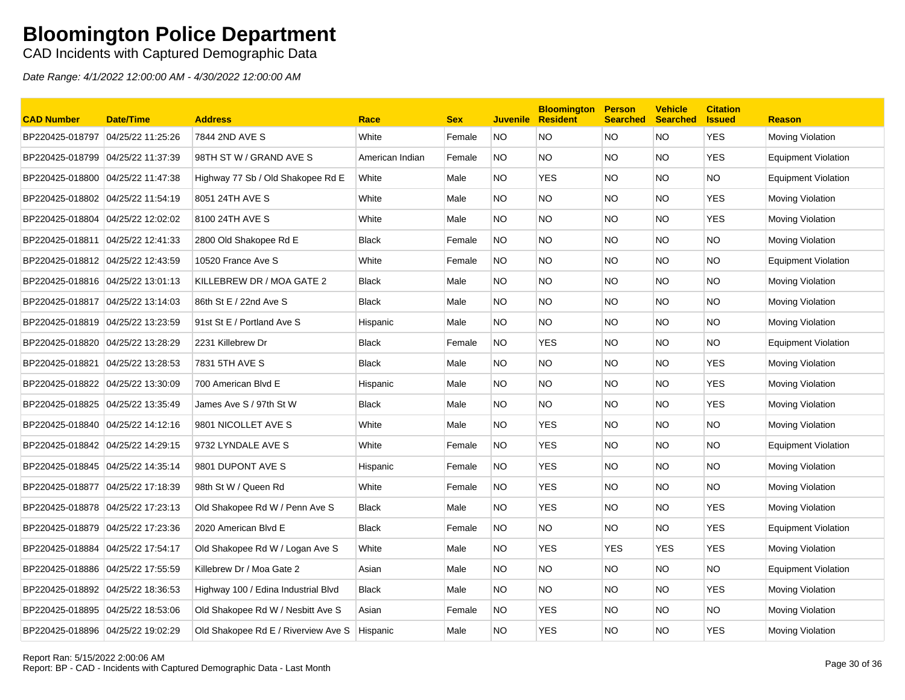# Bloomington Police Department

CAD Incidents with Captured Demographic Data

*Date Range: 4/1/2022 12:00:00 AM - 4/30/2022 12:00:00 AM*

| CAD Number | Date/Time | Address | Race | Sex | Juvenile | Bloomington Resident | Person Searched | Vehicle Searched | Citation Issued | Reason |
|---|---|---|---|---|---|---|---|---|---|---|
| BP220425-018797 | 04/25/22 11:25:26 | 7844 2ND AVE S | White | Female | NO | NO | NO | NO | YES | Moving Violation |
| BP220425-018799 | 04/25/22 11:37:39 | 98TH ST W / GRAND AVE S | American Indian | Female | NO | NO | NO | NO | YES | Equipment Violation |
| BP220425-018800 | 04/25/22 11:47:38 | Highway 77 Sb / Old Shakopee Rd E | White | Male | NO | YES | NO | NO | NO | Equipment Violation |
| BP220425-018802 | 04/25/22 11:54:19 | 8051 24TH AVE S | White | Male | NO | NO | NO | NO | YES | Moving Violation |
| BP220425-018804 | 04/25/22 12:02:02 | 8100 24TH AVE S | White | Male | NO | NO | NO | NO | YES | Moving Violation |
| BP220425-018811 | 04/25/22 12:41:33 | 2800 Old Shakopee Rd E | Black | Female | NO | NO | NO | NO | NO | Moving Violation |
| BP220425-018812 | 04/25/22 12:43:59 | 10520 France Ave S | White | Female | NO | NO | NO | NO | NO | Equipment Violation |
| BP220425-018816 | 04/25/22 13:01:13 | KILLEBREW DR / MOA GATE 2 | Black | Male | NO | NO | NO | NO | NO | Moving Violation |
| BP220425-018817 | 04/25/22 13:14:03 | 86th St E / 22nd Ave S | Black | Male | NO | NO | NO | NO | NO | Moving Violation |
| BP220425-018819 | 04/25/22 13:23:59 | 91st St E / Portland Ave S | Hispanic | Male | NO | NO | NO | NO | NO | Moving Violation |
| BP220425-018820 | 04/25/22 13:28:29 | 2231 Killebrew Dr | Black | Female | NO | YES | NO | NO | NO | Equipment Violation |
| BP220425-018821 | 04/25/22 13:28:53 | 7831 5TH AVE S | Black | Male | NO | NO | NO | NO | YES | Moving Violation |
| BP220425-018822 | 04/25/22 13:30:09 | 700 American Blvd E | Hispanic | Male | NO | NO | NO | NO | YES | Moving Violation |
| BP220425-018825 | 04/25/22 13:35:49 | James Ave S / 97th St W | Black | Male | NO | NO | NO | NO | YES | Moving Violation |
| BP220425-018840 | 04/25/22 14:12:16 | 9801 NICOLLET AVE S | White | Male | NO | YES | NO | NO | NO | Moving Violation |
| BP220425-018842 | 04/25/22 14:29:15 | 9732 LYNDALE AVE S | White | Female | NO | YES | NO | NO | NO | Equipment Violation |
| BP220425-018845 | 04/25/22 14:35:14 | 9801 DUPONT AVE S | Hispanic | Female | NO | YES | NO | NO | NO | Moving Violation |
| BP220425-018877 | 04/25/22 17:18:39 | 98th St W / Queen Rd | White | Female | NO | YES | NO | NO | NO | Moving Violation |
| BP220425-018878 | 04/25/22 17:23:13 | Old Shakopee Rd W / Penn Ave S | Black | Male | NO | YES | NO | NO | YES | Moving Violation |
| BP220425-018879 | 04/25/22 17:23:36 | 2020 American Blvd E | Black | Female | NO | NO | NO | NO | YES | Equipment Violation |
| BP220425-018884 | 04/25/22 17:54:17 | Old Shakopee Rd W / Logan Ave S | White | Male | NO | YES | YES | YES | YES | Moving Violation |
| BP220425-018886 | 04/25/22 17:55:59 | Killebrew Dr / Moa Gate 2 | Asian | Male | NO | NO | NO | NO | NO | Equipment Violation |
| BP220425-018892 | 04/25/22 18:36:53 | Highway 100 / Edina Industrial Blvd | Black | Male | NO | NO | NO | NO | YES | Moving Violation |
| BP220425-018895 | 04/25/22 18:53:06 | Old Shakopee Rd W / Nesbitt Ave S | Asian | Female | NO | YES | NO | NO | NO | Moving Violation |
| BP220425-018896 | 04/25/22 19:02:29 | Old Shakopee Rd E / Riverview Ave S | Hispanic | Male | NO | YES | NO | NO | YES | Moving Violation |

Report Ran: 5/15/2022 2:00:06 AM
Report: BP - CAD - Incidents with Captured Demographic Data - Last Month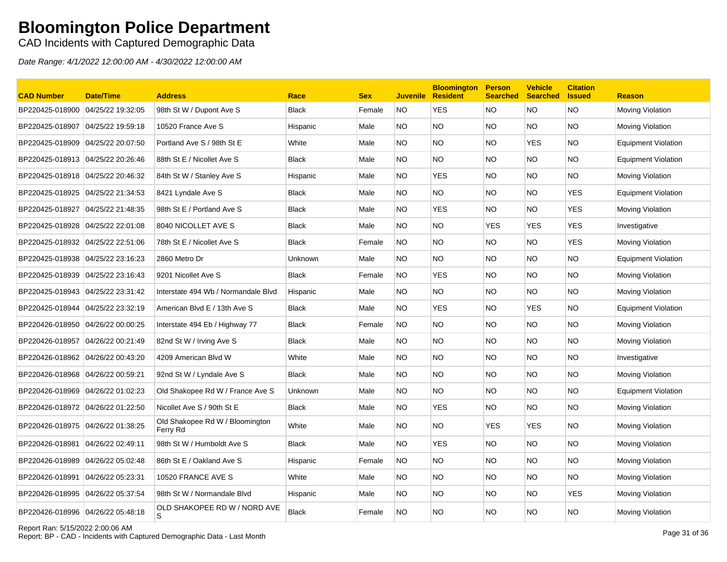# Bloomington Police Department

CAD Incidents with Captured Demographic Data

*Date Range: 4/1/2022 12:00:00 AM - 4/30/2022 12:00:00 AM*

| CAD Number | Date/Time | Address | Race | Sex | Juvenile | Bloomington Resident | Person Searched | Vehicle Searched | Citation Issued | Reason |
|---|---|---|---|---|---|---|---|---|---|---|
| BP220425-018900 | 04/25/22 19:32:05 | 98th St W / Dupont Ave S | Black | Female | NO | YES | NO | NO | NO | Moving Violation |
| BP220425-018907 | 04/25/22 19:59:18 | 10520 France Ave S | Hispanic | Male | NO | NO | NO | NO | NO | Moving Violation |
| BP220425-018909 | 04/25/22 20:07:50 | Portland Ave S / 98th St E | White | Male | NO | NO | NO | YES | NO | Equipment Violation |
| BP220425-018913 | 04/25/22 20:26:46 | 88th St E / Nicollet Ave S | Black | Male | NO | NO | NO | NO | NO | Equipment Violation |
| BP220425-018918 | 04/25/22 20:46:32 | 84th St W / Stanley Ave S | Hispanic | Male | NO | YES | NO | NO | NO | Moving Violation |
| BP220425-018925 | 04/25/22 21:34:53 | 8421 Lyndale Ave S | Black | Male | NO | NO | NO | NO | YES | Equipment Violation |
| BP220425-018927 | 04/25/22 21:48:35 | 98th St E / Portland Ave S | Black | Male | NO | YES | NO | NO | YES | Moving Violation |
| BP220425-018928 | 04/25/22 22:01:08 | 8040 NICOLLET AVE S | Black | Male | NO | NO | YES | YES | YES | Investigative |
| BP220425-018932 | 04/25/22 22:51:06 | 78th St E / Nicollet Ave S | Black | Female | NO | NO | NO | NO | YES | Moving Violation |
| BP220425-018938 | 04/25/22 23:16:23 | 2860 Metro Dr | Unknown | Male | NO | NO | NO | NO | NO | Equipment Violation |
| BP220425-018939 | 04/25/22 23:16:43 | 9201 Nicollet Ave S | Black | Female | NO | YES | NO | NO | NO | Moving Violation |
| BP220425-018943 | 04/25/22 23:31:42 | Interstate 494 Wb / Normandale Blvd | Hispanic | Male | NO | NO | NO | NO | NO | Moving Violation |
| BP220425-018944 | 04/25/22 23:32:19 | American Blvd E / 13th Ave S | Black | Male | NO | YES | NO | YES | NO | Equipment Violation |
| BP220426-018950 | 04/26/22 00:00:25 | Interstate 494 Eb / Highway 77 | Black | Female | NO | NO | NO | NO | NO | Moving Violation |
| BP220426-018957 | 04/26/22 00:21:49 | 82nd St W / Irving Ave S | Black | Male | NO | NO | NO | NO | NO | Moving Violation |
| BP220426-018962 | 04/26/22 00:43:20 | 4209 American Blvd W | White | Male | NO | NO | NO | NO | NO | Investigative |
| BP220426-018968 | 04/26/22 00:59:21 | 92nd St W / Lyndale Ave S | Black | Male | NO | NO | NO | NO | NO | Moving Violation |
| BP220426-018969 | 04/26/22 01:02:23 | Old Shakopee Rd W / France Ave S | Unknown | Male | NO | NO | NO | NO | NO | Equipment Violation |
| BP220426-018972 | 04/26/22 01:22:50 | Nicollet Ave S / 90th St E | Black | Male | NO | YES | NO | NO | NO | Moving Violation |
| BP220426-018975 | 04/26/22 01:38:25 | Old Shakopee Rd W / Bloomington Ferry Rd | White | Male | NO | NO | YES | YES | NO | Moving Violation |
| BP220426-018981 | 04/26/22 02:49:11 | 98th St W / Humboldt Ave S | Black | Male | NO | YES | NO | NO | NO | Moving Violation |
| BP220426-018989 | 04/26/22 05:02:48 | 86th St E / Oakland Ave S | Hispanic | Female | NO | NO | NO | NO | NO | Moving Violation |
| BP220426-018991 | 04/26/22 05:23:31 | 10520 FRANCE AVE S | White | Male | NO | NO | NO | NO | NO | Moving Violation |
| BP220426-018995 | 04/26/22 05:37:54 | 98th St W / Normandale Blvd | Hispanic | Male | NO | NO | NO | NO | YES | Moving Violation |
| BP220426-018996 | 04/26/22 05:48:18 | OLD SHAKOPEE RD W / NORD AVE S | Black | Female | NO | NO | NO | NO | NO | Moving Violation |

Report Ran: 5/15/2022 2:00:06 AM
Report: BP - CAD - Incidents with Captured Demographic Data - Last Month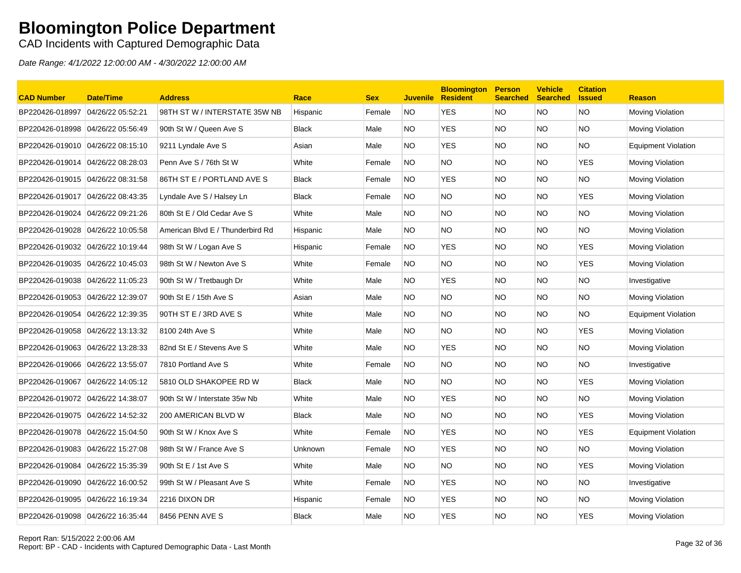# Bloomington Police Department

CAD Incidents with Captured Demographic Data

*Date Range: 4/1/2022 12:00:00 AM - 4/30/2022 12:00:00 AM*

| CAD Number | Date/Time | Address | Race | Sex | Juvenile | Bloomington Resident | Person Searched | Vehicle Searched | Citation Issued | Reason |
|---|---|---|---|---|---|---|---|---|---|---|
| BP220426-018997 | 04/26/22 05:52:21 | 98TH ST W / INTERSTATE 35W NB | Hispanic | Female | NO | YES | NO | NO | NO | Moving Violation |
| BP220426-018998 | 04/26/22 05:56:49 | 90th St W / Queen Ave S | Black | Male | NO | YES | NO | NO | NO | Moving Violation |
| BP220426-019010 | 04/26/22 08:15:10 | 9211 Lyndale Ave S | Asian | Male | NO | YES | NO | NO | NO | Equipment Violation |
| BP220426-019014 | 04/26/22 08:28:03 | Penn Ave S / 76th St W | White | Female | NO | NO | NO | NO | YES | Moving Violation |
| BP220426-019015 | 04/26/22 08:31:58 | 86TH ST E / PORTLAND AVE S | Black | Female | NO | YES | NO | NO | NO | Moving Violation |
| BP220426-019017 | 04/26/22 08:43:35 | Lyndale Ave S / Halsey Ln | Black | Female | NO | NO | NO | NO | YES | Moving Violation |
| BP220426-019024 | 04/26/22 09:21:26 | 80th St E / Old Cedar Ave S | White | Male | NO | NO | NO | NO | NO | Moving Violation |
| BP220426-019028 | 04/26/22 10:05:58 | American Blvd E / Thunderbird Rd | Hispanic | Male | NO | NO | NO | NO | NO | Moving Violation |
| BP220426-019032 | 04/26/22 10:19:44 | 98th St W / Logan Ave S | Hispanic | Female | NO | YES | NO | NO | YES | Moving Violation |
| BP220426-019035 | 04/26/22 10:45:03 | 98th St W / Newton Ave S | White | Female | NO | NO | NO | NO | YES | Moving Violation |
| BP220426-019038 | 04/26/22 11:05:23 | 90th St W / Tretbaugh Dr | White | Male | NO | YES | NO | NO | NO | Investigative |
| BP220426-019053 | 04/26/22 12:39:07 | 90th St E / 15th Ave S | Asian | Male | NO | NO | NO | NO | NO | Moving Violation |
| BP220426-019054 | 04/26/22 12:39:35 | 90TH ST E / 3RD AVE S | White | Male | NO | NO | NO | NO | NO | Equipment Violation |
| BP220426-019058 | 04/26/22 13:13:32 | 8100 24th Ave S | White | Male | NO | NO | NO | NO | YES | Moving Violation |
| BP220426-019063 | 04/26/22 13:28:33 | 82nd St E / Stevens Ave S | White | Male | NO | YES | NO | NO | NO | Moving Violation |
| BP220426-019066 | 04/26/22 13:55:07 | 7810 Portland Ave S | White | Female | NO | NO | NO | NO | NO | Investigative |
| BP220426-019067 | 04/26/22 14:05:12 | 5810 OLD SHAKOPEE RD W | Black | Male | NO | NO | NO | NO | YES | Moving Violation |
| BP220426-019072 | 04/26/22 14:38:07 | 90th St W / Interstate 35w Nb | White | Male | NO | YES | NO | NO | NO | Moving Violation |
| BP220426-019075 | 04/26/22 14:52:32 | 200 AMERICAN BLVD W | Black | Male | NO | NO | NO | NO | YES | Moving Violation |
| BP220426-019078 | 04/26/22 15:04:50 | 90th St W / Knox Ave S | White | Female | NO | YES | NO | NO | YES | Equipment Violation |
| BP220426-019083 | 04/26/22 15:27:08 | 98th St W / France Ave S | Unknown | Female | NO | YES | NO | NO | NO | Moving Violation |
| BP220426-019084 | 04/26/22 15:35:39 | 90th St E / 1st Ave S | White | Male | NO | NO | NO | NO | YES | Moving Violation |
| BP220426-019090 | 04/26/22 16:00:52 | 99th St W / Pleasant Ave S | White | Female | NO | YES | NO | NO | NO | Investigative |
| BP220426-019095 | 04/26/22 16:19:34 | 2216 DIXON DR | Hispanic | Female | NO | YES | NO | NO | NO | Moving Violation |
| BP220426-019098 | 04/26/22 16:35:44 | 8456 PENN AVE S | Black | Male | NO | YES | NO | NO | YES | Moving Violation |

Report Ran: 5/15/2022 2:00:06 AM
Report: BP - CAD - Incidents with Captured Demographic Data - Last Month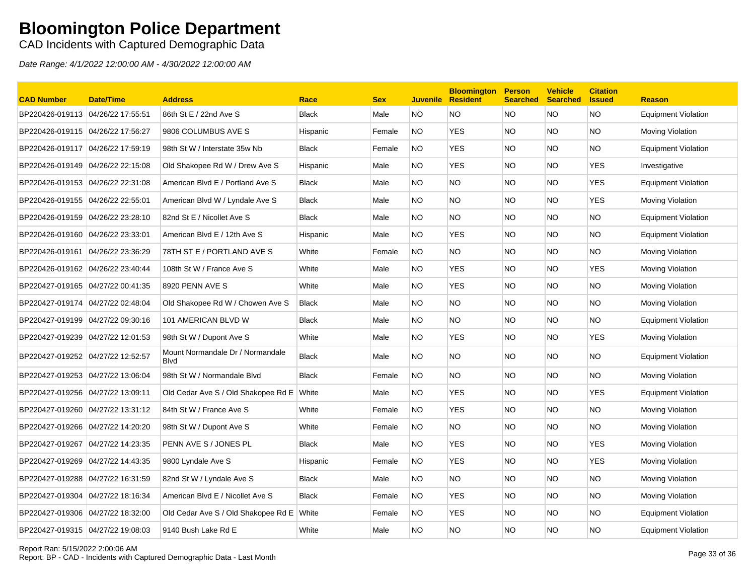# Bloomington Police Department

CAD Incidents with Captured Demographic Data

*Date Range: 4/1/2022 12:00:00 AM - 4/30/2022 12:00:00 AM*

| CAD Number | Date/Time | Address | Race | Sex | Juvenile | Bloomington Resident | Person Searched | Vehicle Searched | Citation Issued | Reason |
|---|---|---|---|---|---|---|---|---|---|---|
| BP220426-019113 | 04/26/22 17:55:51 | 86th St E / 22nd Ave S | Black | Male | NO | NO | NO | NO | NO | Equipment Violation |
| BP220426-019115 | 04/26/22 17:56:27 | 9806 COLUMBUS AVE S | Hispanic | Female | NO | YES | NO | NO | NO | Moving Violation |
| BP220426-019117 | 04/26/22 17:59:19 | 98th St W / Interstate 35w Nb | Black | Female | NO | YES | NO | NO | NO | Equipment Violation |
| BP220426-019149 | 04/26/22 22:15:08 | Old Shakopee Rd W / Drew Ave S | Hispanic | Male | NO | YES | NO | NO | YES | Investigative |
| BP220426-019153 | 04/26/22 22:31:08 | American Blvd E / Portland Ave S | Black | Male | NO | NO | NO | NO | YES | Equipment Violation |
| BP220426-019155 | 04/26/22 22:55:01 | American Blvd W / Lyndale Ave S | Black | Male | NO | NO | NO | NO | YES | Moving Violation |
| BP220426-019159 | 04/26/22 23:28:10 | 82nd St E / Nicollet Ave S | Black | Male | NO | NO | NO | NO | NO | Equipment Violation |
| BP220426-019160 | 04/26/22 23:33:01 | American Blvd E / 12th Ave S | Hispanic | Male | NO | YES | NO | NO | NO | Equipment Violation |
| BP220426-019161 | 04/26/22 23:36:29 | 78TH ST E / PORTLAND AVE S | White | Female | NO | NO | NO | NO | NO | Moving Violation |
| BP220426-019162 | 04/26/22 23:40:44 | 108th St W / France Ave S | White | Male | NO | YES | NO | NO | YES | Moving Violation |
| BP220427-019165 | 04/27/22 00:41:35 | 8920 PENN AVE S | White | Male | NO | YES | NO | NO | NO | Moving Violation |
| BP220427-019174 | 04/27/22 02:48:04 | Old Shakopee Rd W / Chowen Ave S | Black | Male | NO | NO | NO | NO | NO | Moving Violation |
| BP220427-019199 | 04/27/22 09:30:16 | 101 AMERICAN BLVD W | Black | Male | NO | NO | NO | NO | NO | Equipment Violation |
| BP220427-019239 | 04/27/22 12:01:53 | 98th St W / Dupont Ave S | White | Male | NO | YES | NO | NO | YES | Moving Violation |
| BP220427-019252 | 04/27/22 12:52:57 | Mount Normandale Dr / Normandale Blvd | Black | Male | NO | NO | NO | NO | NO | Equipment Violation |
| BP220427-019253 | 04/27/22 13:06:04 | 98th St W / Normandale Blvd | Black | Female | NO | NO | NO | NO | NO | Moving Violation |
| BP220427-019256 | 04/27/22 13:09:11 | Old Cedar Ave S / Old Shakopee Rd E | White | Male | NO | YES | NO | NO | YES | Equipment Violation |
| BP220427-019260 | 04/27/22 13:31:12 | 84th St W / France Ave S | White | Female | NO | YES | NO | NO | NO | Moving Violation |
| BP220427-019266 | 04/27/22 14:20:20 | 98th St W / Dupont Ave S | White | Female | NO | NO | NO | NO | NO | Moving Violation |
| BP220427-019267 | 04/27/22 14:23:35 | PENN AVE S / JONES PL | Black | Male | NO | YES | NO | NO | YES | Moving Violation |
| BP220427-019269 | 04/27/22 14:43:35 | 9800 Lyndale Ave S | Hispanic | Female | NO | YES | NO | NO | YES | Moving Violation |
| BP220427-019288 | 04/27/22 16:31:59 | 82nd St W / Lyndale Ave S | Black | Male | NO | NO | NO | NO | NO | Moving Violation |
| BP220427-019304 | 04/27/22 18:16:34 | American Blvd E / Nicollet Ave S | Black | Female | NO | YES | NO | NO | NO | Moving Violation |
| BP220427-019306 | 04/27/22 18:32:00 | Old Cedar Ave S / Old Shakopee Rd E | White | Female | NO | YES | NO | NO | NO | Equipment Violation |
| BP220427-019315 | 04/27/22 19:08:03 | 9140 Bush Lake Rd E | White | Male | NO | NO | NO | NO | NO | Equipment Violation |

Report Ran: 5/15/2022 2:00:06 AM
Report: BP - CAD - Incidents with Captured Demographic Data - Last Month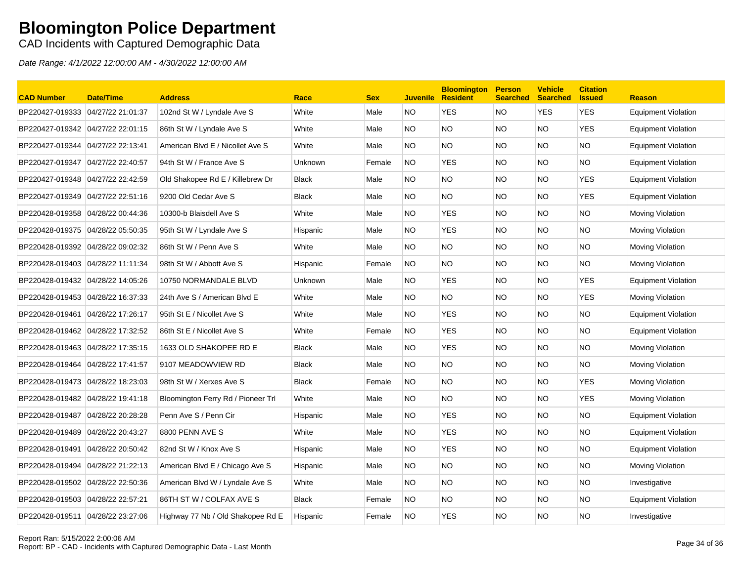# Bloomington Police Department

CAD Incidents with Captured Demographic Data

*Date Range: 4/1/2022 12:00:00 AM - 4/30/2022 12:00:00 AM*

| CAD Number | Date/Time | Address | Race | Sex | Juvenile | Bloomington Resident | Person Searched | Vehicle Searched | Citation Issued | Reason |
|---|---|---|---|---|---|---|---|---|---|---|
| BP220427-019333 | 04/27/22 21:01:37 | 102nd St W / Lyndale Ave S | White | Male | NO | YES | NO | YES | YES | Equipment Violation |
| BP220427-019342 | 04/27/22 22:01:15 | 86th St W / Lyndale Ave S | White | Male | NO | NO | NO | NO | YES | Equipment Violation |
| BP220427-019344 | 04/27/22 22:13:41 | American Blvd E / Nicollet Ave S | White | Male | NO | NO | NO | NO | NO | Equipment Violation |
| BP220427-019347 | 04/27/22 22:40:57 | 94th St W / France Ave S | Unknown | Female | NO | YES | NO | NO | NO | Equipment Violation |
| BP220427-019348 | 04/27/22 22:42:59 | Old Shakopee Rd E / Killebrew Dr | Black | Male | NO | NO | NO | NO | YES | Equipment Violation |
| BP220427-019349 | 04/27/22 22:51:16 | 9200 Old Cedar Ave S | Black | Male | NO | NO | NO | NO | YES | Equipment Violation |
| BP220428-019358 | 04/28/22 00:44:36 | 10300-b Blaisdell Ave S | White | Male | NO | YES | NO | NO | NO | Moving Violation |
| BP220428-019375 | 04/28/22 05:50:35 | 95th St W / Lyndale Ave S | Hispanic | Male | NO | YES | NO | NO | NO | Moving Violation |
| BP220428-019392 | 04/28/22 09:02:32 | 86th St W / Penn Ave S | White | Male | NO | NO | NO | NO | NO | Moving Violation |
| BP220428-019403 | 04/28/22 11:11:34 | 98th St W / Abbott Ave S | Hispanic | Female | NO | NO | NO | NO | NO | Moving Violation |
| BP220428-019432 | 04/28/22 14:05:26 | 10750 NORMANDALE BLVD | Unknown | Male | NO | YES | NO | NO | YES | Equipment Violation |
| BP220428-019453 | 04/28/22 16:37:33 | 24th Ave S / American Blvd E | White | Male | NO | NO | NO | NO | YES | Moving Violation |
| BP220428-019461 | 04/28/22 17:26:17 | 95th St E / Nicollet Ave S | White | Male | NO | YES | NO | NO | NO | Equipment Violation |
| BP220428-019462 | 04/28/22 17:32:52 | 86th St E / Nicollet Ave S | White | Female | NO | YES | NO | NO | NO | Equipment Violation |
| BP220428-019463 | 04/28/22 17:35:15 | 1633 OLD SHAKOPEE RD E | Black | Male | NO | YES | NO | NO | NO | Moving Violation |
| BP220428-019464 | 04/28/22 17:41:57 | 9107 MEADOWVIEW RD | Black | Male | NO | NO | NO | NO | NO | Moving Violation |
| BP220428-019473 | 04/28/22 18:23:03 | 98th St W / Xerxes Ave S | Black | Female | NO | NO | NO | NO | YES | Moving Violation |
| BP220428-019482 | 04/28/22 19:41:18 | Bloomington Ferry Rd / Pioneer Trl | White | Male | NO | NO | NO | NO | YES | Moving Violation |
| BP220428-019487 | 04/28/22 20:28:28 | Penn Ave S / Penn Cir | Hispanic | Male | NO | YES | NO | NO | NO | Equipment Violation |
| BP220428-019489 | 04/28/22 20:43:27 | 8800 PENN AVE S | White | Male | NO | YES | NO | NO | NO | Equipment Violation |
| BP220428-019491 | 04/28/22 20:50:42 | 82nd St W / Knox Ave S | Hispanic | Male | NO | YES | NO | NO | NO | Equipment Violation |
| BP220428-019494 | 04/28/22 21:22:13 | American Blvd E / Chicago Ave S | Hispanic | Male | NO | NO | NO | NO | NO | Moving Violation |
| BP220428-019502 | 04/28/22 22:50:36 | American Blvd W / Lyndale Ave S | White | Male | NO | NO | NO | NO | NO | Investigative |
| BP220428-019503 | 04/28/22 22:57:21 | 86TH ST W / COLFAX AVE S | Black | Female | NO | NO | NO | NO | NO | Equipment Violation |
| BP220428-019511 | 04/28/22 23:27:06 | Highway 77 Nb / Old Shakopee Rd E | Hispanic | Female | NO | YES | NO | NO | NO | Investigative |

Report Ran: 5/15/2022 2:00:06 AM
Report: BP - CAD - Incidents with Captured Demographic Data - Last Month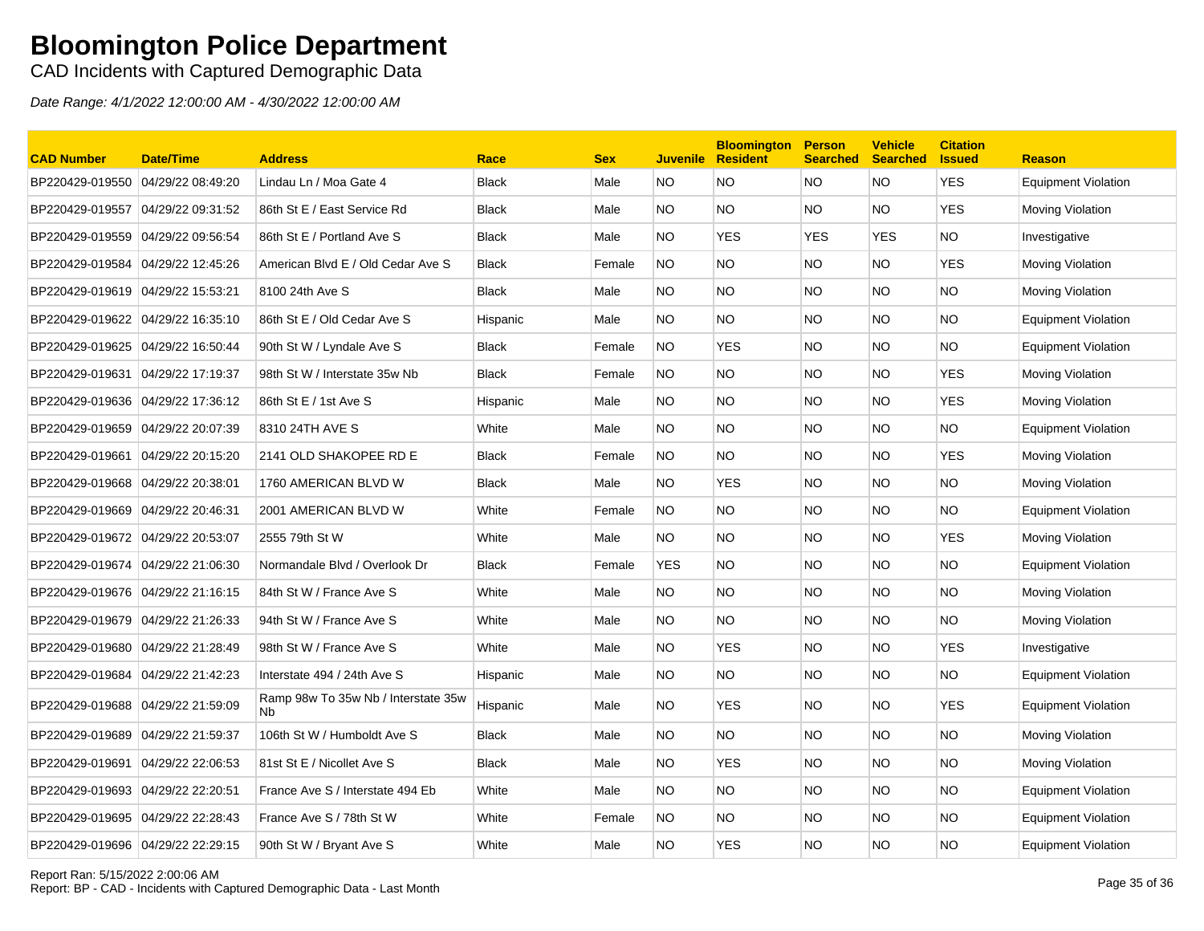# Bloomington Police Department

CAD Incidents with Captured Demographic Data

*Date Range: 4/1/2022 12:00:00 AM - 4/30/2022 12:00:00 AM*

| CAD Number | Date/Time | Address | Race | Sex | Juvenile | Bloomington Resident | Person Searched | Vehicle Searched | Citation Issued | Reason |
|---|---|---|---|---|---|---|---|---|---|---|
| BP220429-019550 | 04/29/22 08:49:20 | Lindau Ln / Moa Gate 4 | Black | Male | NO | NO | NO | NO | YES | Equipment Violation |
| BP220429-019557 | 04/29/22 09:31:52 | 86th St E / East Service Rd | Black | Male | NO | NO | NO | NO | YES | Moving Violation |
| BP220429-019559 | 04/29/22 09:56:54 | 86th St E / Portland Ave S | Black | Male | NO | YES | YES | YES | NO | Investigative |
| BP220429-019584 | 04/29/22 12:45:26 | American Blvd E / Old Cedar Ave S | Black | Female | NO | NO | NO | NO | YES | Moving Violation |
| BP220429-019619 | 04/29/22 15:53:21 | 8100 24th Ave S | Black | Male | NO | NO | NO | NO | NO | Moving Violation |
| BP220429-019622 | 04/29/22 16:35:10 | 86th St E / Old Cedar Ave S | Hispanic | Male | NO | NO | NO | NO | NO | Equipment Violation |
| BP220429-019625 | 04/29/22 16:50:44 | 90th St W / Lyndale Ave S | Black | Female | NO | YES | NO | NO | NO | Equipment Violation |
| BP220429-019631 | 04/29/22 17:19:37 | 98th St W / Interstate 35w Nb | Black | Female | NO | NO | NO | NO | YES | Moving Violation |
| BP220429-019636 | 04/29/22 17:36:12 | 86th St E / 1st Ave S | Hispanic | Male | NO | NO | NO | NO | YES | Moving Violation |
| BP220429-019659 | 04/29/22 20:07:39 | 8310 24TH AVE S | White | Male | NO | NO | NO | NO | NO | Equipment Violation |
| BP220429-019661 | 04/29/22 20:15:20 | 2141 OLD SHAKOPEE RD E | Black | Female | NO | NO | NO | NO | YES | Moving Violation |
| BP220429-019668 | 04/29/22 20:38:01 | 1760 AMERICAN BLVD W | Black | Male | NO | YES | NO | NO | NO | Moving Violation |
| BP220429-019669 | 04/29/22 20:46:31 | 2001 AMERICAN BLVD W | White | Female | NO | NO | NO | NO | NO | Equipment Violation |
| BP220429-019672 | 04/29/22 20:53:07 | 2555 79th St W | White | Male | NO | NO | NO | NO | YES | Moving Violation |
| BP220429-019674 | 04/29/22 21:06:30 | Normandale Blvd / Overlook Dr | Black | Female | YES | NO | NO | NO | NO | Equipment Violation |
| BP220429-019676 | 04/29/22 21:16:15 | 84th St W / France Ave S | White | Male | NO | NO | NO | NO | NO | Moving Violation |
| BP220429-019679 | 04/29/22 21:26:33 | 94th St W / France Ave S | White | Male | NO | NO | NO | NO | NO | Moving Violation |
| BP220429-019680 | 04/29/22 21:28:49 | 98th St W / France Ave S | White | Male | NO | YES | NO | NO | YES | Investigative |
| BP220429-019684 | 04/29/22 21:42:23 | Interstate 494 / 24th Ave S | Hispanic | Male | NO | NO | NO | NO | NO | Equipment Violation |
| BP220429-019688 | 04/29/22 21:59:09 | Ramp 98w To 35w Nb / Interstate 35w Nb | Hispanic | Male | NO | YES | NO | NO | YES | Equipment Violation |
| BP220429-019689 | 04/29/22 21:59:37 | 106th St W / Humboldt Ave S | Black | Male | NO | NO | NO | NO | NO | Moving Violation |
| BP220429-019691 | 04/29/22 22:06:53 | 81st St E / Nicollet Ave S | Black | Male | NO | YES | NO | NO | NO | Moving Violation |
| BP220429-019693 | 04/29/22 22:20:51 | France Ave S / Interstate 494 Eb | White | Male | NO | NO | NO | NO | NO | Equipment Violation |
| BP220429-019695 | 04/29/22 22:28:43 | France Ave S / 78th St W | White | Female | NO | NO | NO | NO | NO | Equipment Violation |
| BP220429-019696 | 04/29/22 22:29:15 | 90th St W / Bryant Ave S | White | Male | NO | YES | NO | NO | NO | Equipment Violation |

Report Ran: 5/15/2022 2:00:06 AM
Report: BP - CAD - Incidents with Captured Demographic Data - Last Month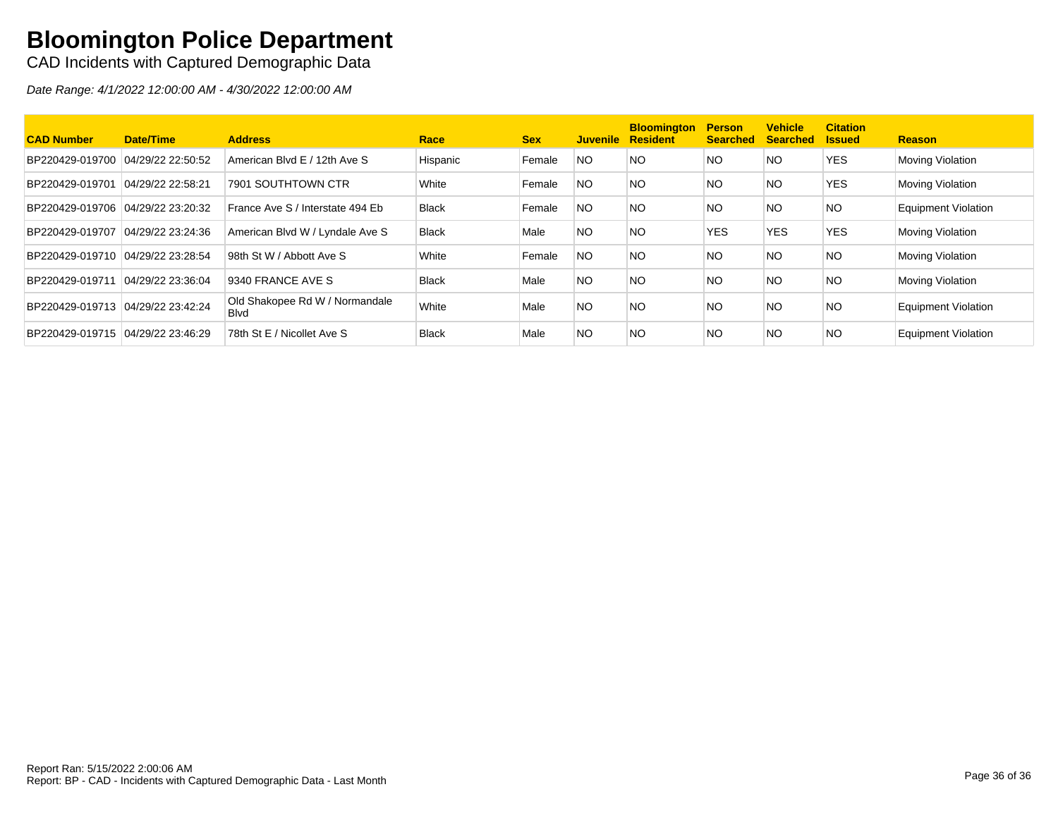# Bloomington Police Department

CAD Incidents with Captured Demographic Data

*Date Range: 4/1/2022 12:00:00 AM - 4/30/2022 12:00:00 AM*

| CAD Number | Date/Time | Address | Race | Sex | Juvenile | Bloomington Resident | Person Searched | Vehicle Searched | Citation Issued | Reason |
|---|---|---|---|---|---|---|---|---|---|---|
| BP220429-019700 | 04/29/22 22:50:52 | American Blvd E / 12th Ave S | Hispanic | Female | NO | NO | NO | NO | YES | Moving Violation |
| BP220429-019701 | 04/29/22 22:58:21 | 7901 SOUTHTOWN CTR | White | Female | NO | NO | NO | NO | YES | Moving Violation |
| BP220429-019706 | 04/29/22 23:20:32 | France Ave S / Interstate 494 Eb | Black | Female | NO | NO | NO | NO | NO | Equipment Violation |
| BP220429-019707 | 04/29/22 23:24:36 | American Blvd W / Lyndale Ave S | Black | Male | NO | NO | YES | YES | YES | Moving Violation |
| BP220429-019710 | 04/29/22 23:28:54 | 98th St W / Abbott Ave S | White | Female | NO | NO | NO | NO | NO | Moving Violation |
| BP220429-019711 | 04/29/22 23:36:04 | 9340 FRANCE AVE S | Black | Male | NO | NO | NO | NO | NO | Moving Violation |
| BP220429-019713 | 04/29/22 23:42:24 | Old Shakopee Rd W / Normandale Blvd | White | Male | NO | NO | NO | NO | NO | Equipment Violation |
| BP220429-019715 | 04/29/22 23:46:29 | 78th St E / Nicollet Ave S | Black | Male | NO | NO | NO | NO | NO | Equipment Violation |

Report Ran: 5/15/2022 2:00:06 AM
Report: BP - CAD - Incidents with Captured Demographic Data - Last Month